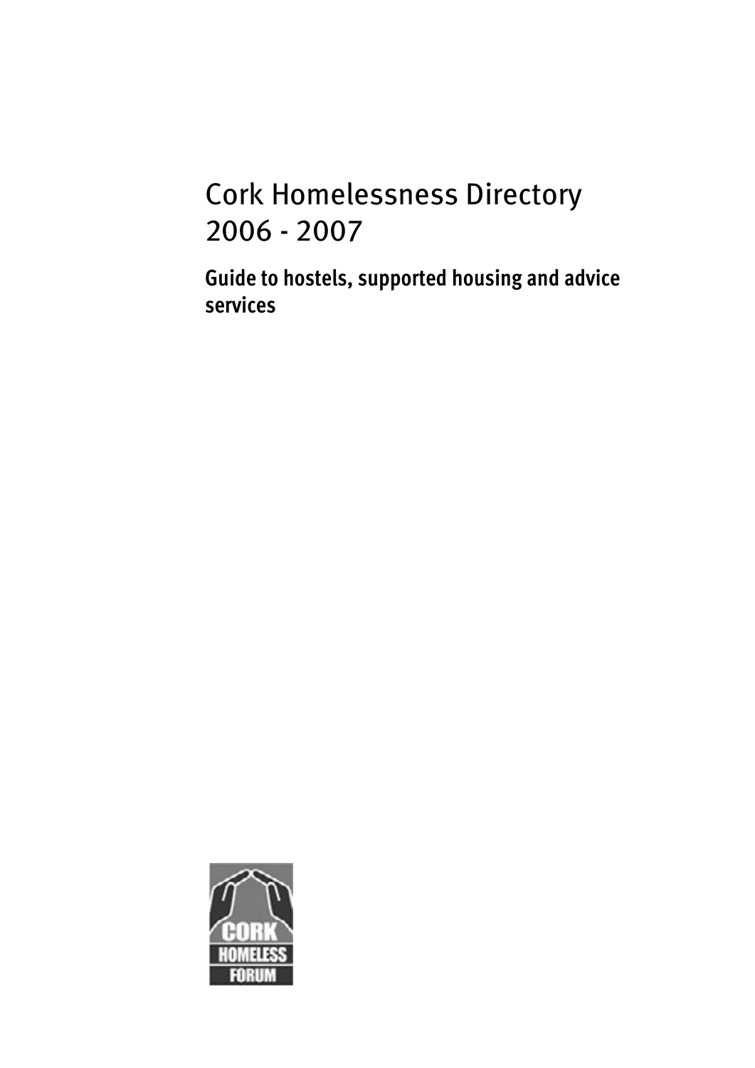# Cork Homelessness Directory 2006 - 2007

**Guide to hostels, supported housing and advice services**

CORK HOMELESS FORUM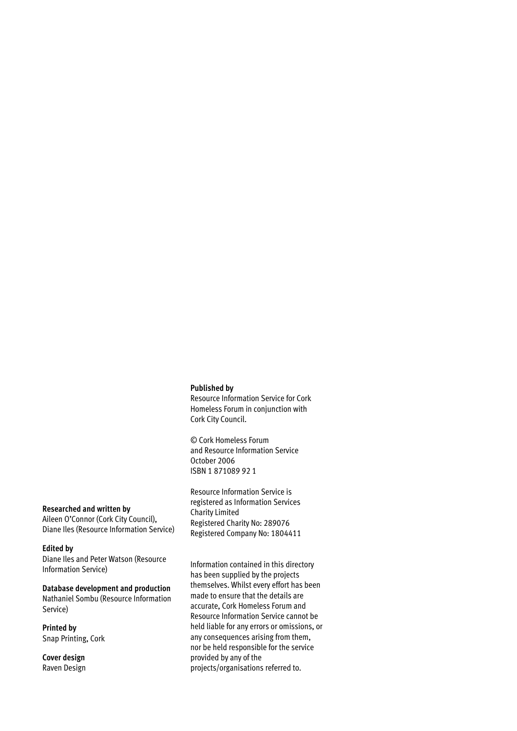**Published by**
Resource Information Service for Cork Homeless Forum in conjunction with Cork City Council.

© Cork Homeless Forum and Resource Information Service
October 2006
ISBN 1 871089 92 1

Resource Information Service is registered as Information Services Charity Limited
Registered Charity No: 289076
Registered Company No: 1804411

Information contained in this directory has been supplied by the projects themselves. Whilst every effort has been made to ensure that the details are accurate, Cork Homeless Forum and Resource Information Service cannot be held liable for any errors or omissions, or any consequences arising from them, nor be held responsible for the service provided by any of the projects/organisations referred to.

**Researched and written by**
Aileen O'Connor (Cork City Council), Diane Iles (Resource Information Service)

**Edited by**
Diane Iles and Peter Watson (Resource Information Service)

**Database development and production**
Nathaniel Sombu (Resource Information Service)

**Printed by**
Snap Printing, Cork

**Cover design**
Raven Design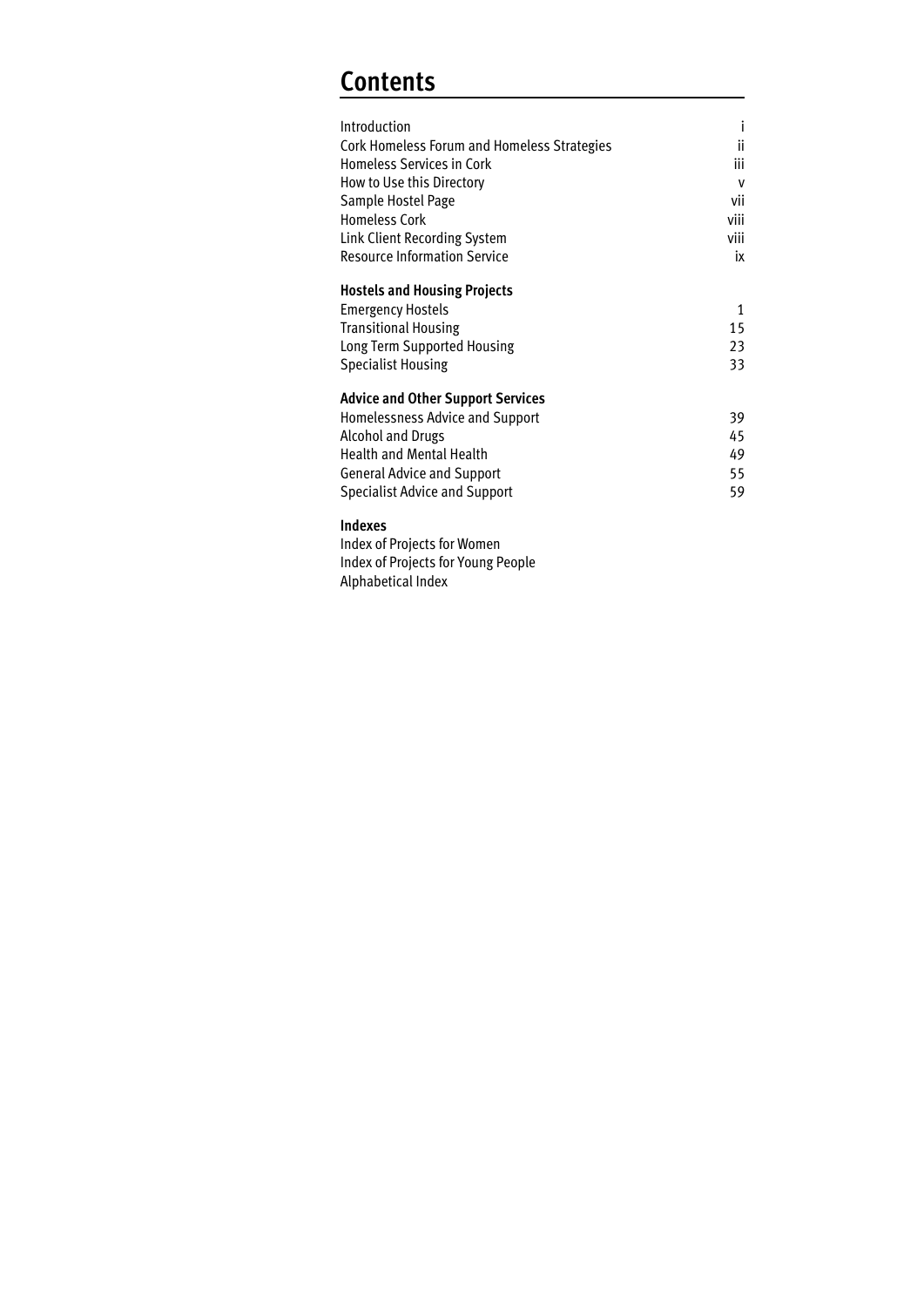# Contents

| | |
|---|---|
| Introduction | i |
| Cork Homeless Forum and Homeless Strategies | ii |
| Homeless Services in Cork | iii |
| How to Use this Directory | v |
| Sample Hostel Page | vii |
| Homeless Cork | viii |
| Link Client Recording System | viii |
| Resource Information Service | ix |
| **Hostels and Housing Projects** | |
| Emergency Hostels | 1 |
| Transitional Housing | 15 |
| Long Term Supported Housing | 23 |
| Specialist Housing | 33 |
| **Advice and Other Support Services** | |
| Homelessness Advice and Support | 39 |
| Alcohol and Drugs | 45 |
| Health and Mental Health | 49 |
| General Advice and Support | 55 |
| Specialist Advice and Support | 59 |
| **Indexes** | |
| Index of Projects for Women | |
| Index of Projects for Young People | |
| Alphabetical Index | |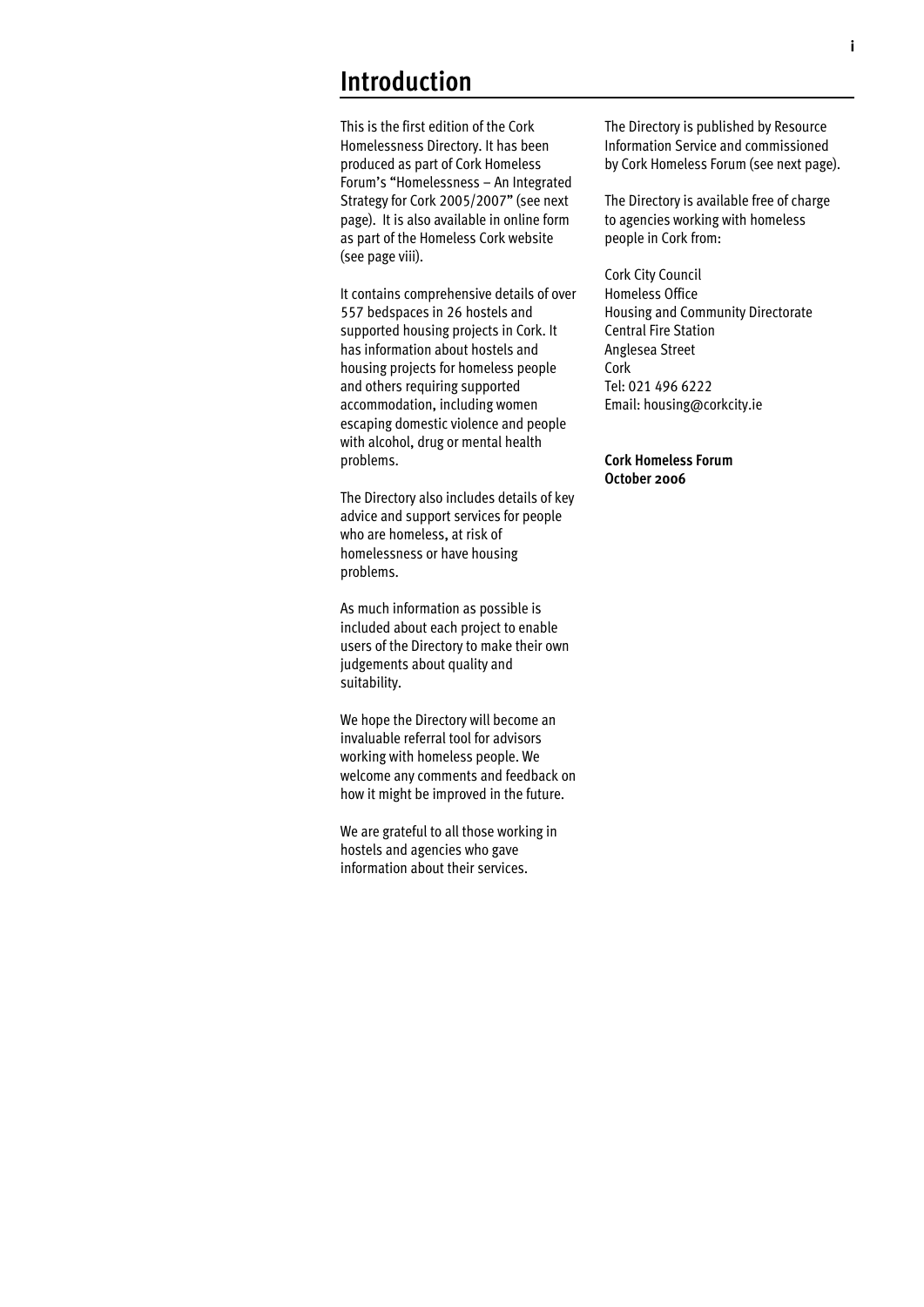# Introduction

This is the first edition of the Cork Homelessness Directory. It has been produced as part of Cork Homeless Forum's "Homelessness – An Integrated Strategy for Cork 2005/2007" (see next page). It is also available in online form as part of the Homeless Cork website (see page viii).

It contains comprehensive details of over 557 bedspaces in 26 hostels and supported housing projects in Cork. It has information about hostels and housing projects for homeless people and others requiring supported accommodation, including women escaping domestic violence and people with alcohol, drug or mental health problems.

The Directory also includes details of key advice and support services for people who are homeless, at risk of homelessness or have housing problems.

As much information as possible is included about each project to enable users of the Directory to make their own judgements about quality and suitability.

We hope the Directory will become an invaluable referral tool for advisors working with homeless people. We welcome any comments and feedback on how it might be improved in the future.

We are grateful to all those working in hostels and agencies who gave information about their services.

The Directory is published by Resource Information Service and commissioned by Cork Homeless Forum (see next page).

The Directory is available free of charge to agencies working with homeless people in Cork from:

Cork City Council
Homeless Office
Housing and Community Directorate
Central Fire Station
Anglesea Street
Cork
Tel: 021 496 6222
Email: housing@corkcity.ie

**Cork Homeless Forum**
**October 2006**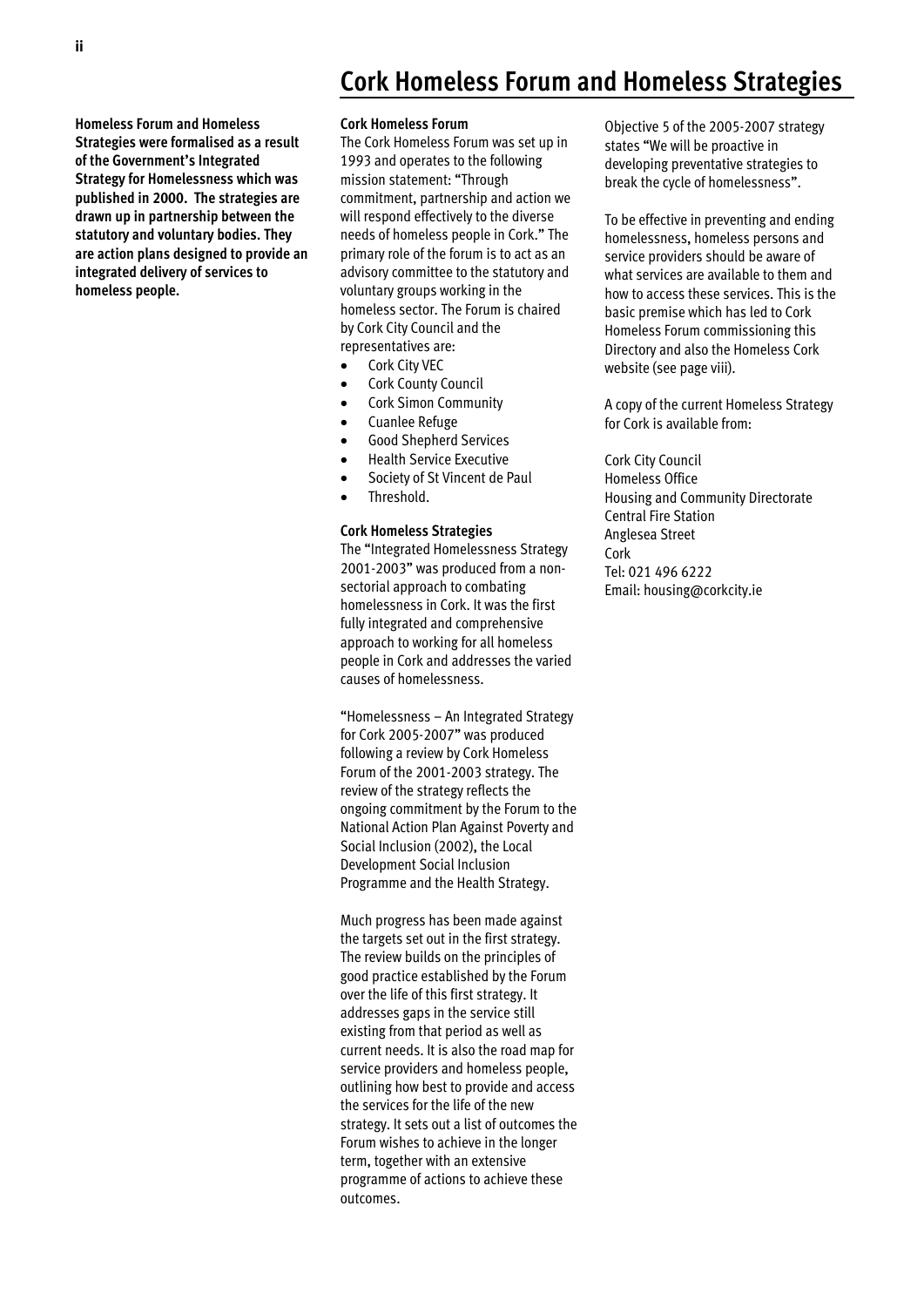# Cork Homeless Forum and Homeless Strategies

**Homeless Forum and Homeless Strategies were formalised as a result of the Government's Integrated Strategy for Homelessness which was published in 2000. The strategies are drawn up in partnership between the statutory and voluntary bodies. They are action plans designed to provide an integrated delivery of services to homeless people.**

### Cork Homeless Forum

The Cork Homeless Forum was set up in 1993 and operates to the following mission statement: "Through commitment, partnership and action we will respond effectively to the diverse needs of homeless people in Cork." The primary role of the forum is to act as an advisory committee to the statutory and voluntary groups working in the homeless sector. The Forum is chaired by Cork City Council and the representatives are:

- Cork City VEC
- Cork County Council
- Cork Simon Community
- Cuanlee Refuge
- Good Shepherd Services
- Health Service Executive
- Society of St Vincent de Paul
- Threshold.

### Cork Homeless Strategies

The "Integrated Homelessness Strategy 2001-2003" was produced from a non-sectorial approach to combating homelessness in Cork. It was the first fully integrated and comprehensive approach to working for all homeless people in Cork and addresses the varied causes of homelessness.

"Homelessness – An Integrated Strategy for Cork 2005-2007" was produced following a review by Cork Homeless Forum of the 2001-2003 strategy. The review of the strategy reflects the ongoing commitment by the Forum to the National Action Plan Against Poverty and Social Inclusion (2002), the Local Development Social Inclusion Programme and the Health Strategy.

Much progress has been made against the targets set out in the first strategy. The review builds on the principles of good practice established by the Forum over the life of this first strategy. It addresses gaps in the service still existing from that period as well as current needs. It is also the road map for service providers and homeless people, outlining how best to provide and access the services for the life of the new strategy. It sets out a list of outcomes the Forum wishes to achieve in the longer term, together with an extensive programme of actions to achieve these outcomes.

Objective 5 of the 2005-2007 strategy states "We will be proactive in developing preventative strategies to break the cycle of homelessness".

To be effective in preventing and ending homelessness, homeless persons and service providers should be aware of what services are available to them and how to access these services. This is the basic premise which has led to Cork Homeless Forum commissioning this Directory and also the Homeless Cork website (see page viii).

A copy of the current Homeless Strategy for Cork is available from:

Cork City Council
Homeless Office
Housing and Community Directorate
Central Fire Station
Anglesea Street
Cork
Tel: 021 496 6222
Email: housing@corkcity.ie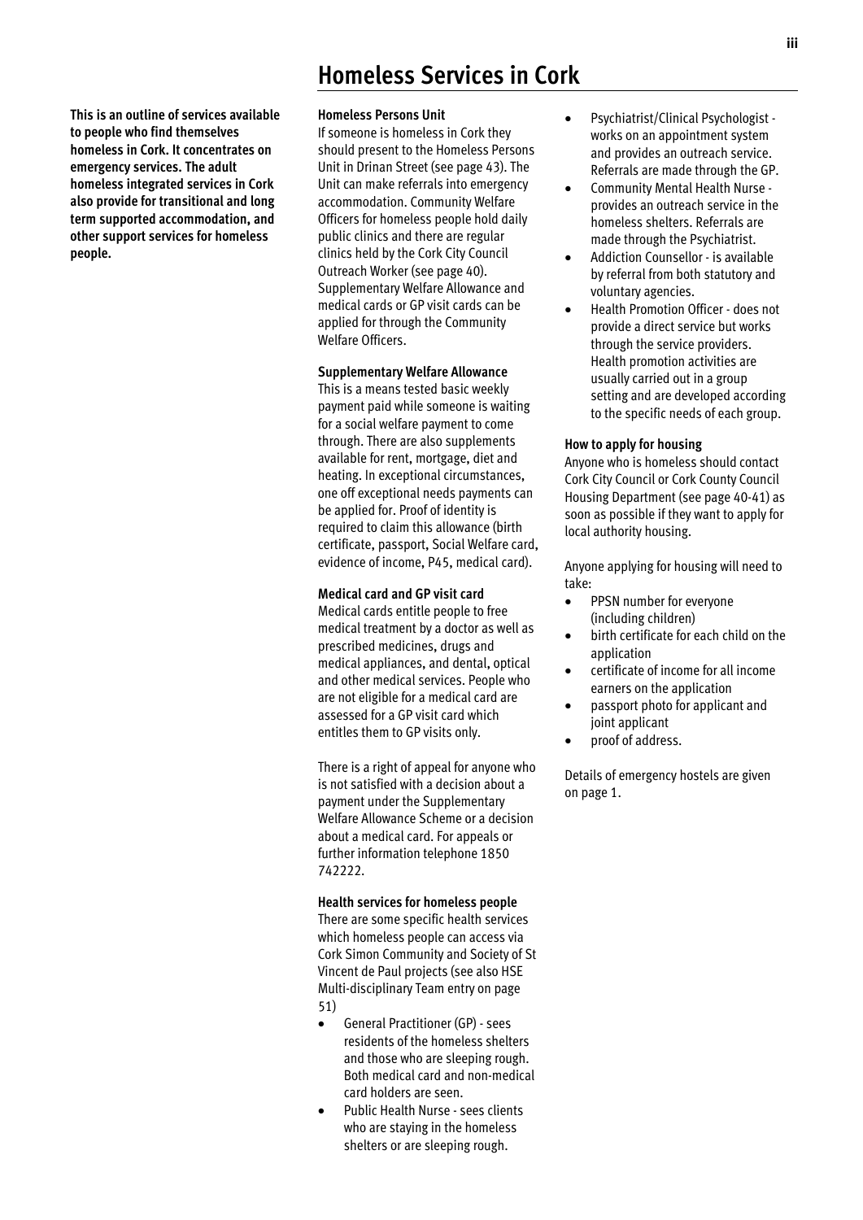# Homeless Services in Cork

**This is an outline of services available to people who find themselves homeless in Cork. It concentrates on emergency services. The adult homeless integrated services in Cork also provide for transitional and long term supported accommodation, and other support services for homeless people.**

**Homeless Persons Unit**

If someone is homeless in Cork they should present to the Homeless Persons Unit in Drinan Street (see page 43). The Unit can make referrals into emergency accommodation. Community Welfare Officers for homeless people hold daily public clinics and there are regular clinics held by the Cork City Council Outreach Worker (see page 40). Supplementary Welfare Allowance and medical cards or GP visit cards can be applied for through the Community Welfare Officers.

**Supplementary Welfare Allowance**

This is a means tested basic weekly payment paid while someone is waiting for a social welfare payment to come through. There are also supplements available for rent, mortgage, diet and heating. In exceptional circumstances, one off exceptional needs payments can be applied for. Proof of identity is required to claim this allowance (birth certificate, passport, Social Welfare card, evidence of income, P45, medical card).

**Medical card and GP visit card**

Medical cards entitle people to free medical treatment by a doctor as well as prescribed medicines, drugs and medical appliances, and dental, optical and other medical services. People who are not eligible for a medical card are assessed for a GP visit card which entitles them to GP visits only.

There is a right of appeal for anyone who is not satisfied with a decision about a payment under the Supplementary Welfare Allowance Scheme or a decision about a medical card. For appeals or further information telephone 1850 742222.

**Health services for homeless people**

There are some specific health services which homeless people can access via Cork Simon Community and Society of St Vincent de Paul projects (see also HSE Multi-disciplinary Team entry on page 51)

- General Practitioner (GP) - sees residents of the homeless shelters and those who are sleeping rough. Both medical card and non-medical card holders are seen.
- Public Health Nurse - sees clients who are staying in the homeless shelters or are sleeping rough.
- Psychiatrist/Clinical Psychologist - works on an appointment system and provides an outreach service. Referrals are made through the GP.
- Community Mental Health Nurse - provides an outreach service in the homeless shelters. Referrals are made through the Psychiatrist.
- Addiction Counsellor - is available by referral from both statutory and voluntary agencies.
- Health Promotion Officer - does not provide a direct service but works through the service providers. Health promotion activities are usually carried out in a group setting and are developed according to the specific needs of each group.

**How to apply for housing**

Anyone who is homeless should contact Cork City Council or Cork County Council Housing Department (see page 40-41) as soon as possible if they want to apply for local authority housing.

Anyone applying for housing will need to take:

- PPSN number for everyone (including children)
- birth certificate for each child on the application
- certificate of income for all income earners on the application
- passport photo for applicant and joint applicant
- proof of address.

Details of emergency hostels are given on page 1.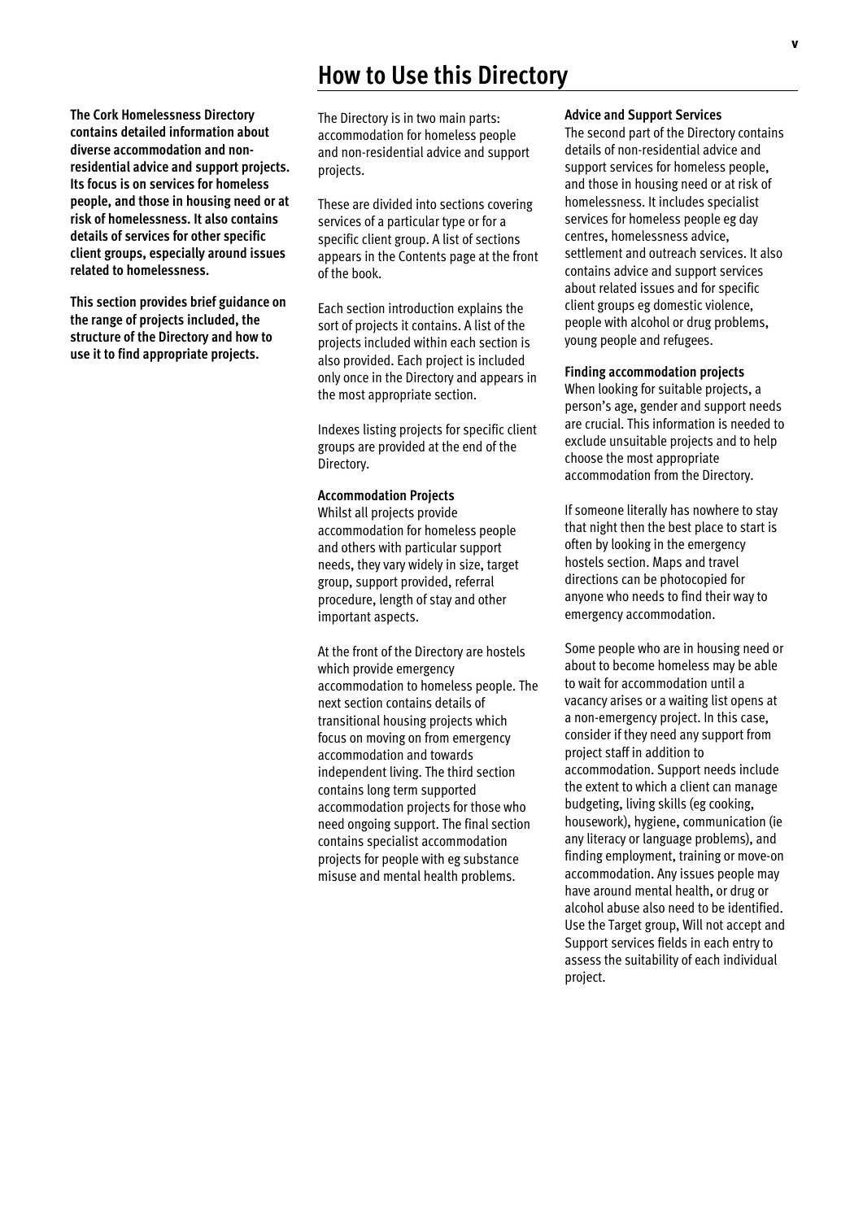# How to Use this Directory

**The Cork Homelessness Directory contains detailed information about diverse accommodation and non-residential advice and support projects. Its focus is on services for homeless people, and those in housing need or at risk of homelessness. It also contains details of services for other specific client groups, especially around issues related to homelessness.**

**This section provides brief guidance on the range of projects included, the structure of the Directory and how to use it to find appropriate projects.**

The Directory is in two main parts: accommodation for homeless people and non-residential advice and support projects.

These are divided into sections covering services of a particular type or for a specific client group. A list of sections appears in the Contents page at the front of the book.

Each section introduction explains the sort of projects it contains. A list of the projects included within each section is also provided. Each project is included only once in the Directory and appears in the most appropriate section.

Indexes listing projects for specific client groups are provided at the end of the Directory.

### Accommodation Projects

Whilst all projects provide accommodation for homeless people and others with particular support needs, they vary widely in size, target group, support provided, referral procedure, length of stay and other important aspects.

At the front of the Directory are hostels which provide emergency accommodation to homeless people. The next section contains details of transitional housing projects which focus on moving on from emergency accommodation and towards independent living. The third section contains long term supported accommodation projects for those who need ongoing support. The final section contains specialist accommodation projects for people with eg substance misuse and mental health problems.

### Advice and Support Services

The second part of the Directory contains details of non-residential advice and support services for homeless people, and those in housing need or at risk of homelessness. It includes specialist services for homeless people eg day centres, homelessness advice, settlement and outreach services. It also contains advice and support services about related issues and for specific client groups eg domestic violence, people with alcohol or drug problems, young people and refugees.

### Finding accommodation projects

When looking for suitable projects, a person's age, gender and support needs are crucial. This information is needed to exclude unsuitable projects and to help choose the most appropriate accommodation from the Directory.

If someone literally has nowhere to stay that night then the best place to start is often by looking in the emergency hostels section. Maps and travel directions can be photocopied for anyone who needs to find their way to emergency accommodation.

Some people who are in housing need or about to become homeless may be able to wait for accommodation until a vacancy arises or a waiting list opens at a non-emergency project. In this case, consider if they need any support from project staff in addition to accommodation. Support needs include the extent to which a client can manage budgeting, living skills (eg cooking, housework), hygiene, communication (ie any literacy or language problems), and finding employment, training or move-on accommodation. Any issues people may have around mental health, or drug or alcohol abuse also need to be identified. Use the Target group, Will not accept and Support services fields in each entry to assess the suitability of each individual project.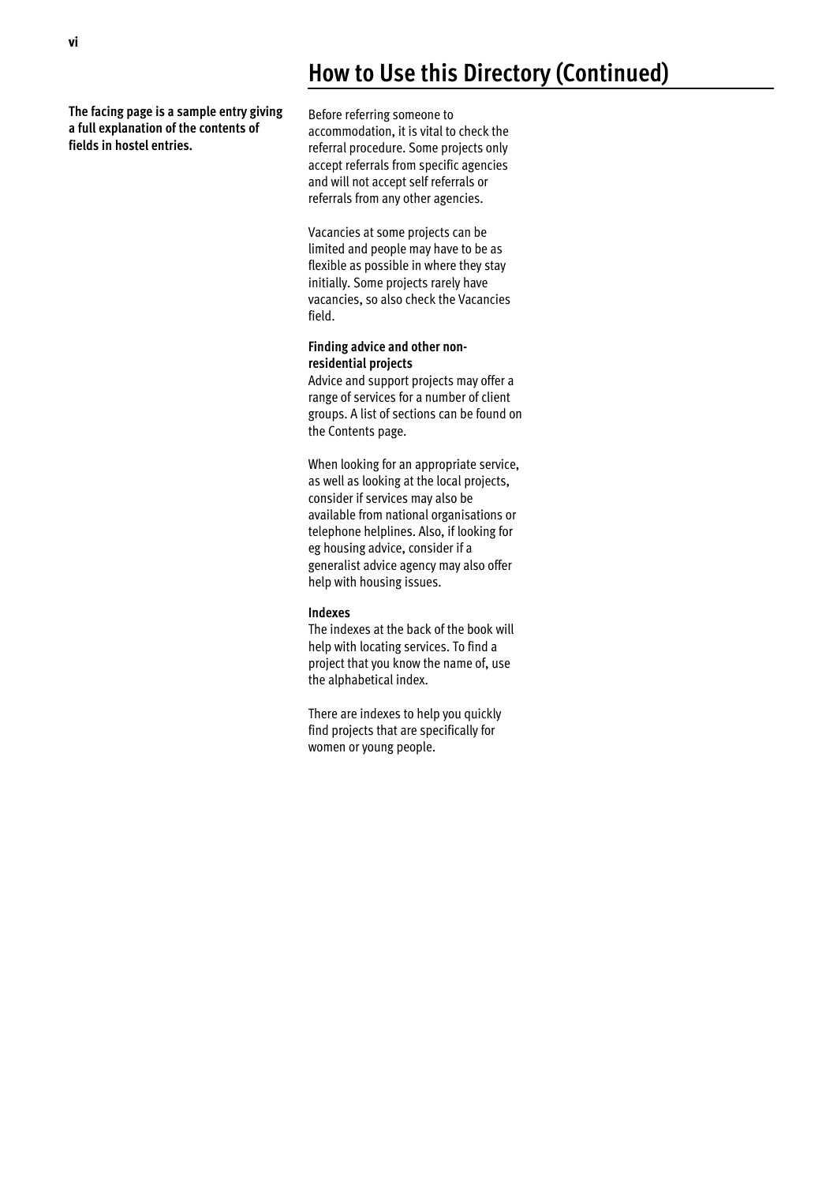# How to Use this Directory (Continued)

**The facing page is a sample entry giving a full explanation of the contents of fields in hostel entries.**

Before referring someone to accommodation, it is vital to check the referral procedure. Some projects only accept referrals from specific agencies and will not accept self referrals or referrals from any other agencies.

Vacancies at some projects can be limited and people may have to be as flexible as possible in where they stay initially. Some projects rarely have vacancies, so also check the Vacancies field.

**Finding advice and other non-residential projects**

Advice and support projects may offer a range of services for a number of client groups. A list of sections can be found on the Contents page.

When looking for an appropriate service, as well as looking at the local projects, consider if services may also be available from national organisations or telephone helplines. Also, if looking for eg housing advice, consider if a generalist advice agency may also offer help with housing issues.

**Indexes**

The indexes at the back of the book will help with locating services. To find a project that you know the name of, use the alphabetical index.

There are indexes to help you quickly find projects that are specifically for women or young people.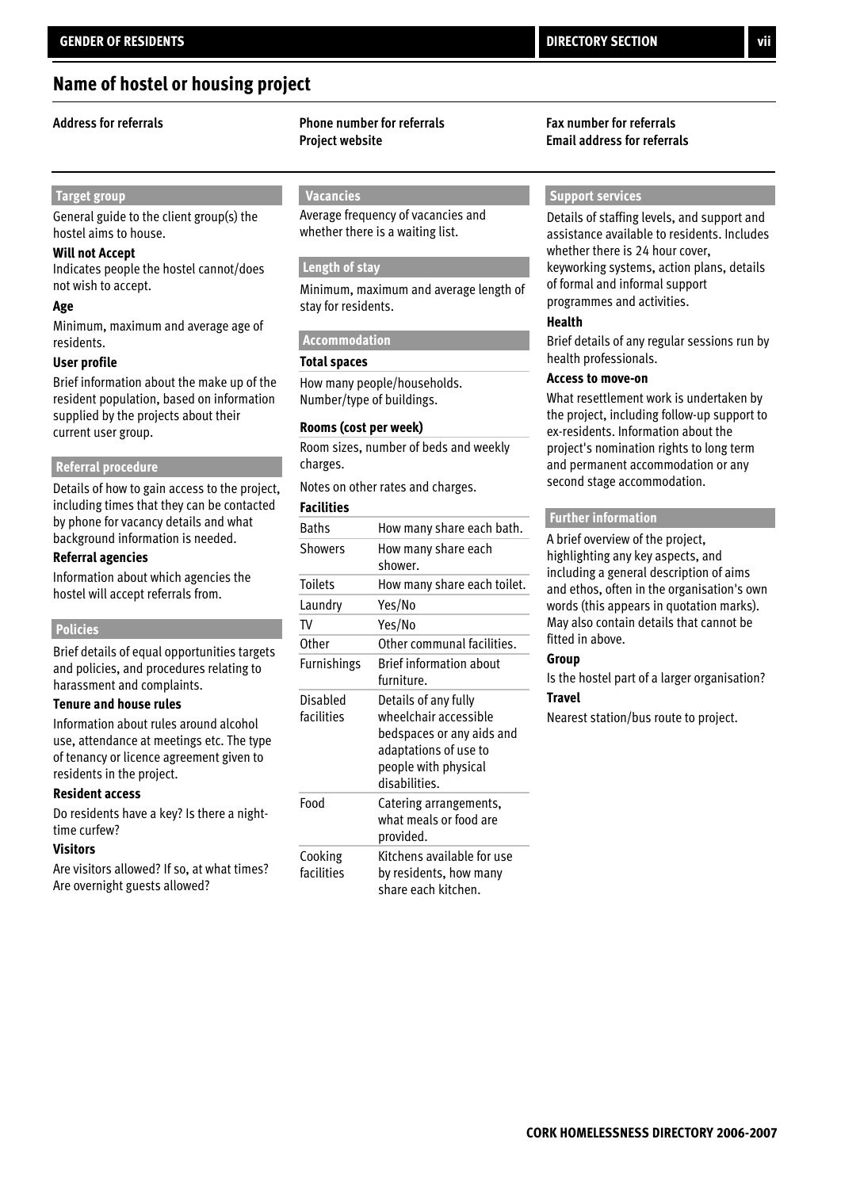## Name of hostel or housing project

**Address for referrals**

**Phone number for referrals**
**Project website**

**Fax number for referrals**
**Email address for referrals**

### Target group

General guide to the client group(s) the hostel aims to house.

**Will not Accept**

Indicates people the hostel cannot/does not wish to accept.

**Age**

Minimum, maximum and average age of residents.

**User profile**

Brief information about the make up of the resident population, based on information supplied by the projects about their current user group.

### Referral procedure

Details of how to gain access to the project, including times that they can be contacted by phone for vacancy details and what background information is needed.

**Referral agencies**

Information about which agencies the hostel will accept referrals from.

### Policies

Brief details of equal opportunities targets and policies, and procedures relating to harassment and complaints.

**Tenure and house rules**

Information about rules around alcohol use, attendance at meetings etc. The type of tenancy or licence agreement given to residents in the project.

**Resident access**

Do residents have a key? Is there a night-time curfew?

**Visitors**

Are visitors allowed? If so, at what times? Are overnight guests allowed?

### Vacancies

Average frequency of vacancies and whether there is a waiting list.

### Length of stay

Minimum, maximum and average length of stay for residents.

### Accommodation

**Total spaces**

How many people/households. Number/type of buildings.

**Rooms (cost per week)**

Room sizes, number of beds and weekly charges.

Notes on other rates and charges.

**Facilities**

| | |
|---|---|
| Baths | How many share each bath. |
| Showers | How many share each shower. |
| Toilets | How many share each toilet. |
| Laundry | Yes/No |
| TV | Yes/No |
| Other | Other communal facilities. |
| Furnishings | Brief information about furniture. |
| Disabled facilities | Details of any fully wheelchair accessible bedspaces or any aids and adaptations of use to people with physical disabilities. |
| Food | Catering arrangements, what meals or food are provided. |
| Cooking facilities | Kitchens available for use by residents, how many share each kitchen. |

### Support services

Details of staffing levels, and support and assistance available to residents. Includes whether there is 24 hour cover, keyworking systems, action plans, details of formal and informal support programmes and activities.

**Health**

Brief details of any regular sessions run by health professionals.

**Access to move-on**

What resettlement work is undertaken by the project, including follow-up support to ex-residents. Information about the project's nomination rights to long term and permanent accommodation or any second stage accommodation.

### Further information

A brief overview of the project, highlighting any key aspects, and including a general description of aims and ethos, often in the organisation's own words (this appears in quotation marks). May also contain details that cannot be fitted in above.

**Group**

Is the hostel part of a larger organisation?

**Travel**

Nearest station/bus route to project.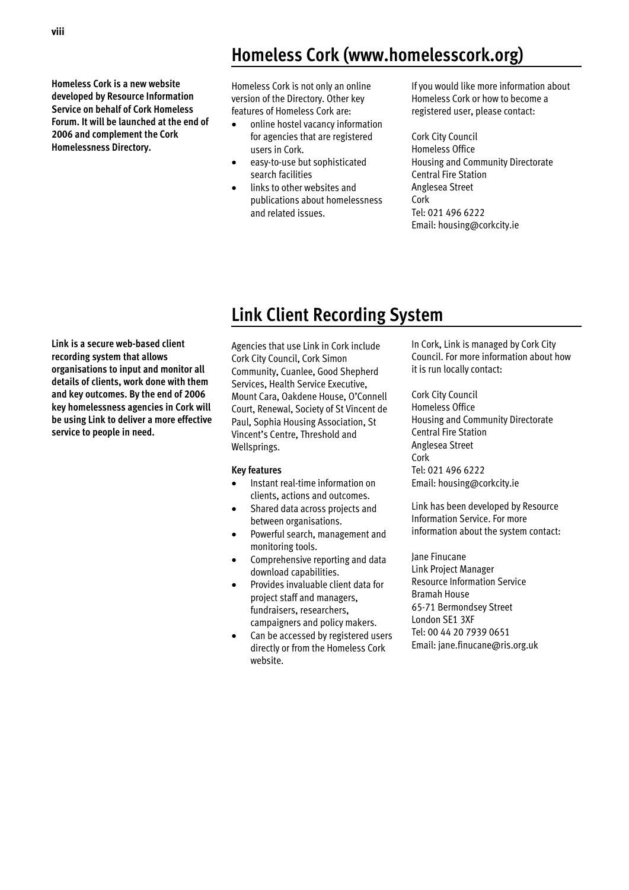## Homeless Cork (www.homelesscork.org)

**Homeless Cork is a new website developed by Resource Information Service on behalf of Cork Homeless Forum. It will be launched at the end of 2006 and complement the Cork Homelessness Directory.**

Homeless Cork is not only an online version of the Directory. Other key features of Homeless Cork are:

- online hostel vacancy information for agencies that are registered users in Cork.
- easy-to-use but sophisticated search facilities
- links to other websites and publications about homelessness and related issues.

If you would like more information about Homeless Cork or how to become a registered user, please contact:

Cork City Council
Homeless Office
Housing and Community Directorate
Central Fire Station
Anglesea Street
Cork
Tel: 021 496 6222
Email: housing@corkcity.ie

## Link Client Recording System

**Link is a secure web-based client recording system that allows organisations to input and monitor all details of clients, work done with them and key outcomes. By the end of 2006 key homelessness agencies in Cork will be using Link to deliver a more effective service to people in need.**

Agencies that use Link in Cork include Cork City Council, Cork Simon Community, Cuanlee, Good Shepherd Services, Health Service Executive, Mount Cara, Oakdene House, O'Connell Court, Renewal, Society of St Vincent de Paul, Sophia Housing Association, St Vincent's Centre, Threshold and Wellsprings.

**Key features**

- Instant real-time information on clients, actions and outcomes.
- Shared data across projects and between organisations.
- Powerful search, management and monitoring tools.
- Comprehensive reporting and data download capabilities.
- Provides invaluable client data for project staff and managers, fundraisers, researchers, campaigners and policy makers.
- Can be accessed by registered users directly or from the Homeless Cork website.

In Cork, Link is managed by Cork City Council. For more information about how it is run locally contact:

Cork City Council
Homeless Office
Housing and Community Directorate
Central Fire Station
Anglesea Street
Cork
Tel: 021 496 6222
Email: housing@corkcity.ie

Link has been developed by Resource Information Service. For more information about the system contact:

Jane Finucane
Link Project Manager
Resource Information Service
Bramah House
65-71 Bermondsey Street
London SE1 3XF
Tel: 00 44 20 7939 0651
Email: jane.finucane@ris.org.uk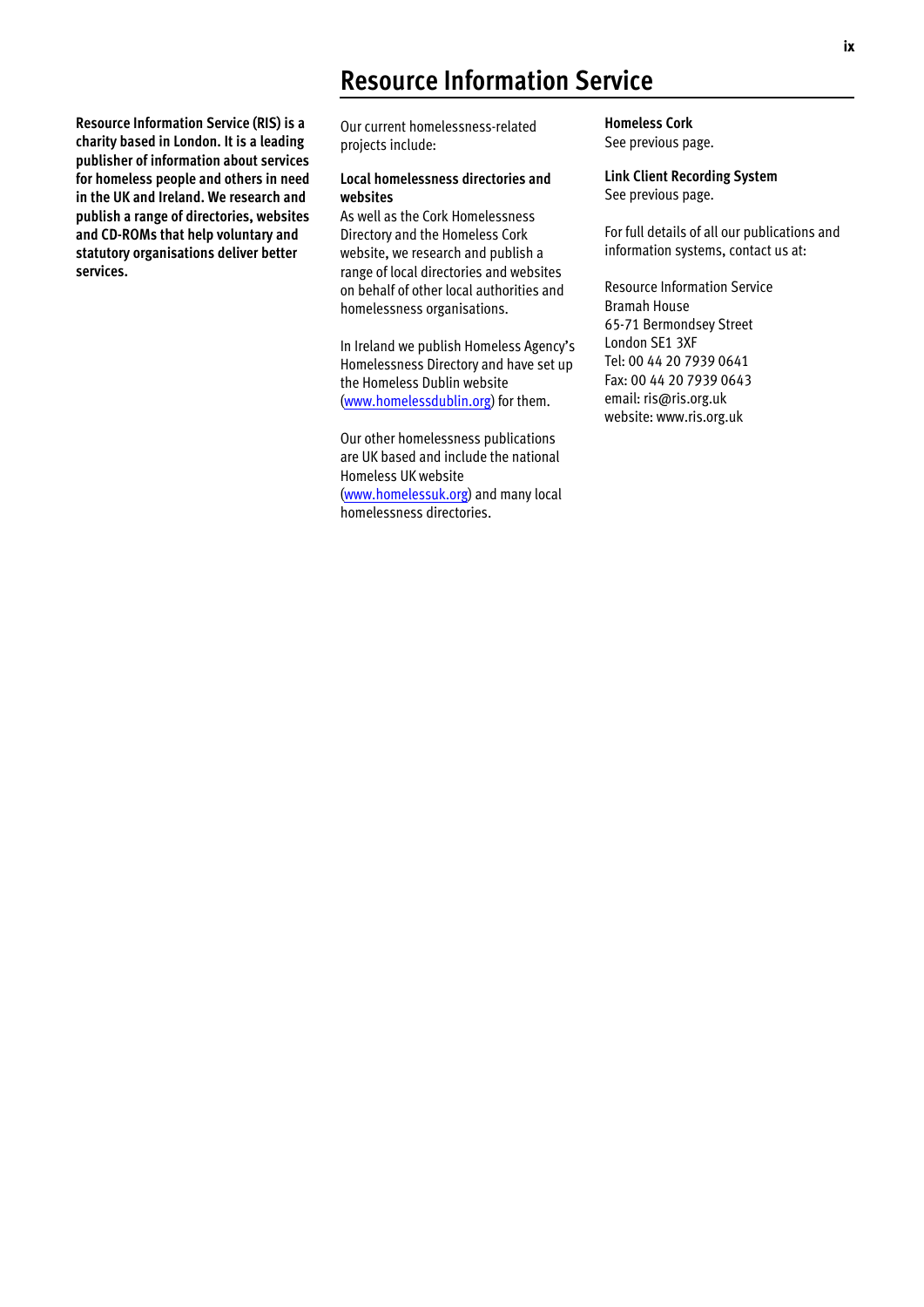# Resource Information Service

**Resource Information Service (RIS) is a charity based in London. It is a leading publisher of information about services for homeless people and others in need in the UK and Ireland. We research and publish a range of directories, websites and CD-ROMs that help voluntary and statutory organisations deliver better services.**

Our current homelessness-related projects include:

**Local homelessness directories and websites**
As well as the Cork Homelessness Directory and the Homeless Cork website, we research and publish a range of local directories and websites on behalf of other local authorities and homelessness organisations.

In Ireland we publish Homeless Agency's Homelessness Directory and have set up the Homeless Dublin website (www.homelessdublin.org) for them.

Our other homelessness publications are UK based and include the national Homeless UK website (www.homelessuk.org) and many local homelessness directories.

**Homeless Cork**
See previous page.

**Link Client Recording System**
See previous page.

For full details of all our publications and information systems, contact us at:

Resource Information Service
Bramah House
65-71 Bermondsey Street
London SE1 3XF
Tel: 00 44 20 7939 0641
Fax: 00 44 20 7939 0643
email: ris@ris.org.uk
website: www.ris.org.uk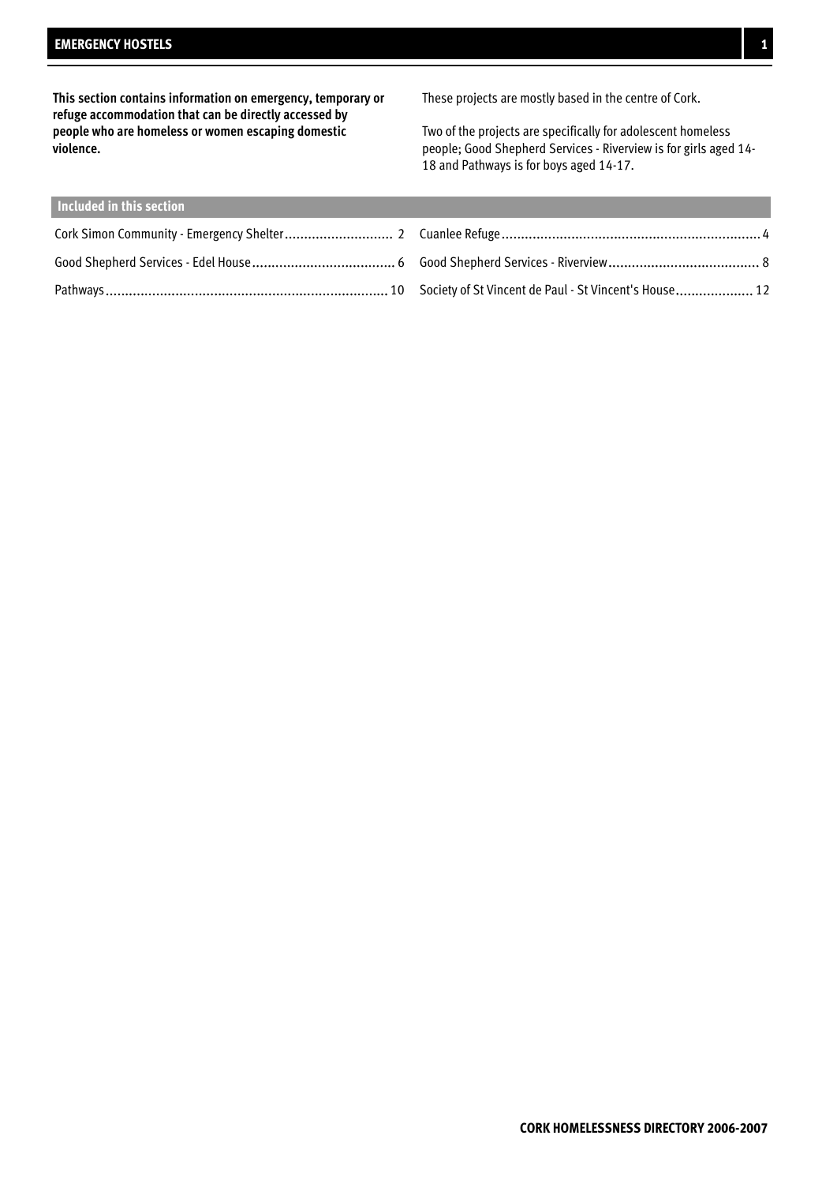# EMERGENCY HOSTELS

**This section contains information on emergency, temporary or refuge accommodation that can be directly accessed by people who are homeless or women escaping domestic violence.**

These projects are mostly based in the centre of Cork.

Two of the projects are specifically for adolescent homeless people; Good Shepherd Services - Riverview is for girls aged 14-18 and Pathways is for boys aged 14-17.

## Included in this section

| | | | |
|---|---|---|---|
| Cork Simon Community - Emergency Shelter | 2 | Cuanlee Refuge | 4 |
| Good Shepherd Services - Edel House | 6 | Good Shepherd Services - Riverview | 8 |
| Pathways | 10 | Society of St Vincent de Paul - St Vincent's House | 12 |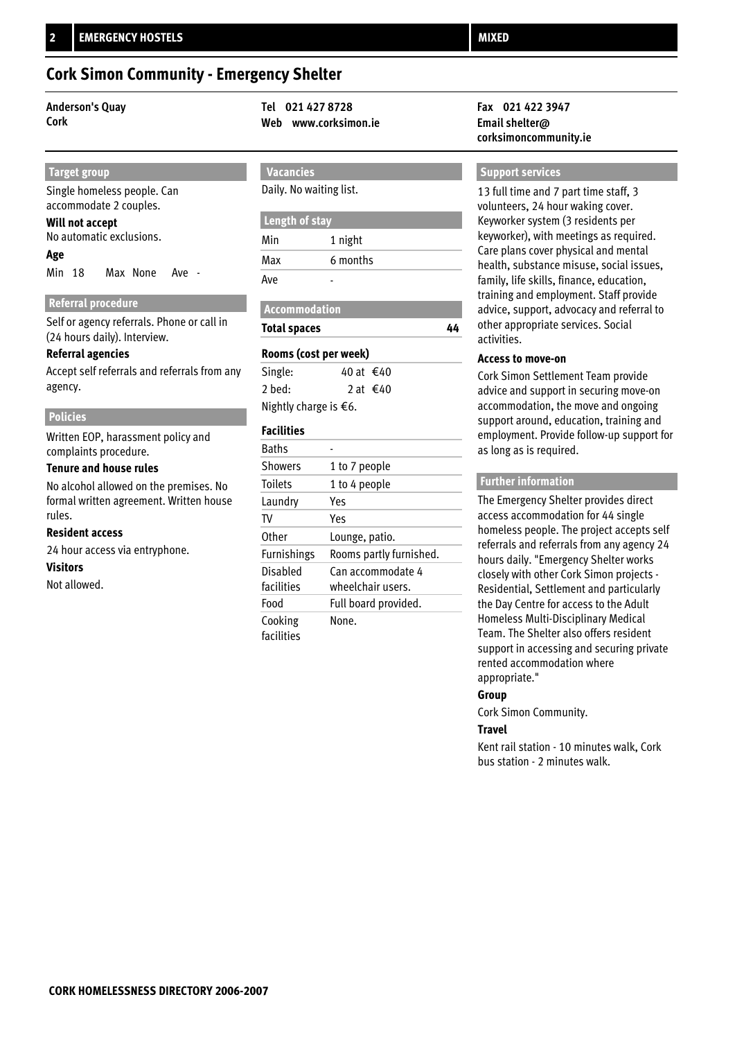# Cork Simon Community - Emergency Shelter

**Anderson's Quay**
**Cork**

**Tel 021 427 8728**
**Web www.corksimon.ie**

**Fax 021 422 3947**
**Email shelter@corksimoncommunity.ie**

## Target group

Single homeless people. Can accommodate 2 couples.

**Will not accept**

No automatic exclusions.

**Age**

Min 18 Max None Ave -

## Referral procedure

Self or agency referrals. Phone or call in (24 hours daily). Interview.

**Referral agencies**

Accept self referrals and referrals from any agency.

## Policies

Written EOP, harassment policy and complaints procedure.

**Tenure and house rules**

No alcohol allowed on the premises. No formal written agreement. Written house rules.

**Resident access**

24 hour access via entryphone.

**Visitors**

Not allowed.

## Vacancies

Daily. No waiting list.

## Length of stay

| | |
|---|---|
| Min | 1 night |
| Max | 6 months |
| Ave | - |

## Accommodation

**Total spaces** 44

**Rooms (cost per week)**

Single: 40 at €40
2 bed: 2 at €40

Nightly charge is €6.

**Facilities**

| | |
|---|---|
| Baths | - |
| Showers | 1 to 7 people |
| Toilets | 1 to 4 people |
| Laundry | Yes |
| TV | Yes |
| Other | Lounge, patio. |
| Furnishings | Rooms partly furnished. |
| Disabled facilities | Can accommodate 4 wheelchair users. |
| Food | Full board provided. |
| Cooking facilities | None. |

## Support services

13 full time and 7 part time staff, 3 volunteers, 24 hour waking cover. Keyworker system (3 residents per keyworker), with meetings as required. Care plans cover physical and mental health, substance misuse, social issues, family, life skills, finance, education, training and employment. Staff provide advice, support, advocacy and referral to other appropriate services. Social activities.

**Access to move-on**

Cork Simon Settlement Team provide advice and support in securing move-on accommodation, the move and ongoing support around, education, training and employment. Provide follow-up support for as long as is required.

## Further information

The Emergency Shelter provides direct access accommodation for 44 single homeless people. The project accepts self referrals and referrals from any agency 24 hours daily. "Emergency Shelter works closely with other Cork Simon projects - Residential, Settlement and particularly the Day Centre for access to the Adult Homeless Multi-Disciplinary Medical Team. The Shelter also offers resident support in accessing and securing private rented accommodation where appropriate."

**Group**

Cork Simon Community.

**Travel**

Kent rail station - 10 minutes walk, Cork bus station - 2 minutes walk.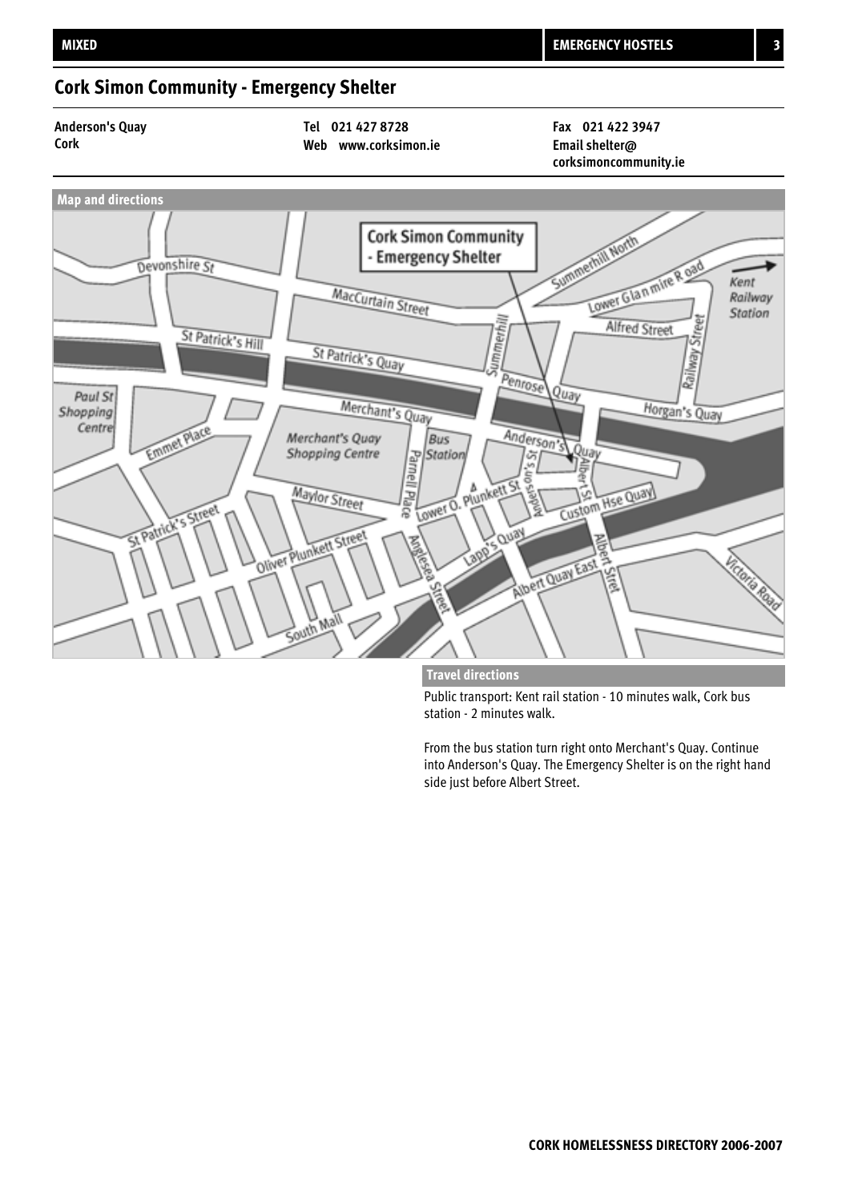## Cork Simon Community - Emergency Shelter

**Anderson's Quay**
**Cork**

**Tel 021 427 8728**
**Web www.corksimon.ie**

**Fax 021 422 3947**
**Email shelter@corksimoncommunity.ie**

**Map and directions**

**Travel directions**

Public transport: Kent rail station - 10 minutes walk, Cork bus station - 2 minutes walk.

From the bus station turn right onto Merchant's Quay. Continue into Anderson's Quay. The Emergency Shelter is on the right hand side just before Albert Street.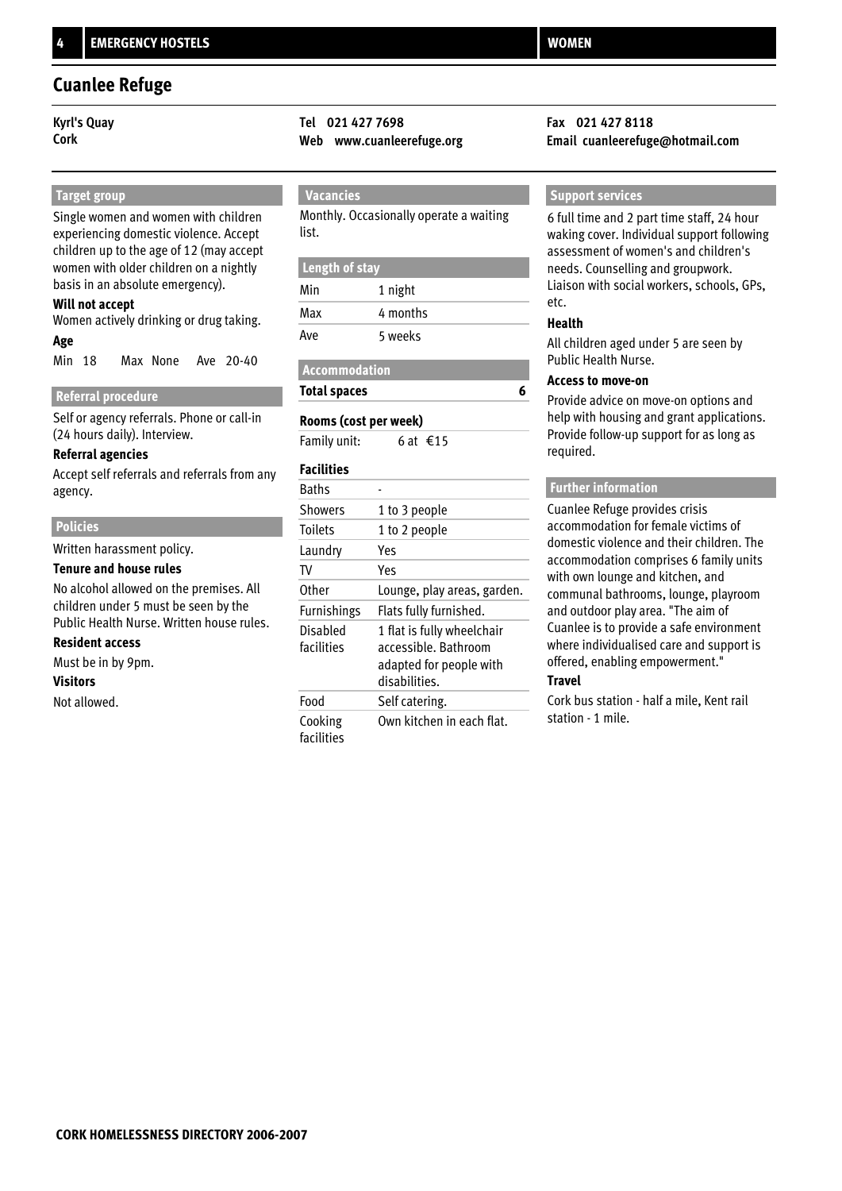## Cuanlee Refuge

**Kyrl's Quay**
**Cork**

**Tel 021 427 7698**
**Web www.cuanleerefuge.org**

**Fax 021 427 8118**
**Email cuanleerefuge@hotmail.com**

### Target group

Single women and women with children experiencing domestic violence. Accept children up to the age of 12 (may accept women with older children on a nightly basis in an absolute emergency).

**Will not accept**

Women actively drinking or drug taking.

**Age**

Min 18 Max None Ave 20-40

### Referral procedure

Self or agency referrals. Phone or call-in (24 hours daily). Interview.

**Referral agencies**

Accept self referrals and referrals from any agency.

### Policies

Written harassment policy.

**Tenure and house rules**

No alcohol allowed on the premises. All children under 5 must be seen by the Public Health Nurse. Written house rules.

**Resident access**

Must be in by 9pm.

**Visitors**

Not allowed.

### Vacancies

Monthly. Occasionally operate a waiting list.

### Length of stay

| | |
|---|---|
| Min | 1 night |
| Max | 4 months |
| Ave | 5 weeks |

### Accommodation

**Total spaces** 6

**Rooms (cost per week)**

Family unit: 6 at €15

**Facilities**

| | |
|---|---|
| Baths | - |
| Showers | 1 to 3 people |
| Toilets | 1 to 2 people |
| Laundry | Yes |
| TV | Yes |
| Other | Lounge, play areas, garden. |
| Furnishings | Flats fully furnished. |
| Disabled facilities | 1 flat is fully wheelchair accessible. Bathroom adapted for people with disabilities. |
| Food | Self catering. |
| Cooking facilities | Own kitchen in each flat. |

### Support services

6 full time and 2 part time staff, 24 hour waking cover. Individual support following assessment of women's and children's needs. Counselling and groupwork. Liaison with social workers, schools, GPs, etc.

**Health**

All children aged under 5 are seen by Public Health Nurse.

**Access to move-on**

Provide advice on move-on options and help with housing and grant applications. Provide follow-up support for as long as required.

### Further information

Cuanlee Refuge provides crisis accommodation for female victims of domestic violence and their children. The accommodation comprises 6 family units with own lounge and kitchen, and communal bathrooms, lounge, playroom and outdoor play area. "The aim of Cuanlee is to provide a safe environment where individualised care and support is offered, enabling empowerment."

**Travel**

Cork bus station - half a mile, Kent rail station - 1 mile.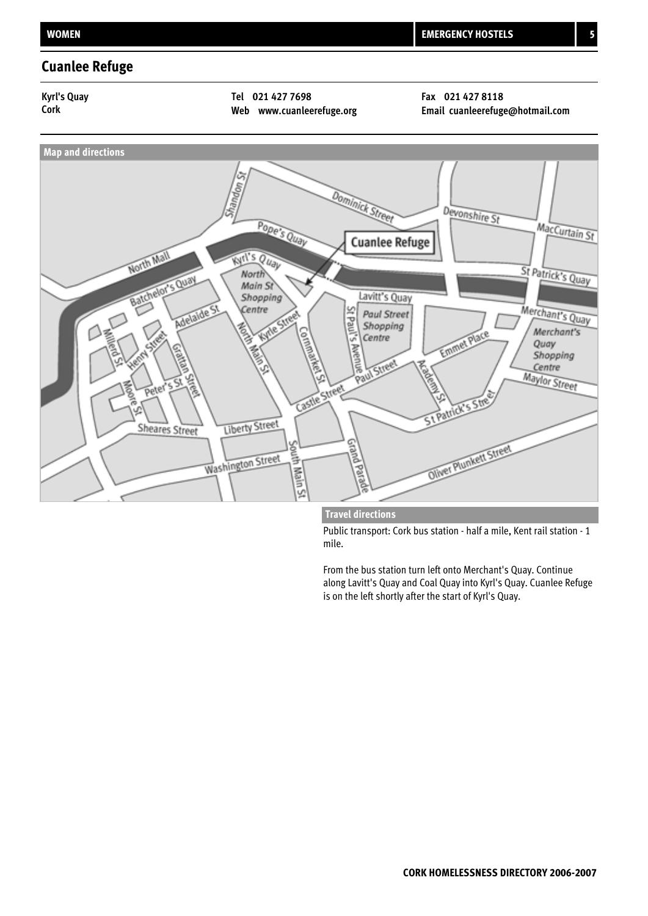## Cuanlee Refuge

**Kyrl's Quay**
**Cork**

**Tel** **021 427 7698**
**Web** **www.cuanleerefuge.org**

**Fax** **021 427 8118**
**Email** **cuanleerefuge@hotmail.com**

### Map and directions

### Travel directions

Public transport: Cork bus station - half a mile, Kent rail station - 1 mile.

From the bus station turn left onto Merchant's Quay. Continue along Lavitt's Quay and Coal Quay into Kyrl's Quay. Cuanlee Refuge is on the left shortly after the start of Kyrl's Quay.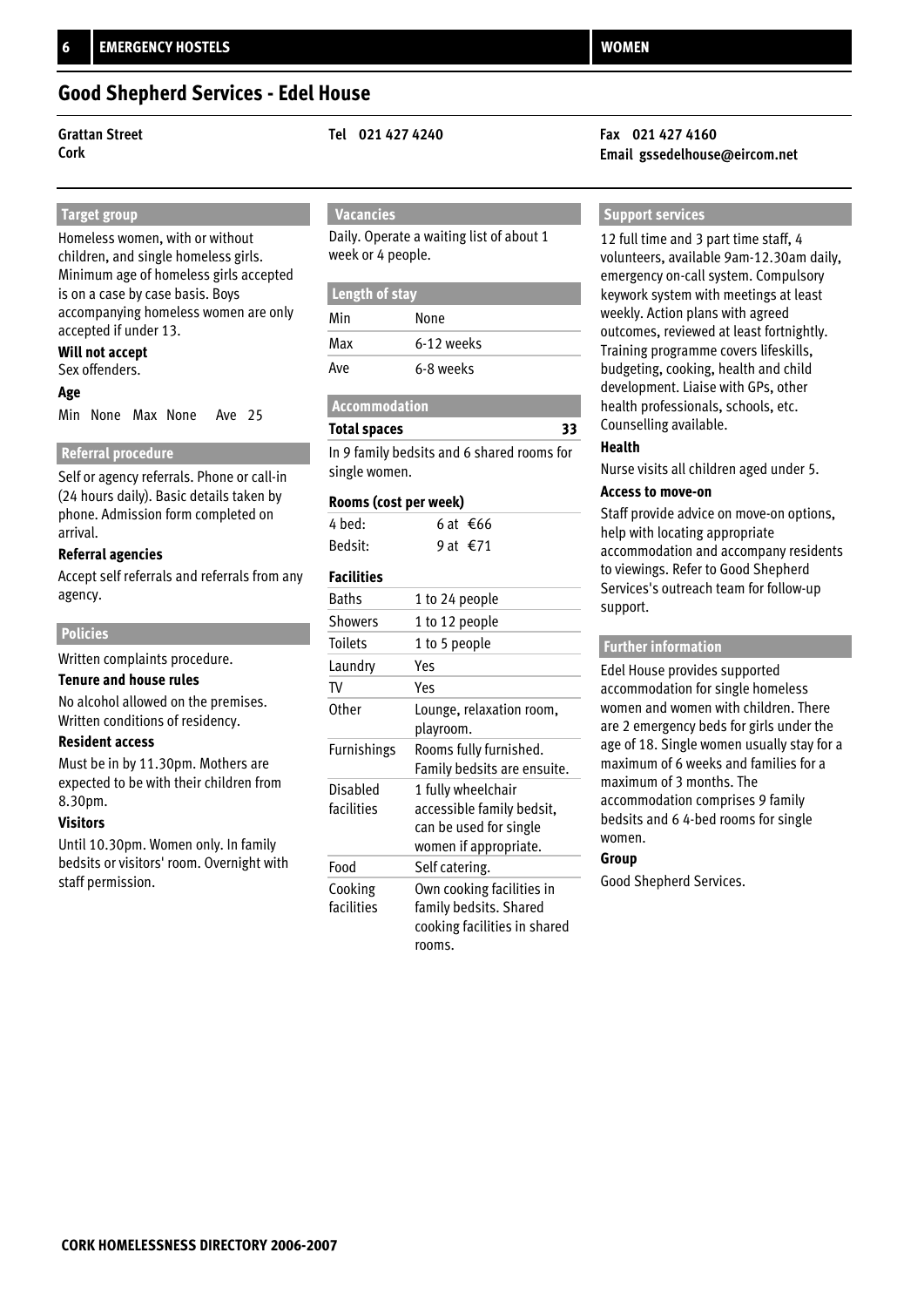## Good Shepherd Services - Edel House

Grattan Street
Cork

Tel 021 427 4240

Fax 021 427 4160
Email gssedelhouse@eircom.net

### Target group

Homeless women, with or without children, and single homeless girls. Minimum age of homeless girls accepted is on a case by case basis. Boys accompanying homeless women are only accepted if under 13.

**Will not accept**

Sex offenders.

**Age**

Min None Max None Ave 25

### Referral procedure

Self or agency referrals. Phone or call-in (24 hours daily). Basic details taken by phone. Admission form completed on arrival.

**Referral agencies**

Accept self referrals and referrals from any agency.

### Policies

Written complaints procedure.

**Tenure and house rules**

No alcohol allowed on the premises. Written conditions of residency.

**Resident access**

Must be in by 11.30pm. Mothers are expected to be with their children from 8.30pm.

**Visitors**

Until 10.30pm. Women only. In family bedsits or visitors' room. Overnight with staff permission.

### Vacancies

Daily. Operate a waiting list of about 1 week or 4 people.

### Length of stay

| | |
|---|---|
| Min | None |
| Max | 6-12 weeks |
| Ave | 6-8 weeks |

### Accommodation

**Total spaces** 33

In 9 family bedsits and 6 shared rooms for single women.

**Rooms (cost per week)**

| | |
|---|---|
| 4 bed: | 6 at €66 |
| Bedsit: | 9 at €71 |

**Facilities**

| | |
|---|---|
| Baths | 1 to 24 people |
| Showers | 1 to 12 people |
| Toilets | 1 to 5 people |
| Laundry | Yes |
| TV | Yes |
| Other | Lounge, relaxation room, playroom. |
| Furnishings | Rooms fully furnished. Family bedsits are ensuite. |
| Disabled facilities | 1 fully wheelchair accessible family bedsit, can be used for single women if appropriate. |
| Food | Self catering. |
| Cooking facilities | Own cooking facilities in family bedsits. Shared cooking facilities in shared rooms. |

### Support services

12 full time and 3 part time staff, 4 volunteers, available 9am-12.30am daily, emergency on-call system. Compulsory keywork system with meetings at least weekly. Action plans with agreed outcomes, reviewed at least fortnightly. Training programme covers lifeskills, budgeting, cooking, health and child development. Liaise with GPs, other health professionals, schools, etc. Counselling available.

**Health**

Nurse visits all children aged under 5.

**Access to move-on**

Staff provide advice on move-on options, help with locating appropriate accommodation and accompany residents to viewings. Refer to Good Shepherd Services's outreach team for follow-up support.

### Further information

Edel House provides supported accommodation for single homeless women and women with children. There are 2 emergency beds for girls under the age of 18. Single women usually stay for a maximum of 6 weeks and families for a maximum of 3 months. The accommodation comprises 9 family bedsits and 6 4-bed rooms for single women.

**Group**

Good Shepherd Services.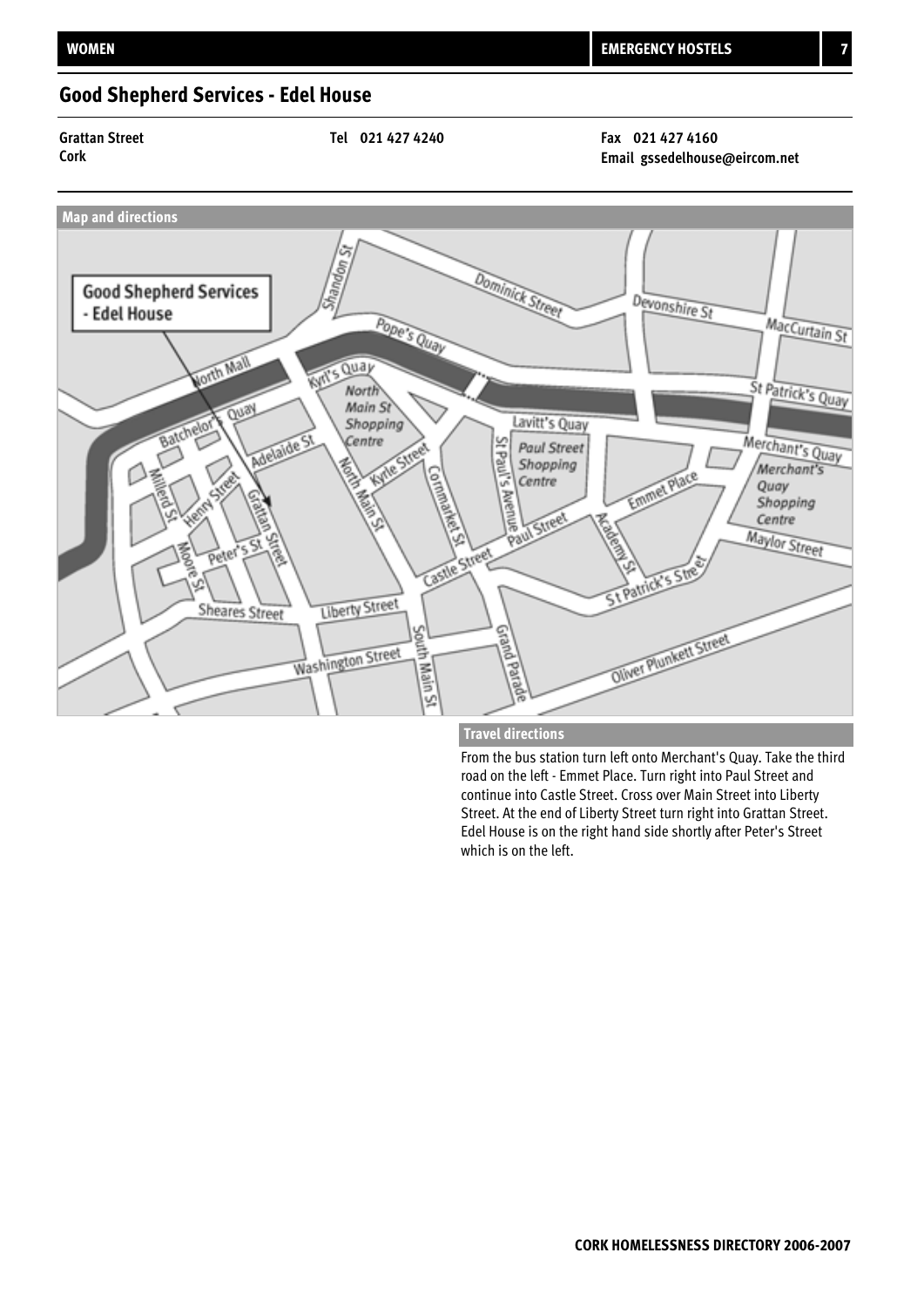## Good Shepherd Services - Edel House

Grattan Street
Cork

Tel 021 427 4240

Fax 021 427 4160
Email gssedelhouse@eircom.net

**Map and directions**

**Travel directions**

From the bus station turn left onto Merchant's Quay. Take the third road on the left - Emmet Place. Turn right into Paul Street and continue into Castle Street. Cross over Main Street into Liberty Street. At the end of Liberty Street turn right into Grattan Street. Edel House is on the right hand side shortly after Peter's Street which is on the left.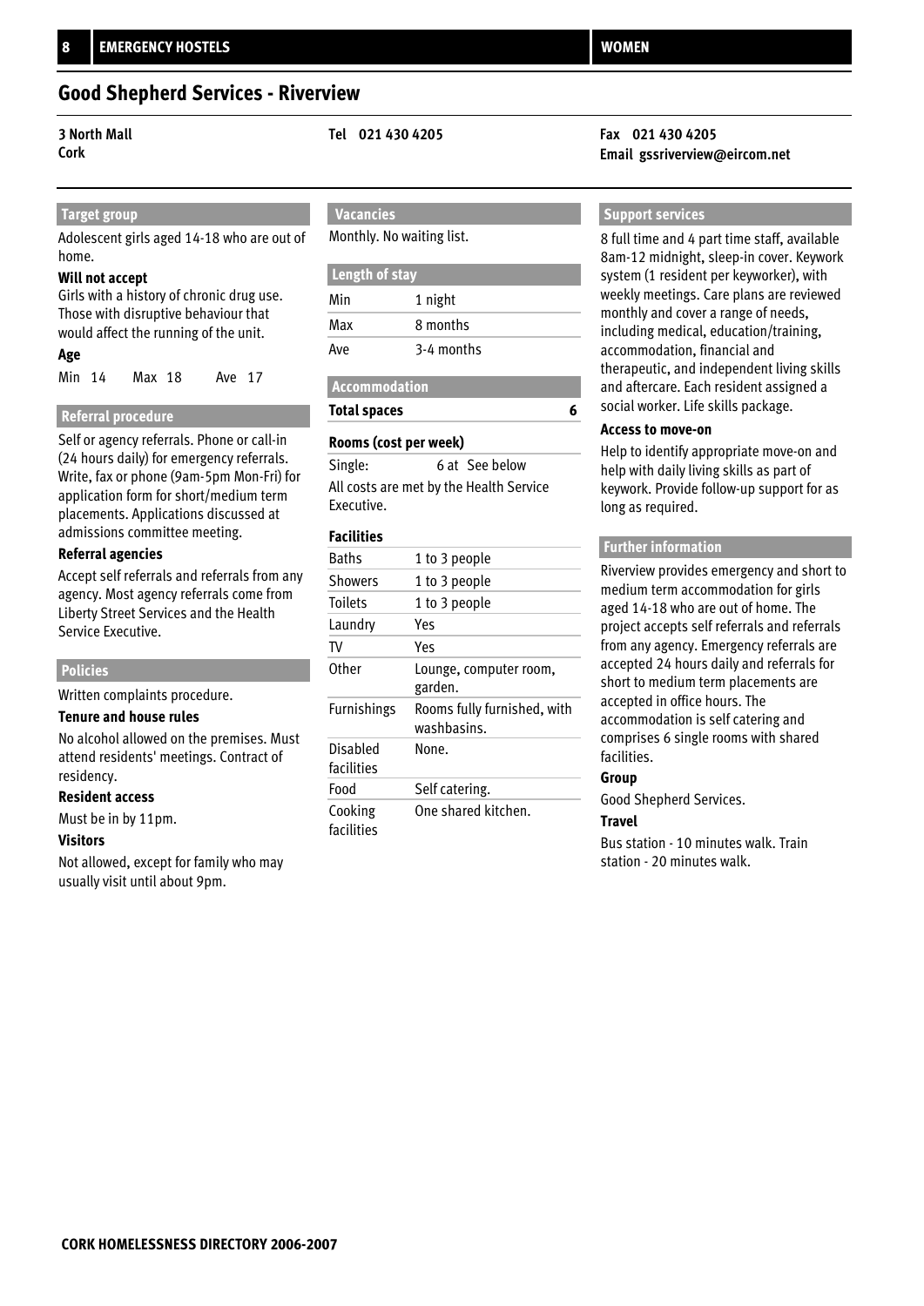## Good Shepherd Services - Riverview

**3 North Mall**
**Cork**

**Tel 021 430 4205**

**Fax 021 430 4205**
**Email gssriverview@eircom.net**

### Target group

Adolescent girls aged 14-18 who are out of home.

**Will not accept**

Girls with a history of chronic drug use. Those with disruptive behaviour that would affect the running of the unit.

**Age**

Min 14 Max 18 Ave 17

### Referral procedure

Self or agency referrals. Phone or call-in (24 hours daily) for emergency referrals. Write, fax or phone (9am-5pm Mon-Fri) for application form for short/medium term placements. Applications discussed at admissions committee meeting.

**Referral agencies**

Accept self referrals and referrals from any agency. Most agency referrals come from Liberty Street Services and the Health Service Executive.

### Policies

Written complaints procedure.

**Tenure and house rules**

No alcohol allowed on the premises. Must attend residents' meetings. Contract of residency.

**Resident access**

Must be in by 11pm.

**Visitors**

Not allowed, except for family who may usually visit until about 9pm.

### Vacancies

Monthly. No waiting list.

### Length of stay

| | |
|---|---|
| Min | 1 night |
| Max | 8 months |
| Ave | 3-4 months |

### Accommodation

**Total spaces** 6

**Rooms (cost per week)**

Single: 6 at See below

All costs are met by the Health Service Executive.

**Facilities**

| | |
|---|---|
| Baths | 1 to 3 people |
| Showers | 1 to 3 people |
| Toilets | 1 to 3 people |
| Laundry | Yes |
| TV | Yes |
| Other | Lounge, computer room, garden. |
| Furnishings | Rooms fully furnished, with washbasins. |
| Disabled facilities | None. |
| Food | Self catering. |
| Cooking facilities | One shared kitchen. |

### Support services

8 full time and 4 part time staff, available 8am-12 midnight, sleep-in cover. Keywork system (1 resident per keyworker), with weekly meetings. Care plans are reviewed monthly and cover a range of needs, including medical, education/training, accommodation, financial and therapeutic, and independent living skills and aftercare. Each resident assigned a social worker. Life skills package.

**Access to move-on**

Help to identify appropriate move-on and help with daily living skills as part of keywork. Provide follow-up support for as long as required.

### Further information

Riverview provides emergency and short to medium term accommodation for girls aged 14-18 who are out of home. The project accepts self referrals and referrals from any agency. Emergency referrals are accepted 24 hours daily and referrals for short to medium term placements are accepted in office hours. The accommodation is self catering and comprises 6 single rooms with shared facilities.

**Group**

Good Shepherd Services.

**Travel**

Bus station - 10 minutes walk. Train station - 20 minutes walk.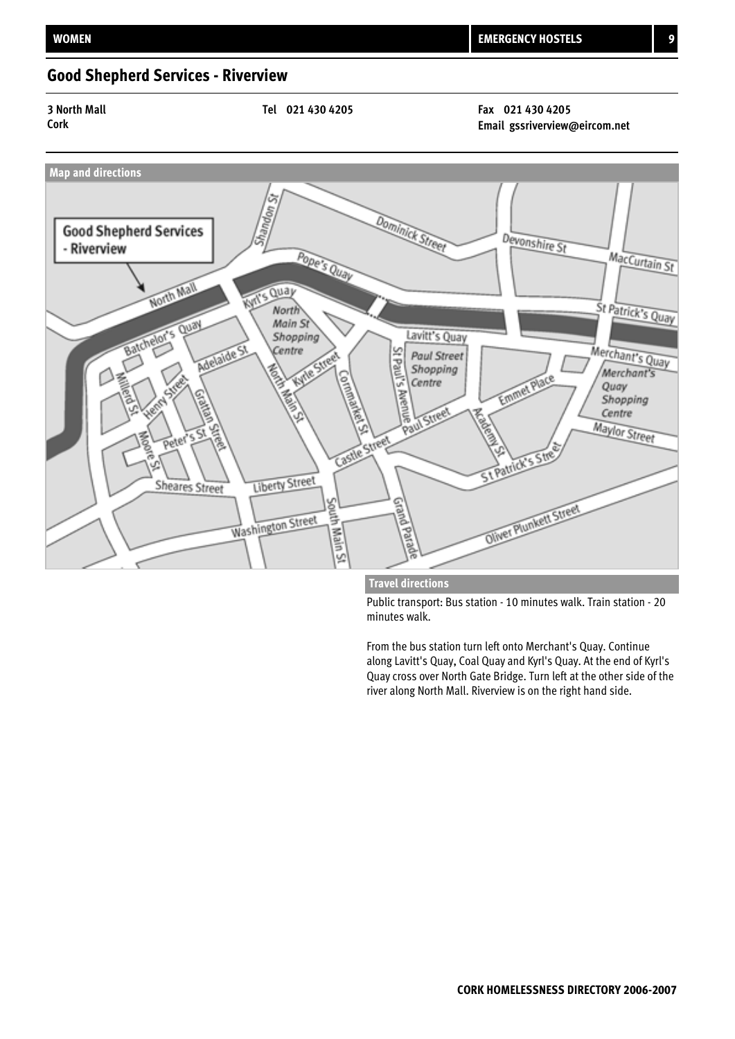## Good Shepherd Services - Riverview

**3 North Mall**
**Cork**

**Tel 021 430 4205**

**Fax 021 430 4205**
**Email gssriverview@eircom.net**

### Map and directions

### Travel directions

Public transport: Bus station - 10 minutes walk. Train station - 20 minutes walk.

From the bus station turn left onto Merchant's Quay. Continue along Lavitt's Quay, Coal Quay and Kyrl's Quay. At the end of Kyrl's Quay cross over North Gate Bridge. Turn left at the other side of the river along North Mall. Riverview is on the right hand side.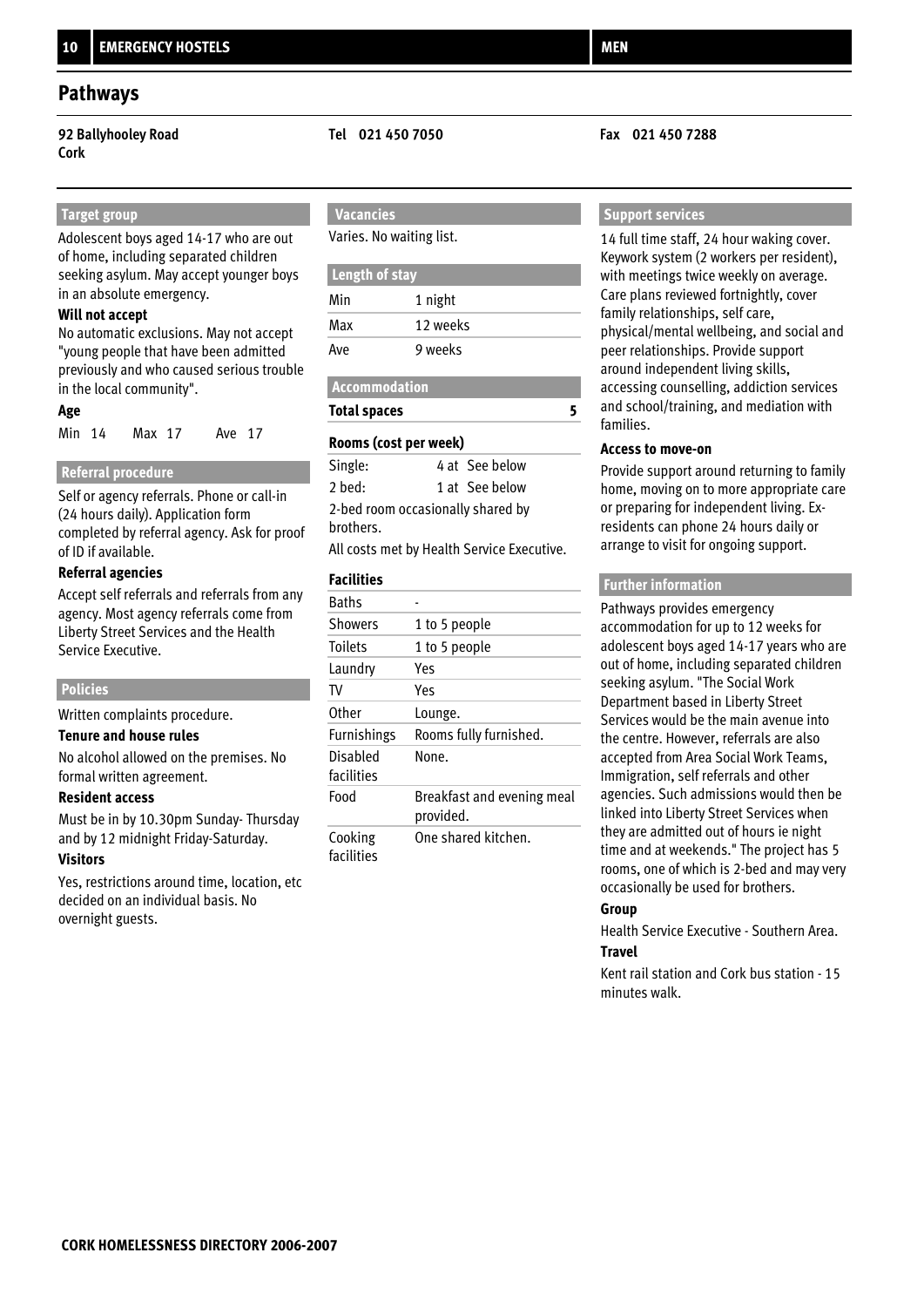## Pathways

**92 Ballyhooley Road**
**Cork**

**Tel 021 450 7050**

**Fax 021 450 7288**

### Target group

Adolescent boys aged 14-17 who are out of home, including separated children seeking asylum. May accept younger boys in an absolute emergency.

**Will not accept**

No automatic exclusions. May not accept "young people that have been admitted previously and who caused serious trouble in the local community".

**Age**

Min 14 Max 17 Ave 17

### Referral procedure

Self or agency referrals. Phone or call-in (24 hours daily). Application form completed by referral agency. Ask for proof of ID if available.

**Referral agencies**

Accept self referrals and referrals from any agency. Most agency referrals come from Liberty Street Services and the Health Service Executive.

### Policies

Written complaints procedure.

**Tenure and house rules**

No alcohol allowed on the premises. No formal written agreement.

**Resident access**

Must be in by 10.30pm Sunday- Thursday and by 12 midnight Friday-Saturday.

**Visitors**

Yes, restrictions around time, location, etc decided on an individual basis. No overnight guests.

### Vacancies

Varies. No waiting list.

### Length of stay

| | |
|---|---|
| Min | 1 night |
| Max | 12 weeks |
| Ave | 9 weeks |

### Accommodation

**Total spaces** 5

**Rooms (cost per week)**

| | | |
|---|---|---|
| Single: | 4 at | See below |
| 2 bed: | 1 at | See below |

2-bed room occasionally shared by brothers.

All costs met by Health Service Executive.

**Facilities**

| | |
|---|---|
| Baths | - |
| Showers | 1 to 5 people |
| Toilets | 1 to 5 people |
| Laundry | Yes |
| TV | Yes |
| Other | Lounge. |
| Furnishings | Rooms fully furnished. |
| Disabled facilities | None. |
| Food | Breakfast and evening meal provided. |
| Cooking facilities | One shared kitchen. |

### Support services

14 full time staff, 24 hour waking cover. Keywork system (2 workers per resident), with meetings twice weekly on average. Care plans reviewed fortnightly, cover family relationships, self care, physical/mental wellbeing, and social and peer relationships. Provide support around independent living skills, accessing counselling, addiction services and school/training, and mediation with families.

**Access to move-on**

Provide support around returning to family home, moving on to more appropriate care or preparing for independent living. Ex-residents can phone 24 hours daily or arrange to visit for ongoing support.

### Further information

Pathways provides emergency accommodation for up to 12 weeks for adolescent boys aged 14-17 years who are out of home, including separated children seeking asylum. "The Social Work Department based in Liberty Street Services would be the main avenue into the centre. However, referrals are also accepted from Area Social Work Teams, Immigration, self referrals and other agencies. Such admissions would then be linked into Liberty Street Services when they are admitted out of hours ie night time and at weekends." The project has 5 rooms, one of which is 2-bed and may very occasionally be used for brothers.

**Group**

Health Service Executive - Southern Area.

**Travel**

Kent rail station and Cork bus station - 15 minutes walk.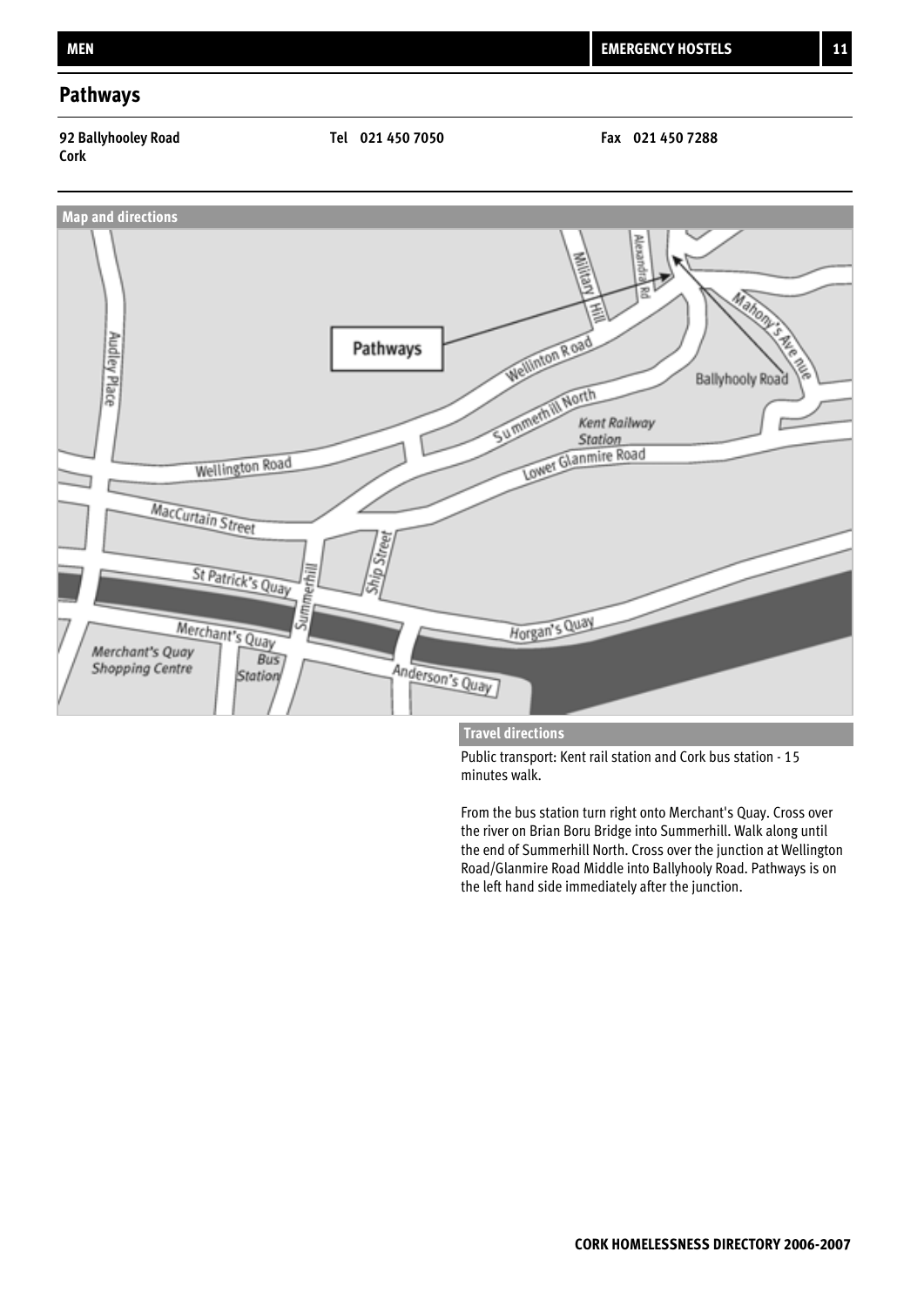## Pathways

**92 Ballyhooley Road**
**Cork**

**Tel 021 450 7050**

**Fax 021 450 7288**

### Map and directions

### Travel directions

Public transport: Kent rail station and Cork bus station - 15 minutes walk.

From the bus station turn right onto Merchant's Quay. Cross over the river on Brian Boru Bridge into Summerhill. Walk along until the end of Summerhill North. Cross over the junction at Wellington Road/Glanmire Road Middle into Ballyhooly Road. Pathways is on the left hand side immediately after the junction.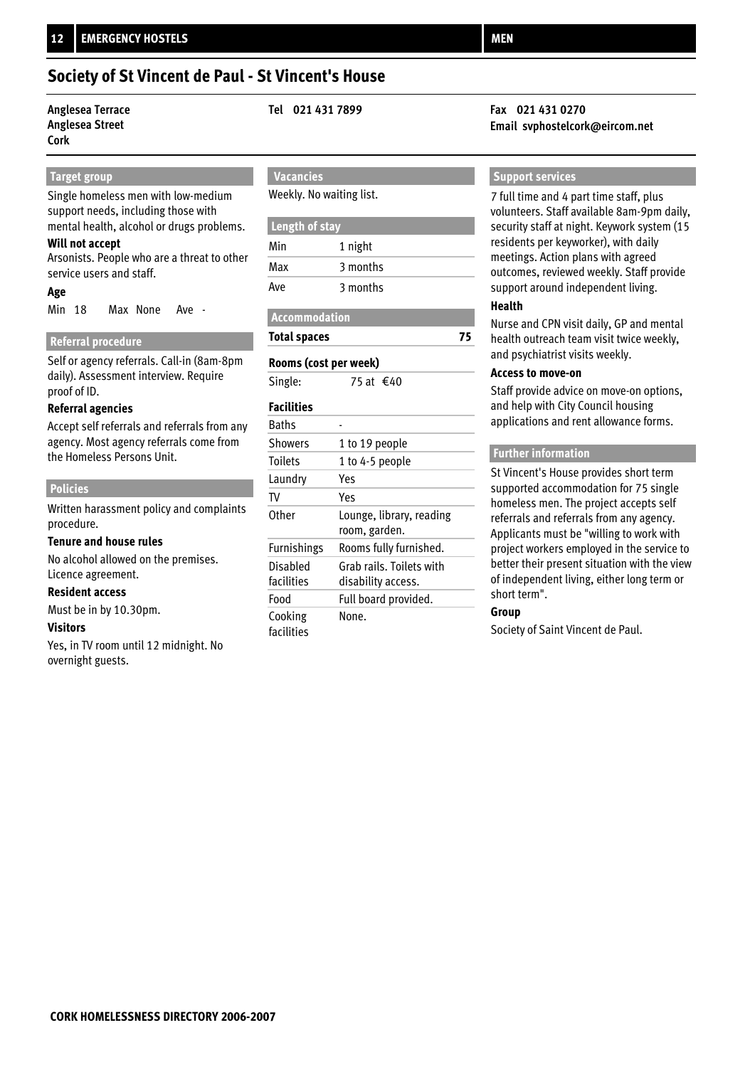# Society of St Vincent de Paul - St Vincent's House

**Anglesea Terrace**
**Anglesea Street**
**Cork**

**Tel 021 431 7899**

**Fax 021 431 0270**
**Email svphostelcork@eircom.net**

## Target group

Single homeless men with low-medium support needs, including those with mental health, alcohol or drugs problems.

### Will not accept

Arsonists. People who are a threat to other service users and staff.

### Age

Min 18 Max None Ave -

## Referral procedure

Self or agency referrals. Call-in (8am-8pm daily). Assessment interview. Require proof of ID.

### Referral agencies

Accept self referrals and referrals from any agency. Most agency referrals come from the Homeless Persons Unit.

## Policies

Written harassment policy and complaints procedure.

### Tenure and house rules

No alcohol allowed on the premises. Licence agreement.

### Resident access

Must be in by 10.30pm.

### Visitors

Yes, in TV room until 12 midnight. No overnight guests.

## Vacancies

Weekly. No waiting list.

## Length of stay

| | |
|---|---|
| Min | 1 night |
| Max | 3 months |
| Ave | 3 months |

## Accommodation

**Total spaces** 75

### Rooms (cost per week)

Single: 75 at €40

### Facilities

| | |
|---|---|
| Baths | - |
| Showers | 1 to 19 people |
| Toilets | 1 to 4-5 people |
| Laundry | Yes |
| TV | Yes |
| Other | Lounge, library, reading room, garden. |
| Furnishings | Rooms fully furnished. |
| Disabled facilities | Grab rails. Toilets with disability access. |
| Food | Full board provided. |
| Cooking facilities | None. |

## Support services

7 full time and 4 part time staff, plus volunteers. Staff available 8am-9pm daily, security staff at night. Keywork system (15 residents per keyworker), with daily meetings. Action plans with agreed outcomes, reviewed weekly. Staff provide support around independent living.

### Health

Nurse and CPN visit daily, GP and mental health outreach team visit twice weekly, and psychiatrist visits weekly.

### Access to move-on

Staff provide advice on move-on options, and help with City Council housing applications and rent allowance forms.

## Further information

St Vincent's House provides short term supported accommodation for 75 single homeless men. The project accepts self referrals and referrals from any agency. Applicants must be "willing to work with project workers employed in the service to better their present situation with the view of independent living, either long term or short term".

### Group

Society of Saint Vincent de Paul.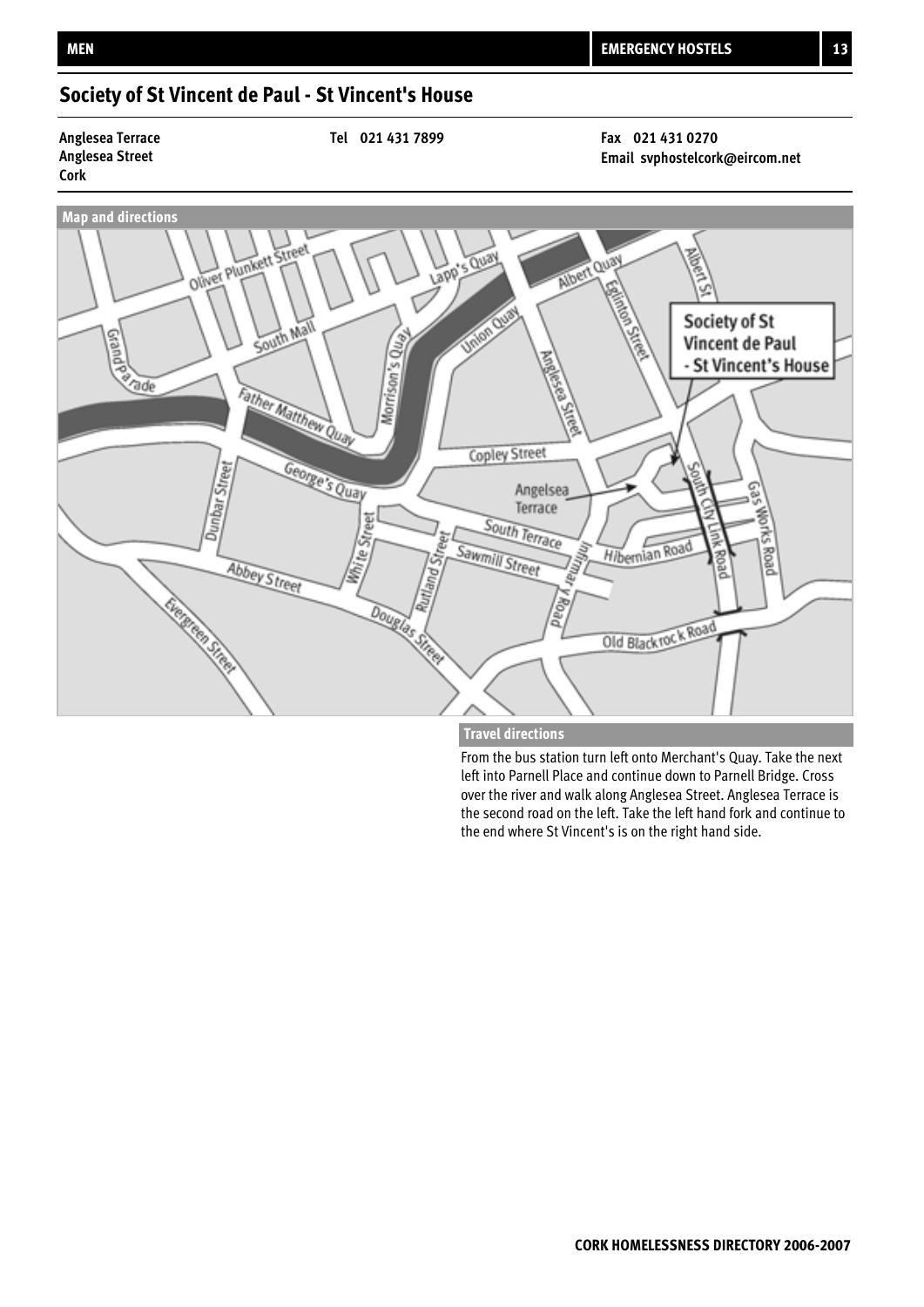## Society of St Vincent de Paul - St Vincent's House

**Anglesea Terrace**
**Anglesea Street**
**Cork**

**Tel 021 431 7899**

**Fax 021 431 0270**
**Email svphostelcork@eircom.net**

**Map and directions**

**Travel directions**

From the bus station turn left onto Merchant's Quay. Take the next left into Parnell Place and continue down to Parnell Bridge. Cross over the river and walk along Anglesea Street. Anglesea Terrace is the second road on the left. Take the left hand fork and continue to the end where St Vincent's is on the right hand side.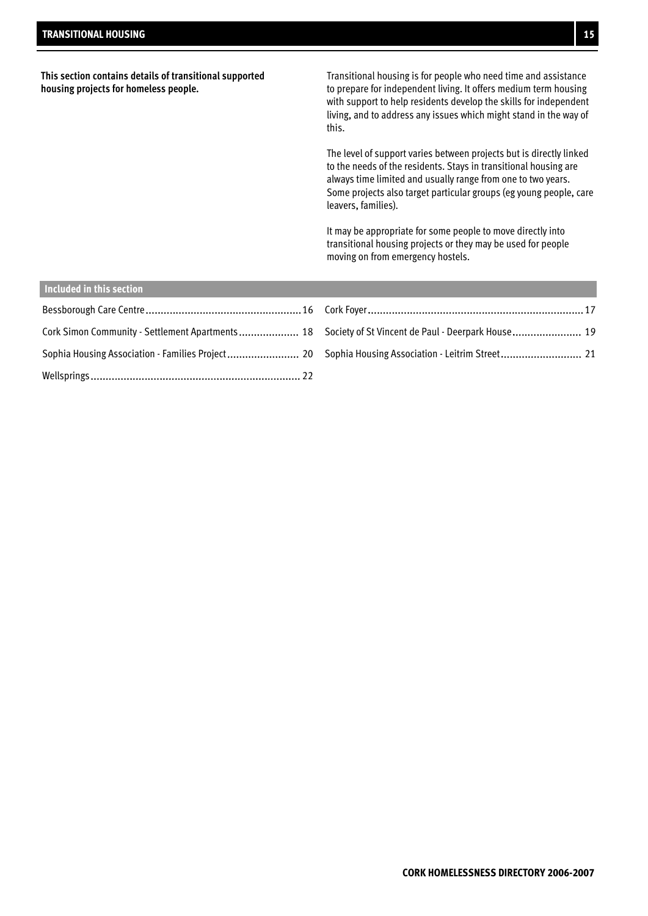**This section contains details of transitional supported housing projects for homeless people.**

Transitional housing is for people who need time and assistance to prepare for independent living. It offers medium term housing with support to help residents develop the skills for independent living, and to address any issues which might stand in the way of this.

The level of support varies between projects but is directly linked to the needs of the residents. Stays in transitional housing are always time limited and usually range from one to two years. Some projects also target particular groups (eg young people, care leavers, families).

It may be appropriate for some people to move directly into transitional housing projects or they may be used for people moving on from emergency hostels.

## Included in this section

- Bessborough Care Centre ........ 16
- Cork Foyer ........ 17
- Cork Simon Community - Settlement Apartments ........ 18
- Society of St Vincent de Paul - Deerpark House ........ 19
- Sophia Housing Association - Families Project ........ 20
- Sophia Housing Association - Leitrim Street ........ 21
- Wellsprings ........ 22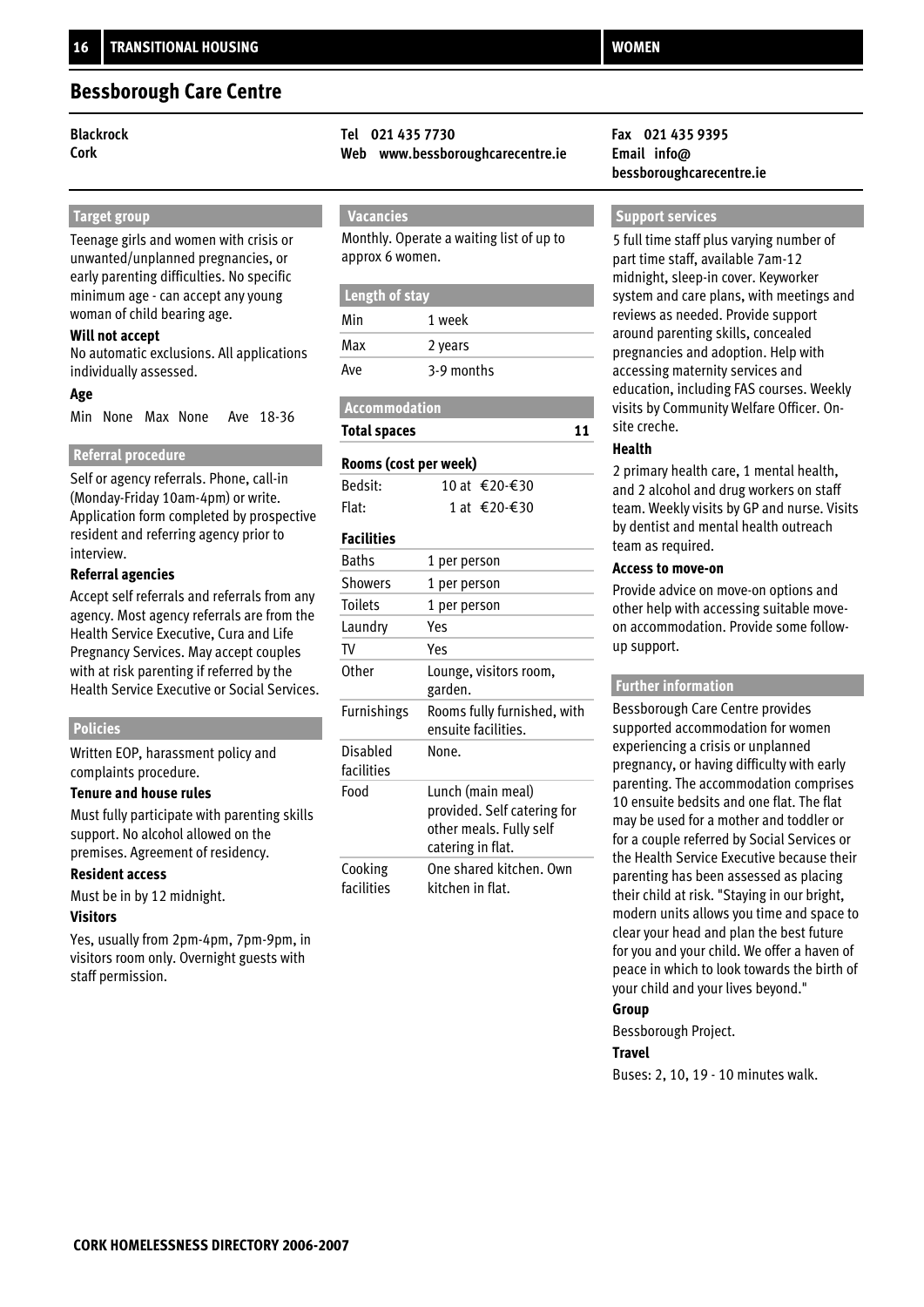# Bessborough Care Centre

**Blackrock**
**Cork**

**Tel 021 435 7730**
**Web www.bessboroughcarecentre.ie**

**Fax 021 435 9395**
**Email info@bessboroughcarecentre.ie**

## Target group

Teenage girls and women with crisis or unwanted/unplanned pregnancies, or early parenting difficulties. No specific minimum age - can accept any young woman of child bearing age.

**Will not accept**

No automatic exclusions. All applications individually assessed.

**Age**

Min None Max None Ave 18-36

## Referral procedure

Self or agency referrals. Phone, call-in (Monday-Friday 10am-4pm) or write. Application form completed by prospective resident and referring agency prior to interview.

**Referral agencies**

Accept self referrals and referrals from any agency. Most agency referrals are from the Health Service Executive, Cura and Life Pregnancy Services. May accept couples with at risk parenting if referred by the Health Service Executive or Social Services.

## Policies

Written EOP, harassment policy and complaints procedure.

**Tenure and house rules**

Must fully participate with parenting skills support. No alcohol allowed on the premises. Agreement of residency.

**Resident access**

Must be in by 12 midnight.

**Visitors**

Yes, usually from 2pm-4pm, 7pm-9pm, in visitors room only. Overnight guests with staff permission.

## Vacancies

Monthly. Operate a waiting list of up to approx 6 women.

## Length of stay

| | |
|---|---|
| Min | 1 week |
| Max | 2 years |
| Ave | 3-9 months |

## Accommodation

**Total spaces** 11

**Rooms (cost per week)**

| | |
|---|---|
| Bedsit: | 10 at €20-€30 |
| Flat: | 1 at €20-€30 |

**Facilities**

| | |
|---|---|
| Baths | 1 per person |
| Showers | 1 per person |
| Toilets | 1 per person |
| Laundry | Yes |
| TV | Yes |
| Other | Lounge, visitors room, garden. |
| Furnishings | Rooms fully furnished, with ensuite facilities. |
| Disabled facilities | None. |
| Food | Lunch (main meal) provided. Self catering for other meals. Fully self catering in flat. |
| Cooking facilities | One shared kitchen. Own kitchen in flat. |

## Support services

5 full time staff plus varying number of part time staff, available 7am-12 midnight, sleep-in cover. Keyworker system and care plans, with meetings and reviews as needed. Provide support around parenting skills, concealed pregnancies and adoption. Help with accessing maternity services and education, including FAS courses. Weekly visits by Community Welfare Officer. On-site creche.

**Health**

2 primary health care, 1 mental health, and 2 alcohol and drug workers on staff team. Weekly visits by GP and nurse. Visits by dentist and mental health outreach team as required.

**Access to move-on**

Provide advice on move-on options and other help with accessing suitable move-on accommodation. Provide some follow-up support.

## Further information

Bessborough Care Centre provides supported accommodation for women experiencing a crisis or unplanned pregnancy, or having difficulty with early parenting. The accommodation comprises 10 ensuite bedsits and one flat. The flat may be used for a mother and toddler or for a couple referred by Social Services or the Health Service Executive because their parenting has been assessed as placing their child at risk. "Staying in our bright, modern units allows you time and space to clear your head and plan the best future for you and your child. We offer a haven of peace in which to look towards the birth of your child and your lives beyond."

**Group**

Bessborough Project.

**Travel**

Buses: 2, 10, 19 - 10 minutes walk.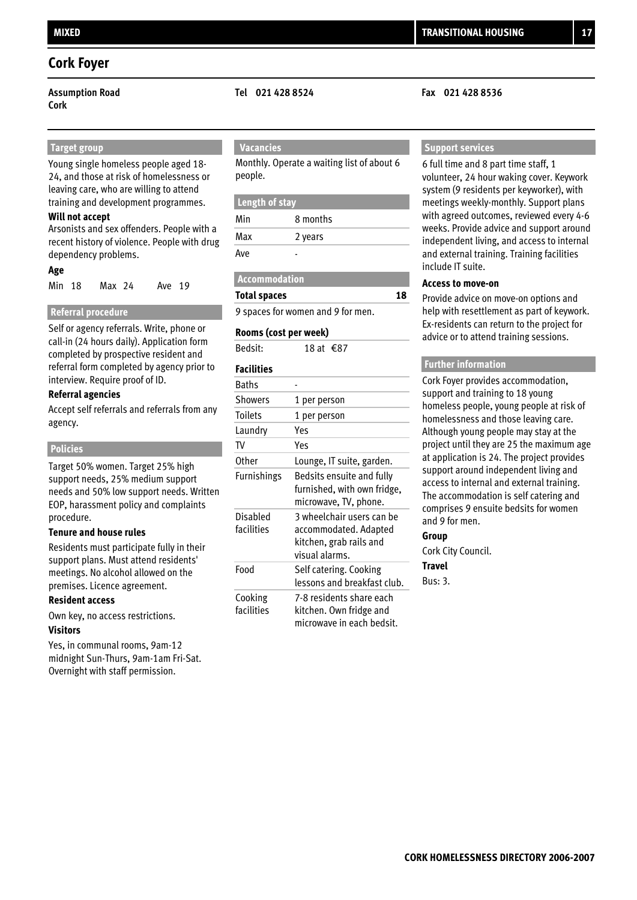# Cork Foyer

**Assumption Road**
**Cork**

**Tel 021 428 8524**

**Fax 021 428 8536**

## Target group

Young single homeless people aged 18-24, and those at risk of homelessness or leaving care, who are willing to attend training and development programmes.

**Will not accept**

Arsonists and sex offenders. People with a recent history of violence. People with drug dependency problems.

**Age**

| Min | 18 | Max | 24 | Ave | 19 |
|---|---|---|---|---|---|

## Referral procedure

Self or agency referrals. Write, phone or call-in (24 hours daily). Application form completed by prospective resident and referral form completed by agency prior to interview. Require proof of ID.

**Referral agencies**

Accept self referrals and referrals from any agency.

## Policies

Target 50% women. Target 25% high support needs, 25% medium support needs and 50% low support needs. Written EOP, harassment policy and complaints procedure.

**Tenure and house rules**

Residents must participate fully in their support plans. Must attend residents' meetings. No alcohol allowed on the premises. Licence agreement.

**Resident access**

Own key, no access restrictions.

**Visitors**

Yes, in communal rooms, 9am-12 midnight Sun-Thurs, 9am-1am Fri-Sat. Overnight with staff permission.

## Vacancies

Monthly. Operate a waiting list of about 6 people.

## Length of stay

| | |
|---|---|
| Min | 8 months |
| Max | 2 years |
| Ave | - |

## Accommodation

**Total spaces** **18**

9 spaces for women and 9 for men.

**Rooms (cost per week)**

| | |
|---|---|
| Bedsit: | 18 at €87 |

**Facilities**

| | |
|---|---|
| Baths | - |
| Showers | 1 per person |
| Toilets | 1 per person |
| Laundry | Yes |
| TV | Yes |
| Other | Lounge, IT suite, garden. |
| Furnishings | Bedsits ensuite and fully furnished, with own fridge, microwave, TV, phone. |
| Disabled facilities | 3 wheelchair users can be accommodated. Adapted kitchen, grab rails and visual alarms. |
| Food | Self catering. Cooking lessons and breakfast club. |
| Cooking facilities | 7-8 residents share each kitchen. Own fridge and microwave in each bedsit. |

## Support services

6 full time and 8 part time staff, 1 volunteer, 24 hour waking cover. Keywork system (9 residents per keyworker), with meetings weekly-monthly. Support plans with agreed outcomes, reviewed every 4-6 weeks. Provide advice and support around independent living, and access to internal and external training. Training facilities include IT suite.

**Access to move-on**

Provide advice on move-on options and help with resettlement as part of keywork. Ex-residents can return to the project for advice or to attend training sessions.

## Further information

Cork Foyer provides accommodation, support and training to 18 young homeless people, young people at risk of homelessness and those leaving care. Although young people may stay at the project until they are 25 the maximum age at application is 24. The project provides support around independent living and access to internal and external training. The accommodation is self catering and comprises 9 ensuite bedsits for women and 9 for men.

**Group**

Cork City Council.

**Travel**

Bus: 3.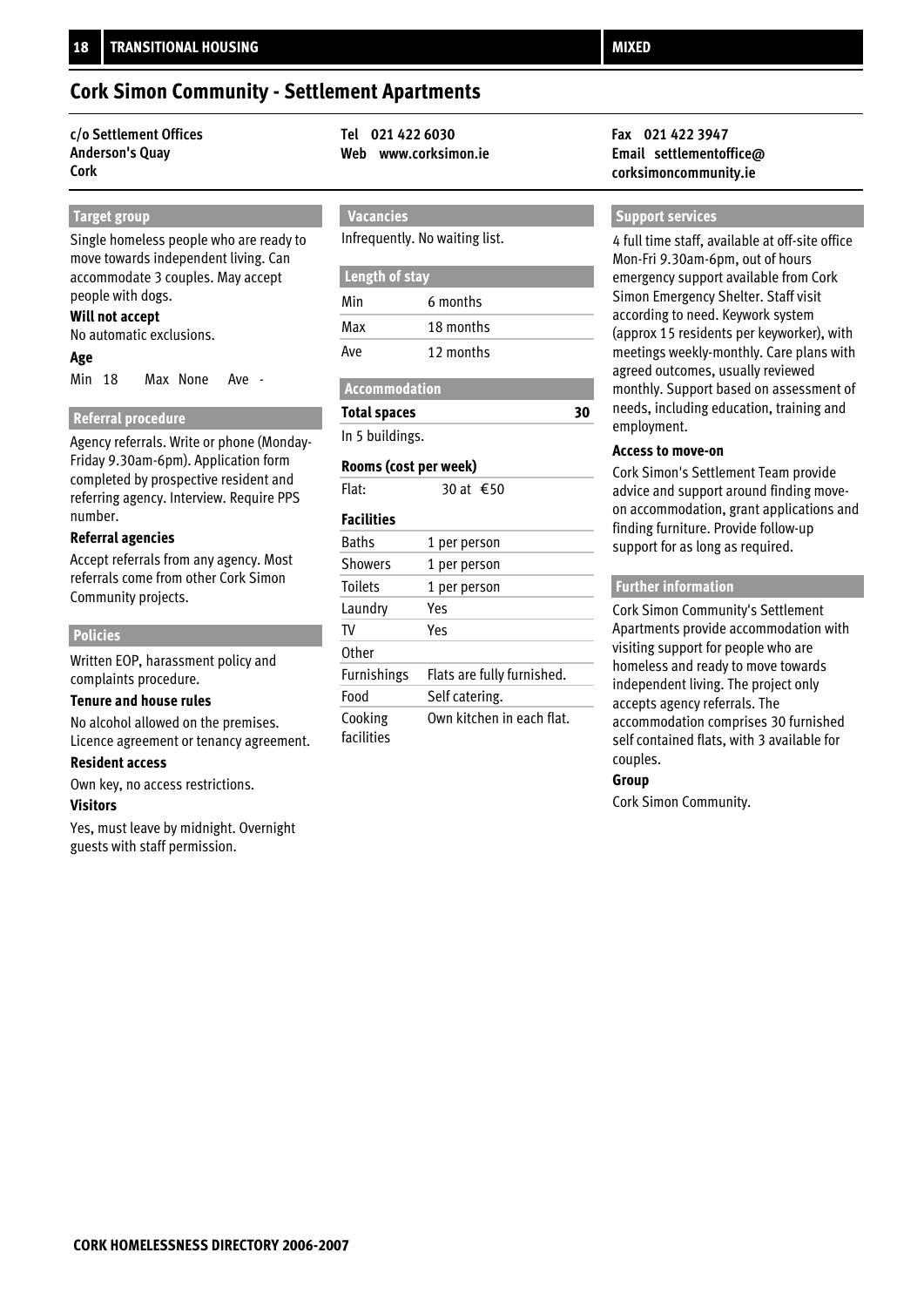# Cork Simon Community - Settlement Apartments

**c/o Settlement Offices**
**Anderson's Quay**
**Cork**

**Tel** 021 422 6030
**Web** www.corksimon.ie

**Fax** 021 422 3947
**Email** settlementoffice@corksimoncommunity.ie

## Target group

Single homeless people who are ready to move towards independent living. Can accommodate 3 couples. May accept people with dogs.

**Will not accept**

No automatic exclusions.

**Age**

Min 18 Max None Ave -

## Referral procedure

Agency referrals. Write or phone (Monday-Friday 9.30am-6pm). Application form completed by prospective resident and referring agency. Interview. Require PPS number.

**Referral agencies**

Accept referrals from any agency. Most referrals come from other Cork Simon Community projects.

## Policies

Written EOP, harassment policy and complaints procedure.

**Tenure and house rules**

No alcohol allowed on the premises. Licence agreement or tenancy agreement.

**Resident access**

Own key, no access restrictions.

**Visitors**

Yes, must leave by midnight. Overnight guests with staff permission.

## Vacancies

Infrequently. No waiting list.

## Length of stay

| | |
|---|---|
| Min | 6 months |
| Max | 18 months |
| Ave | 12 months |

## Accommodation

**Total spaces** 30

In 5 buildings.

**Rooms (cost per week)**

Flat: 30 at €50

**Facilities**

| | |
|---|---|
| Baths | 1 per person |
| Showers | 1 per person |
| Toilets | 1 per person |
| Laundry | Yes |
| TV | Yes |
| Other | |
| Furnishings | Flats are fully furnished. |
| Food | Self catering. |
| Cooking facilities | Own kitchen in each flat. |

## Support services

4 full time staff, available at off-site office Mon-Fri 9.30am-6pm, out of hours emergency support available from Cork Simon Emergency Shelter. Staff visit according to need. Keywork system (approx 15 residents per keyworker), with meetings weekly-monthly. Care plans with agreed outcomes, usually reviewed monthly. Support based on assessment of needs, including education, training and employment.

**Access to move-on**

Cork Simon's Settlement Team provide advice and support around finding move-on accommodation, grant applications and finding furniture. Provide follow-up support for as long as required.

## Further information

Cork Simon Community's Settlement Apartments provide accommodation with visiting support for people who are homeless and ready to move towards independent living. The project only accepts agency referrals. The accommodation comprises 30 furnished self contained flats, with 3 available for couples.

**Group**

Cork Simon Community.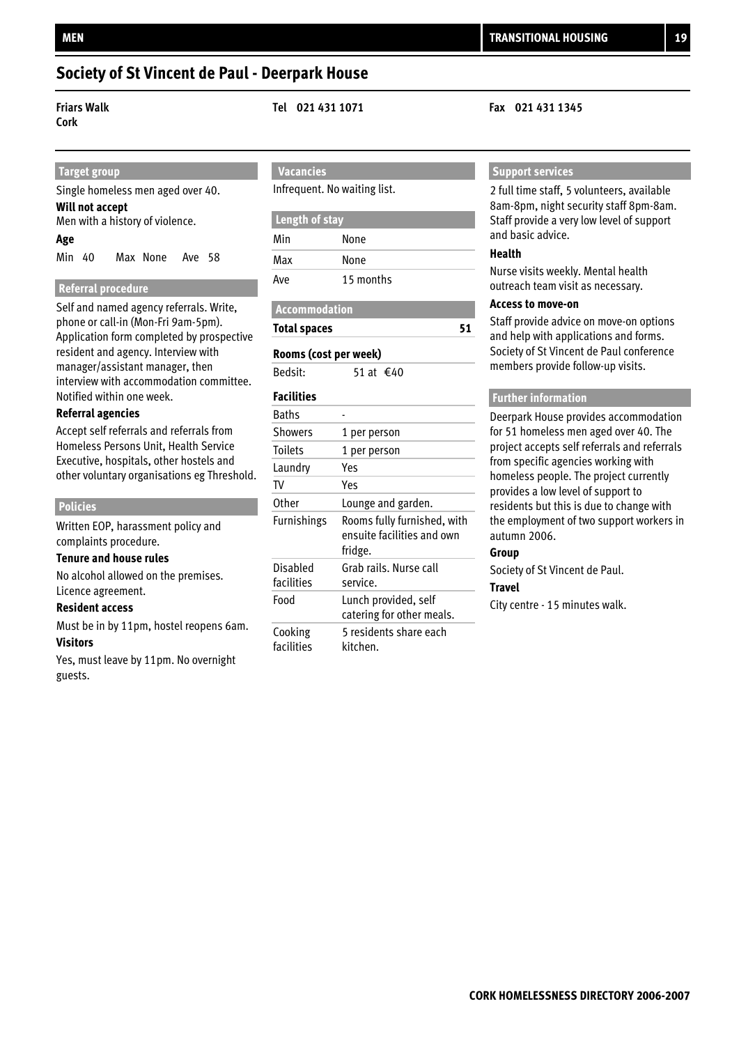# Society of St Vincent de Paul - Deerpark House

**Friars Walk**
**Cork**

**Tel 021 431 1071**

**Fax 021 431 1345**

## Target group

Single homeless men aged over 40.

**Will not accept**

Men with a history of violence.

**Age**

Min 40 Max None Ave 58

## Referral procedure

Self and named agency referrals. Write, phone or call-in (Mon-Fri 9am-5pm). Application form completed by prospective resident and agency. Interview with manager/assistant manager, then interview with accommodation committee. Notified within one week.

**Referral agencies**

Accept self referrals and referrals from Homeless Persons Unit, Health Service Executive, hospitals, other hostels and other voluntary organisations eg Threshold.

## Policies

Written EOP, harassment policy and complaints procedure.

**Tenure and house rules**

No alcohol allowed on the premises. Licence agreement.

**Resident access**

Must be in by 11pm, hostel reopens 6am.

**Visitors**

Yes, must leave by 11pm. No overnight guests.

## Vacancies

Infrequent. No waiting list.

## Length of stay

| | |
|---|---|
| Min | None |
| Max | None |
| Ave | 15 months |

## Accommodation

**Total spaces** 51

**Rooms (cost per week)**

Bedsit: 51 at €40

**Facilities**

| | |
|---|---|
| Baths | - |
| Showers | 1 per person |
| Toilets | 1 per person |
| Laundry | Yes |
| TV | Yes |
| Other | Lounge and garden. |
| Furnishings | Rooms fully furnished, with ensuite facilities and own fridge. |
| Disabled facilities | Grab rails. Nurse call service. |
| Food | Lunch provided, self catering for other meals. |
| Cooking facilities | 5 residents share each kitchen. |

## Support services

2 full time staff, 5 volunteers, available 8am-8pm, night security staff 8pm-8am. Staff provide a very low level of support and basic advice.

**Health**

Nurse visits weekly. Mental health outreach team visit as necessary.

**Access to move-on**

Staff provide advice on move-on options and help with applications and forms. Society of St Vincent de Paul conference members provide follow-up visits.

## Further information

Deerpark House provides accommodation for 51 homeless men aged over 40. The project accepts self referrals and referrals from specific agencies working with homeless people. The project currently provides a low level of support to residents but this is due to change with the employment of two support workers in autumn 2006.

**Group**

Society of St Vincent de Paul.

**Travel**

City centre - 15 minutes walk.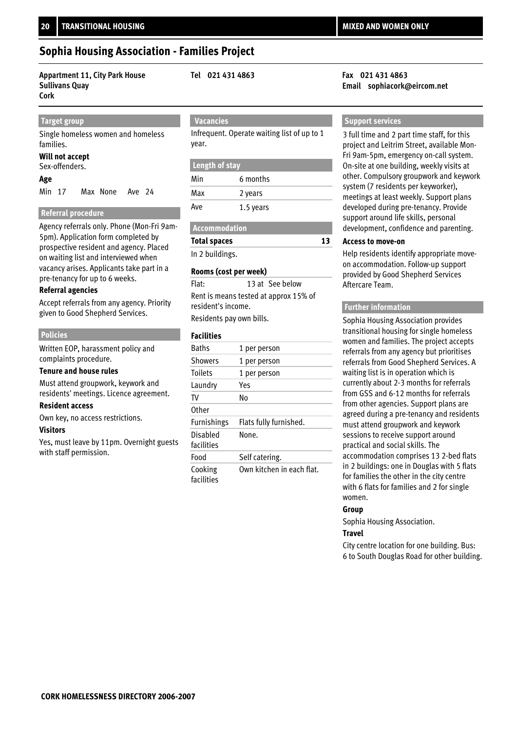## Sophia Housing Association - Families Project

**Appartment 11, City Park House**
**Sullivans Quay**
**Cork**

**Tel 021 431 4863**

**Fax 021 431 4863**
**Email sophiacork@eircom.net**

### Target group

Single homeless women and homeless families.

**Will not accept**
Sex-offenders.

**Age**
Min 17 Max None Ave 24

### Referral procedure

Agency referrals only. Phone (Mon-Fri 9am-5pm). Application form completed by prospective resident and agency. Placed on waiting list and interviewed when vacancy arises. Applicants take part in a pre-tenancy for up to 6 weeks.

**Referral agencies**

Accept referrals from any agency. Priority given to Good Shepherd Services.

### Policies

Written EOP, harassment policy and complaints procedure.

**Tenure and house rules**

Must attend groupwork, keywork and residents' meetings. Licence agreement.

**Resident access**

Own key, no access restrictions.

**Visitors**

Yes, must leave by 11pm. Overnight guests with staff permission.

### Vacancies

Infrequent. Operate waiting list of up to 1 year.

### Length of stay

| | |
|---|---|
| Min | 6 months |
| Max | 2 years |
| Ave | 1.5 years |

### Accommodation

**Total spaces** **13**

In 2 buildings.

**Rooms (cost per week)**

Flat: 13 at See below

Rent is means tested at approx 15% of resident's income.

Residents pay own bills.

**Facilities**

| | |
|---|---|
| Baths | 1 per person |
| Showers | 1 per person |
| Toilets | 1 per person |
| Laundry | Yes |
| TV | No |
| Other | |
| Furnishings | Flats fully furnished. |
| Disabled facilities | None. |
| Food | Self catering. |
| Cooking facilities | Own kitchen in each flat. |

### Support services

3 full time and 2 part time staff, for this project and Leitrim Street, available Mon-Fri 9am-5pm, emergency on-call system. On-site at one building, weekly visits at other. Compulsory groupwork and keywork system (7 residents per keyworker), meetings at least weekly. Support plans developed during pre-tenancy. Provide support around life skills, personal development, confidence and parenting.

**Access to move-on**

Help residents identify appropriate move-on accommodation. Follow-up support provided by Good Shepherd Services Aftercare Team.

### Further information

Sophia Housing Association provides transitional housing for single homeless women and families. The project accepts referrals from any agency but prioritises referrals from Good Shepherd Services. A waiting list is in operation which is currently about 2-3 months for referrals from GSS and 6-12 months for referrals from other agencies. Support plans are agreed during a pre-tenancy and residents must attend groupwork and keywork sessions to receive support around practical and social skills. The accommodation comprises 13 2-bed flats in 2 buildings: one in Douglas with 5 flats for families the other in the city centre with 6 flats for families and 2 for single women.

**Group**

Sophia Housing Association.

**Travel**

City centre location for one building. Bus: 6 to South Douglas Road for other building.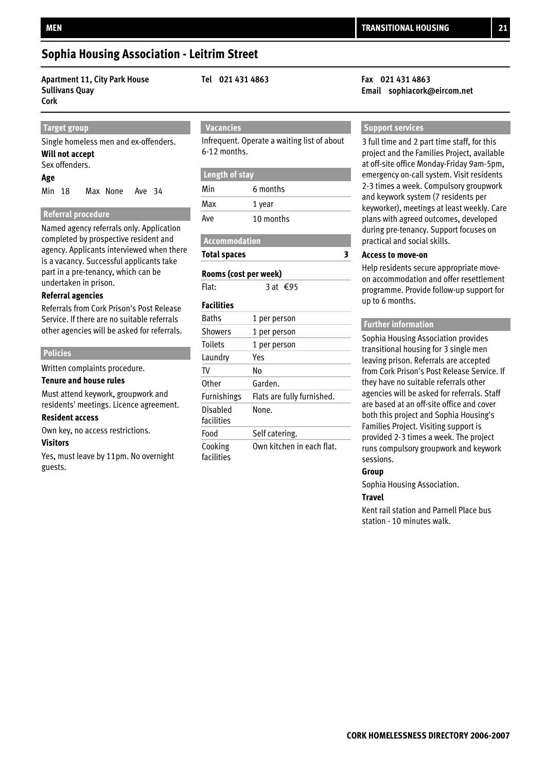# Sophia Housing Association - Leitrim Street

**Apartment 11, City Park House**
**Sullivans Quay**
**Cork**

**Tel 021 431 4863**

**Fax 021 431 4863**
**Email sophiacork@eircom.net**

## Target group

Single homeless men and ex-offenders.

**Will not accept**

Sex offenders.

**Age**

Min 18 Max None Ave 34

## Referral procedure

Named agency referrals only. Application completed by prospective resident and agency. Applicants interviewed when there is a vacancy. Successful applicants take part in a pre-tenancy, which can be undertaken in prison.

**Referral agencies**

Referrals from Cork Prison's Post Release Service. If there are no suitable referrals other agencies will be asked for referrals.

## Policies

Written complaints procedure.

**Tenure and house rules**

Must attend keywork, groupwork and residents' meetings. Licence agreement.

**Resident access**

Own key, no access restrictions.

**Visitors**

Yes, must leave by 11pm. No overnight guests.

## Vacancies

Infrequent. Operate a waiting list of about 6-12 months.

## Length of stay

| | |
|---|---|
| Min | 6 months |
| Max | 1 year |
| Ave | 10 months |

## Accommodation

**Total spaces** 3

**Rooms (cost per week)**

Flat: 3 at €95

**Facilities**

| | |
|---|---|
| Baths | 1 per person |
| Showers | 1 per person |
| Toilets | 1 per person |
| Laundry | Yes |
| TV | No |
| Other | Garden. |
| Furnishings | Flats are fully furnished. |
| Disabled facilities | None. |
| Food | Self catering. |
| Cooking facilities | Own kitchen in each flat. |

## Support services

3 full time and 2 part time staff, for this project and the Families Project, available at off-site office Monday-Friday 9am-5pm, emergency on-call system. Visit residents 2-3 times a week. Compulsory groupwork and keywork system (7 residents per keyworker), meetings at least weekly. Care plans with agreed outcomes, developed during pre-tenancy. Support focuses on practical and social skills.

**Access to move-on**

Help residents secure appropriate move-on accommodation and offer resettlement programme. Provide follow-up support for up to 6 months.

## Further information

Sophia Housing Association provides transitional housing for 3 single men leaving prison. Referrals are accepted from Cork Prison's Post Release Service. If they have no suitable referrals other agencies will be asked for referrals. Staff are based at an off-site office and cover both this project and Sophia Housing's Families Project. Visiting support is provided 2-3 times a week. The project runs compulsory groupwork and keywork sessions.

**Group**

Sophia Housing Association.

**Travel**

Kent rail station and Parnell Place bus station - 10 minutes walk.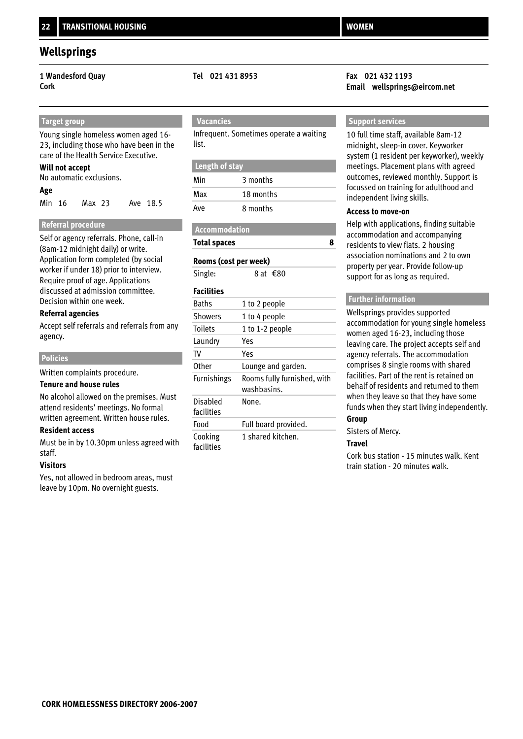# Wellsprings

**1 Wandesford Quay**
**Cork**

**Tel 021 431 8953**

**Fax 021 432 1193**
**Email wellsprings@eircom.net**

## Target group

Young single homeless women aged 16-23, including those who have been in the care of the Health Service Executive.

**Will not accept**

No automatic exclusions.

**Age**

Min 16 Max 23 Ave 18.5

## Referral procedure

Self or agency referrals. Phone, call-in (8am-12 midnight daily) or write. Application form completed (by social worker if under 18) prior to interview. Require proof of age. Applications discussed at admission committee. Decision within one week.

**Referral agencies**

Accept self referrals and referrals from any agency.

## Policies

Written complaints procedure.

**Tenure and house rules**

No alcohol allowed on the premises. Must attend residents' meetings. No formal written agreement. Written house rules.

**Resident access**

Must be in by 10.30pm unless agreed with staff.

**Visitors**

Yes, not allowed in bedroom areas, must leave by 10pm. No overnight guests.

## Vacancies

Infrequent. Sometimes operate a waiting list.

## Length of stay

| | |
|---|---|
| Min | 3 months |
| Max | 18 months |
| Ave | 8 months |

## Accommodation

**Total spaces** 8

**Rooms (cost per week)**

Single: 8 at €80

**Facilities**

| | |
|---|---|
| Baths | 1 to 2 people |
| Showers | 1 to 4 people |
| Toilets | 1 to 1-2 people |
| Laundry | Yes |
| TV | Yes |
| Other | Lounge and garden. |
| Furnishings | Rooms fully furnished, with washbasins. |
| Disabled facilities | None. |
| Food | Full board provided. |
| Cooking facilities | 1 shared kitchen. |

## Support services

10 full time staff, available 8am-12 midnight, sleep-in cover. Keyworker system (1 resident per keyworker), weekly meetings. Placement plans with agreed outcomes, reviewed monthly. Support is focussed on training for adulthood and independent living skills.

**Access to move-on**

Help with applications, finding suitable accommodation and accompanying residents to view flats. 2 housing association nominations and 2 to own property per year. Provide follow-up support for as long as required.

## Further information

Wellsprings provides supported accommodation for young single homeless women aged 16-23, including those leaving care. The project accepts self and agency referrals. The accommodation comprises 8 single rooms with shared facilities. Part of the rent is retained on behalf of residents and returned to them when they leave so that they have some funds when they start living independently.

**Group**

Sisters of Mercy.

**Travel**

Cork bus station - 15 minutes walk. Kent train station - 20 minutes walk.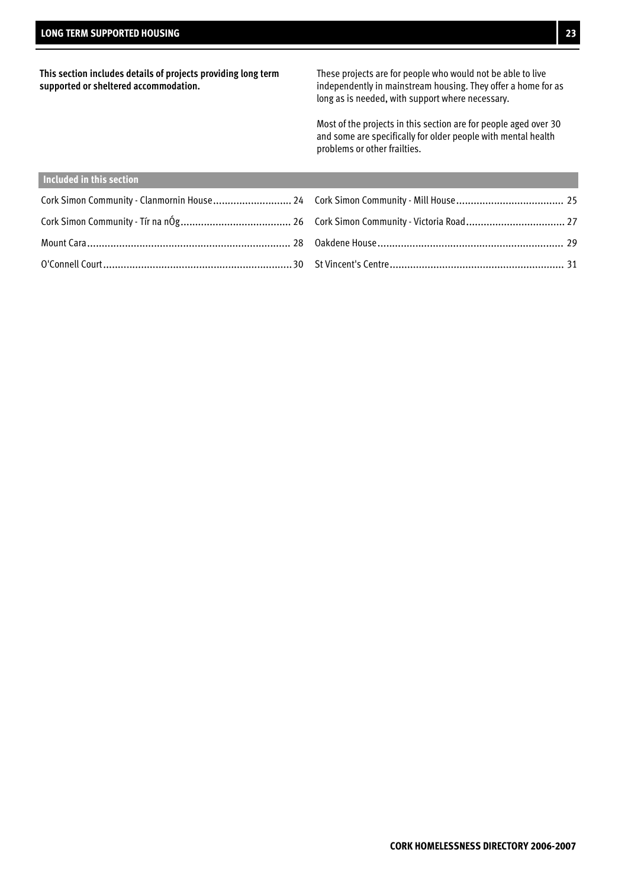# LONG TERM SUPPORTED HOUSING

**This section includes details of projects providing long term supported or sheltered accommodation.**

These projects are for people who would not be able to live independently in mainstream housing. They offer a home for as long as is needed, with support where necessary.

Most of the projects in this section are for people aged over 30 and some are specifically for older people with mental health problems or other frailties.

## Included in this section

- Cork Simon Community - Clanmornin House .......... 24
- Cork Simon Community - Mill House .......... 25
- Cork Simon Community - Tír na nÓg .......... 26
- Cork Simon Community - Victoria Road .......... 27
- Mount Cara .......... 28
- Oakdene House .......... 29
- O'Connell Court .......... 30
- St Vincent's Centre .......... 31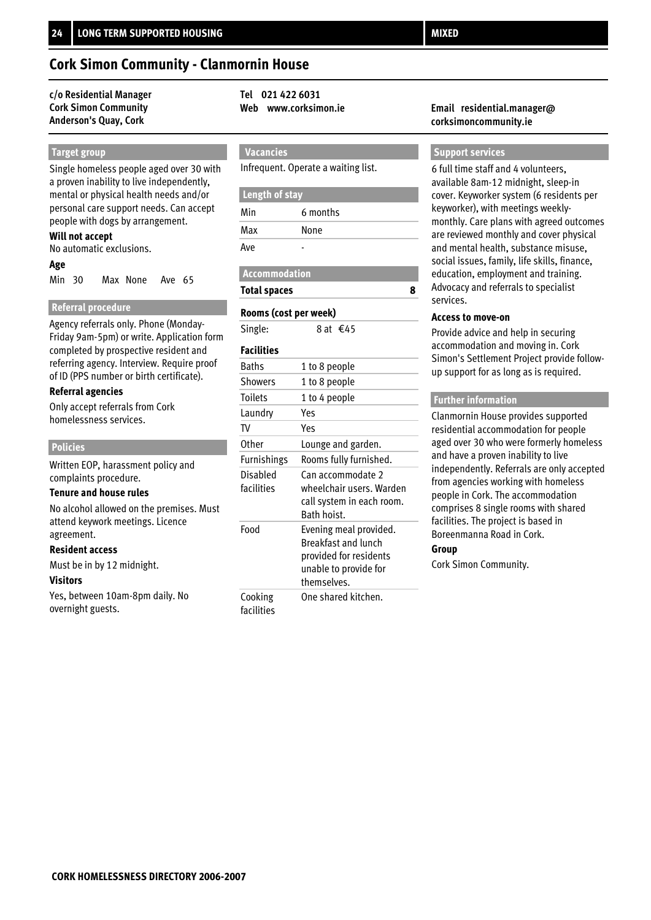# Cork Simon Community - Clanmornin House

**c/o Residential Manager**
**Cork Simon Community**
**Anderson's Quay, Cork**

**Tel 021 422 6031**
**Web www.corksimon.ie**

**Email residential.manager@corksimoncommunity.ie**

## Target group

Single homeless people aged over 30 with a proven inability to live independently, mental or physical health needs and/or personal care support needs. Can accept people with dogs by arrangement.

**Will not accept**

No automatic exclusions.

**Age**

Min 30 Max None Ave 65

## Referral procedure

Agency referrals only. Phone (Monday-Friday 9am-5pm) or write. Application form completed by prospective resident and referring agency. Interview. Require proof of ID (PPS number or birth certificate).

**Referral agencies**

Only accept referrals from Cork homelessness services.

## Policies

Written EOP, harassment policy and complaints procedure.

**Tenure and house rules**

No alcohol allowed on the premises. Must attend keywork meetings. Licence agreement.

**Resident access**

Must be in by 12 midnight.

**Visitors**

Yes, between 10am-8pm daily. No overnight guests.

## Vacancies

Infrequent. Operate a waiting list.

## Length of stay

| | |
|---|---|
| Min | 6 months |
| Max | None |
| Ave | - |

## Accommodation

**Total spaces** 8

**Rooms (cost per week)**

Single: 8 at €45

**Facilities**

| | |
|---|---|
| Baths | 1 to 8 people |
| Showers | 1 to 8 people |
| Toilets | 1 to 4 people |
| Laundry | Yes |
| TV | Yes |
| Other | Lounge and garden. |
| Furnishings | Rooms fully furnished. |
| Disabled facilities | Can accommodate 2 wheelchair users. Warden call system in each room. Bath hoist. |
| Food | Evening meal provided. Breakfast and lunch provided for residents unable to provide for themselves. |
| Cooking facilities | One shared kitchen. |

## Support services

6 full time staff and 4 volunteers, available 8am-12 midnight, sleep-in cover. Keyworker system (6 residents per keyworker), with meetings weekly-monthly. Care plans with agreed outcomes are reviewed monthly and cover physical and mental health, substance misuse, social issues, family, life skills, finance, education, employment and training. Advocacy and referrals to specialist services.

**Access to move-on**

Provide advice and help in securing accommodation and moving in. Cork Simon's Settlement Project provide follow-up support for as long as is required.

## Further information

Clanmornin House provides supported residential accommodation for people aged over 30 who were formerly homeless and have a proven inability to live independently. Referrals are only accepted from agencies working with homeless people in Cork. The accommodation comprises 8 single rooms with shared facilities. The project is based in Boreenmanna Road in Cork.

**Group**

Cork Simon Community.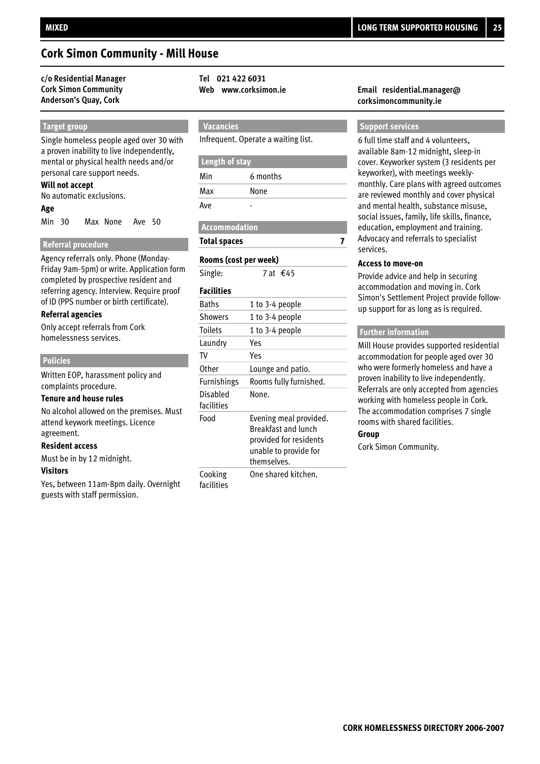# Cork Simon Community - Mill House

**c/o Residential Manager**
**Cork Simon Community**
**Anderson's Quay, Cork**

**Tel 021 422 6031**
**Web www.corksimon.ie**

**Email residential.manager@corksimoncommunity.ie**

## Target group

Single homeless people aged over 30 with a proven inability to live independently, mental or physical health needs and/or personal care support needs.

**Will not accept**

No automatic exclusions.

**Age**

Min 30 Max None Ave 50

## Referral procedure

Agency referrals only. Phone (Monday-Friday 9am-5pm) or write. Application form completed by prospective resident and referring agency. Interview. Require proof of ID (PPS number or birth certificate).

**Referral agencies**

Only accept referrals from Cork homelessness services.

## Policies

Written EOP, harassment policy and complaints procedure.

**Tenure and house rules**

No alcohol allowed on the premises. Must attend keywork meetings. Licence agreement.

**Resident access**

Must be in by 12 midnight.

**Visitors**

Yes, between 11am-8pm daily. Overnight guests with staff permission.

## Vacancies

Infrequent. Operate a waiting list.

## Length of stay

| | |
|---|---|
| Min | 6 months |
| Max | None |
| Ave | - |

## Accommodation

**Total spaces** 7

**Rooms (cost per week)**

Single: 7 at €45

**Facilities**

| | |
|---|---|
| Baths | 1 to 3-4 people |
| Showers | 1 to 3-4 people |
| Toilets | 1 to 3-4 people |
| Laundry | Yes |
| TV | Yes |
| Other | Lounge and patio. |
| Furnishings | Rooms fully furnished. |
| Disabled facilities | None. |
| Food | Evening meal provided. Breakfast and lunch provided for residents unable to provide for themselves. |
| Cooking facilities | One shared kitchen. |

## Support services

6 full time staff and 4 volunteers, available 8am-12 midnight, sleep-in cover. Keyworker system (3 residents per keyworker), with meetings weekly-monthly. Care plans with agreed outcomes are reviewed monthly and cover physical and mental health, substance misuse, social issues, family, life skills, finance, education, employment and training. Advocacy and referrals to specialist services.

**Access to move-on**

Provide advice and help in securing accommodation and moving in. Cork Simon's Settlement Project provide follow-up support for as long as is required.

## Further information

Mill House provides supported residential accommodation for people aged over 30 who were formerly homeless and have a proven inability to live independently. Referrals are only accepted from agencies working with homeless people in Cork. The accommodation comprises 7 single rooms with shared facilities.

**Group**

Cork Simon Community.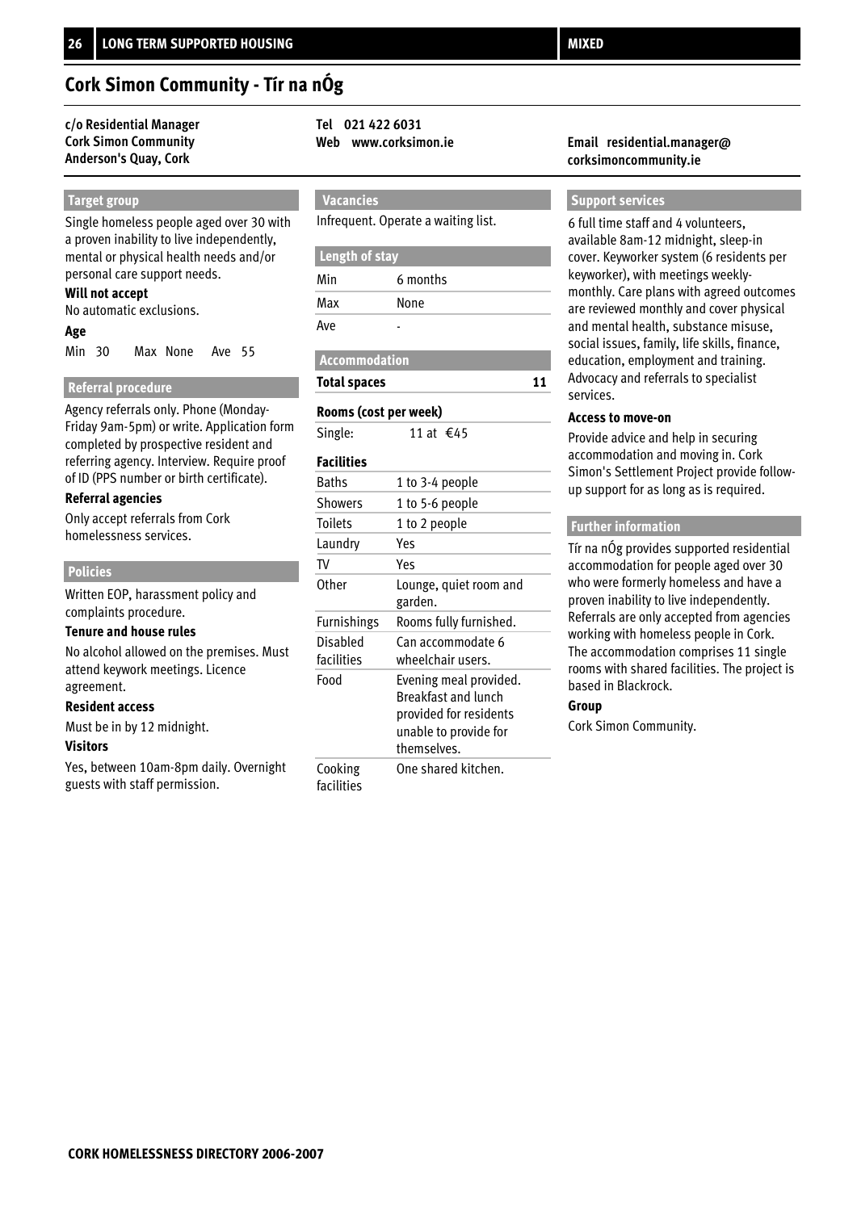# Cork Simon Community - Tír na nÓg

**c/o Residential Manager**
**Cork Simon Community**
**Anderson's Quay, Cork**

**Tel 021 422 6031**
**Web www.corksimon.ie**

**Email residential.manager@corksimoncommunity.ie**

## Target group

Single homeless people aged over 30 with a proven inability to live independently, mental or physical health needs and/or personal care support needs.

**Will not accept**

No automatic exclusions.

**Age**

Min 30 Max None Ave 55

## Referral procedure

Agency referrals only. Phone (Monday-Friday 9am-5pm) or write. Application form completed by prospective resident and referring agency. Interview. Require proof of ID (PPS number or birth certificate).

**Referral agencies**

Only accept referrals from Cork homelessness services.

## Policies

Written EOP, harassment policy and complaints procedure.

**Tenure and house rules**

No alcohol allowed on the premises. Must attend keywork meetings. Licence agreement.

**Resident access**

Must be in by 12 midnight.

**Visitors**

Yes, between 10am-8pm daily. Overnight guests with staff permission.

## Vacancies

Infrequent. Operate a waiting list.

## Length of stay

| | |
|---|---|
| Min | 6 months |
| Max | None |
| Ave | - |

## Accommodation

**Total spaces** 11

**Rooms (cost per week)**

Single: 11 at €45

**Facilities**

| | |
|---|---|
| Baths | 1 to 3-4 people |
| Showers | 1 to 5-6 people |
| Toilets | 1 to 2 people |
| Laundry | Yes |
| TV | Yes |
| Other | Lounge, quiet room and garden. |
| Furnishings | Rooms fully furnished. |
| Disabled facilities | Can accommodate 6 wheelchair users. |
| Food | Evening meal provided. Breakfast and lunch provided for residents unable to provide for themselves. |
| Cooking facilities | One shared kitchen. |

## Support services

6 full time staff and 4 volunteers, available 8am-12 midnight, sleep-in cover. Keyworker system (6 residents per keyworker), with meetings weekly-monthly. Care plans with agreed outcomes are reviewed monthly and cover physical and mental health, substance misuse, social issues, family, life skills, finance, education, employment and training. Advocacy and referrals to specialist services.

**Access to move-on**

Provide advice and help in securing accommodation and moving in. Cork Simon's Settlement Project provide follow-up support for as long as is required.

## Further information

Tír na nÓg provides supported residential accommodation for people aged over 30 who were formerly homeless and have a proven inability to live independently. Referrals are only accepted from agencies working with homeless people in Cork. The accommodation comprises 11 single rooms with shared facilities. The project is based in Blackrock.

**Group**

Cork Simon Community.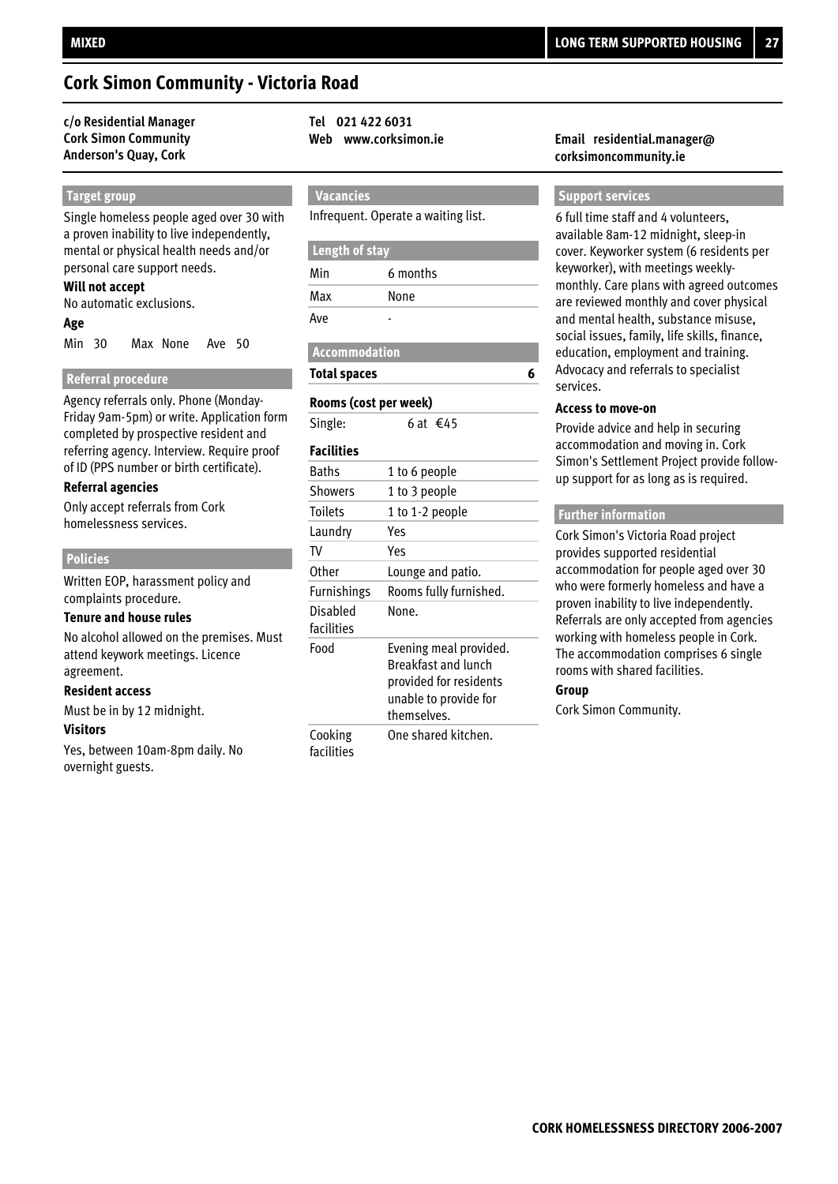# Cork Simon Community - Victoria Road

**c/o Residential Manager**
**Cork Simon Community**
**Anderson's Quay, Cork**

**Tel 021 422 6031**
**Web www.corksimon.ie**

**Email residential.manager@corksimoncommunity.ie**

## Target group

Single homeless people aged over 30 with a proven inability to live independently, mental or physical health needs and/or personal care support needs.

**Will not accept**

No automatic exclusions.

**Age**

Min 30 Max None Ave 50

## Referral procedure

Agency referrals only. Phone (Monday-Friday 9am-5pm) or write. Application form completed by prospective resident and referring agency. Interview. Require proof of ID (PPS number or birth certificate).

**Referral agencies**

Only accept referrals from Cork homelessness services.

## Policies

Written EOP, harassment policy and complaints procedure.

**Tenure and house rules**

No alcohol allowed on the premises. Must attend keywork meetings. Licence agreement.

**Resident access**

Must be in by 12 midnight.

**Visitors**

Yes, between 10am-8pm daily. No overnight guests.

## Vacancies

Infrequent. Operate a waiting list.

## Length of stay

| | |
|---|---|
| Min | 6 months |
| Max | None |
| Ave | - |

## Accommodation

**Total spaces** 6

**Rooms (cost per week)**

| | |
|---|---|
| Single: | 6 at €45 |

**Facilities**

| | |
|---|---|
| Baths | 1 to 6 people |
| Showers | 1 to 3 people |
| Toilets | 1 to 1-2 people |
| Laundry | Yes |
| TV | Yes |
| Other | Lounge and patio. |
| Furnishings | Rooms fully furnished. |
| Disabled facilities | None. |
| Food | Evening meal provided. Breakfast and lunch provided for residents unable to provide for themselves. |
| Cooking facilities | One shared kitchen. |

## Support services

6 full time staff and 4 volunteers, available 8am-12 midnight, sleep-in cover. Keyworker system (6 residents per keyworker), with meetings weekly-monthly. Care plans with agreed outcomes are reviewed monthly and cover physical and mental health, substance misuse, social issues, family, life skills, finance, education, employment and training. Advocacy and referrals to specialist services.

**Access to move-on**

Provide advice and help in securing accommodation and moving in. Cork Simon's Settlement Project provide follow-up support for as long as is required.

## Further information

Cork Simon's Victoria Road project provides supported residential accommodation for people aged over 30 who were formerly homeless and have a proven inability to live independently. Referrals are only accepted from agencies working with homeless people in Cork. The accommodation comprises 6 single rooms with shared facilities.

**Group**

Cork Simon Community.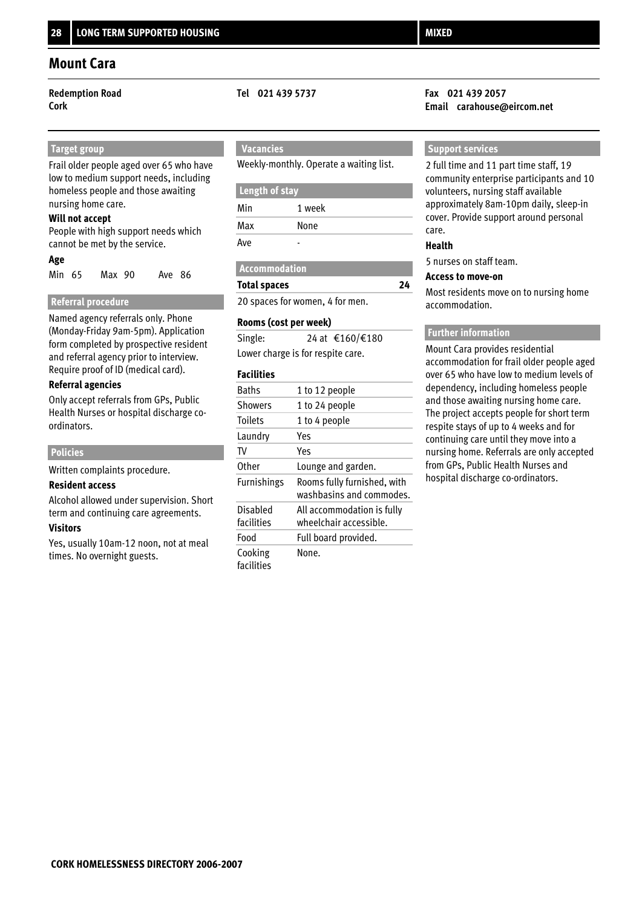# Mount Cara

**Redemption Road**
**Cork**

**Tel 021 439 5737**

**Fax 021 439 2057**
**Email carahouse@eircom.net**

## Target group

Frail older people aged over 65 who have low to medium support needs, including homeless people and those awaiting nursing home care.

**Will not accept**

People with high support needs which cannot be met by the service.

**Age**

Min 65 Max 90 Ave 86

## Referral procedure

Named agency referrals only. Phone (Monday-Friday 9am-5pm). Application form completed by prospective resident and referral agency prior to interview. Require proof of ID (medical card).

**Referral agencies**

Only accept referrals from GPs, Public Health Nurses or hospital discharge co-ordinators.

## Policies

Written complaints procedure.

**Resident access**

Alcohol allowed under supervision. Short term and continuing care agreements.

**Visitors**

Yes, usually 10am-12 noon, not at meal times. No overnight guests.

## Vacancies

Weekly-monthly. Operate a waiting list.

## Length of stay

| | |
|---|---|
| Min | 1 week |
| Max | None |
| Ave | - |

## Accommodation

**Total spaces** **24**

20 spaces for women, 4 for men.

**Rooms (cost per week)**

Single: 24 at €160/€180

Lower charge is for respite care.

**Facilities**

| | |
|---|---|
| Baths | 1 to 12 people |
| Showers | 1 to 24 people |
| Toilets | 1 to 4 people |
| Laundry | Yes |
| TV | Yes |
| Other | Lounge and garden. |
| Furnishings | Rooms fully furnished, with washbasins and commodes. |
| Disabled facilities | All accommodation is fully wheelchair accessible. |
| Food | Full board provided. |
| Cooking facilities | None. |

## Support services

2 full time and 11 part time staff, 19 community enterprise participants and 10 volunteers, nursing staff available approximately 8am-10pm daily, sleep-in cover. Provide support around personal care.

**Health**

5 nurses on staff team.

**Access to move-on**

Most residents move on to nursing home accommodation.

## Further information

Mount Cara provides residential accommodation for frail older people aged over 65 who have low to medium levels of dependency, including homeless people and those awaiting nursing home care. The project accepts people for short term respite stays of up to 4 weeks and for continuing care until they move into a nursing home. Referrals are only accepted from GPs, Public Health Nurses and hospital discharge co-ordinators.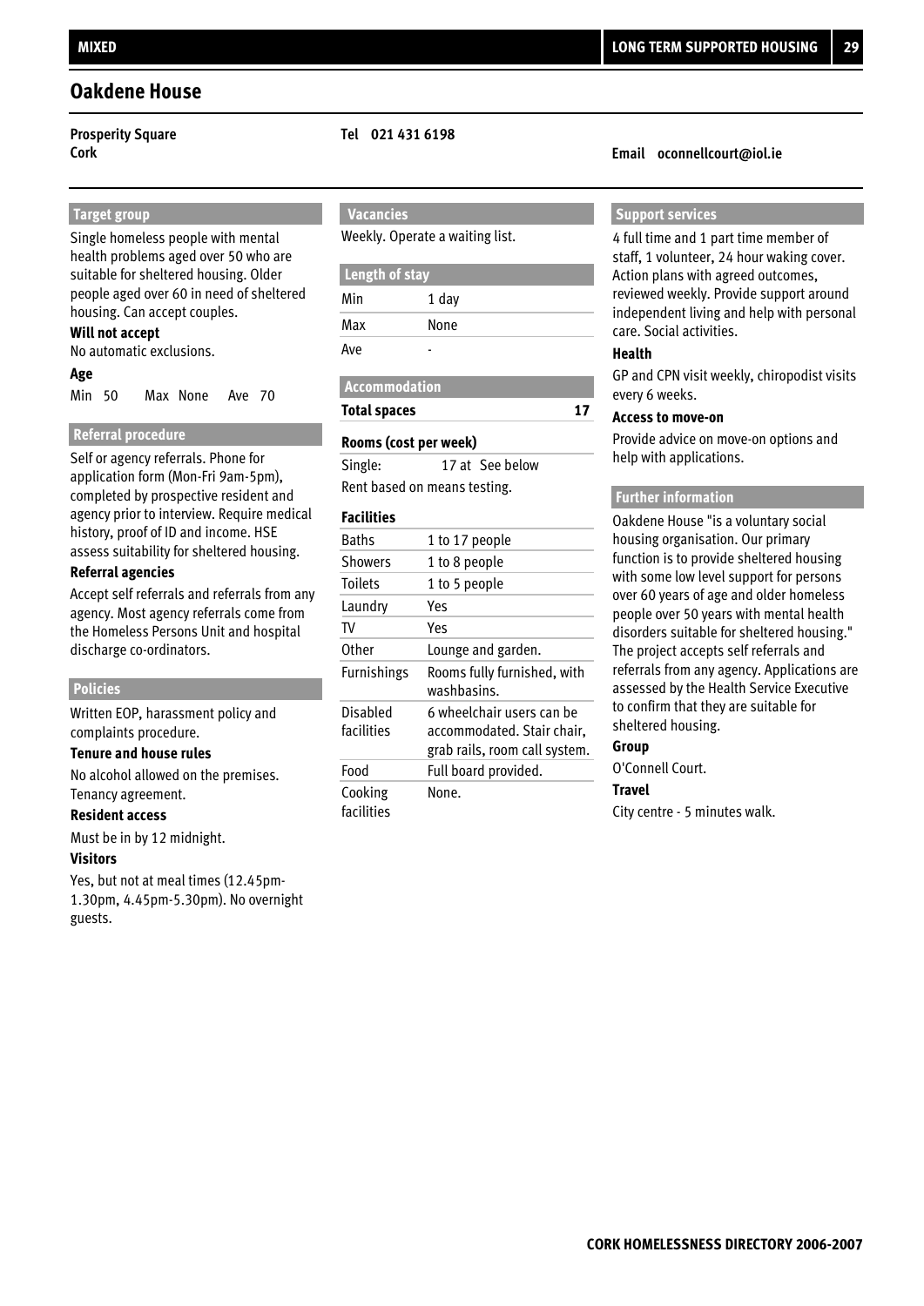# Oakdene House

**Prosperity Square**
**Cork**

**Tel 021 431 6198**

**Email oconnellcourt@iol.ie**

## Target group

Single homeless people with mental health problems aged over 50 who are suitable for sheltered housing. Older people aged over 60 in need of sheltered housing. Can accept couples.

**Will not accept**

No automatic exclusions.

**Age**

Min 50 Max None Ave 70

## Referral procedure

Self or agency referrals. Phone for application form (Mon-Fri 9am-5pm), completed by prospective resident and agency prior to interview. Require medical history, proof of ID and income. HSE assess suitability for sheltered housing.

**Referral agencies**

Accept self referrals and referrals from any agency. Most agency referrals come from the Homeless Persons Unit and hospital discharge co-ordinators.

## Policies

Written EOP, harassment policy and complaints procedure.

**Tenure and house rules**

No alcohol allowed on the premises. Tenancy agreement.

**Resident access**

Must be in by 12 midnight.

**Visitors**

Yes, but not at meal times (12.45pm-1.30pm, 4.45pm-5.30pm). No overnight guests.

## Vacancies

Weekly. Operate a waiting list.

## Length of stay

| | |
|---|---|
| Min | 1 day |
| Max | None |
| Ave | - |

## Accommodation

**Total spaces** 17

**Rooms (cost per week)**

Single: 17 at See below

Rent based on means testing.

**Facilities**

| | |
|---|---|
| Baths | 1 to 17 people |
| Showers | 1 to 8 people |
| Toilets | 1 to 5 people |
| Laundry | Yes |
| TV | Yes |
| Other | Lounge and garden. |
| Furnishings | Rooms fully furnished, with washbasins. |
| Disabled facilities | 6 wheelchair users can be accommodated. Stair chair, grab rails, room call system. |
| Food | Full board provided. |
| Cooking facilities | None. |

## Support services

4 full time and 1 part time member of staff, 1 volunteer, 24 hour waking cover. Action plans with agreed outcomes, reviewed weekly. Provide support around independent living and help with personal care. Social activities.

**Health**

GP and CPN visit weekly, chiropodist visits every 6 weeks.

**Access to move-on**

Provide advice on move-on options and help with applications.

## Further information

Oakdene House "is a voluntary social housing organisation. Our primary function is to provide sheltered housing with some low level support for persons over 60 years of age and older homeless people over 50 years with mental health disorders suitable for sheltered housing." The project accepts self referrals and referrals from any agency. Applications are assessed by the Health Service Executive to confirm that they are suitable for sheltered housing.

**Group**

O'Connell Court.

**Travel**

City centre - 5 minutes walk.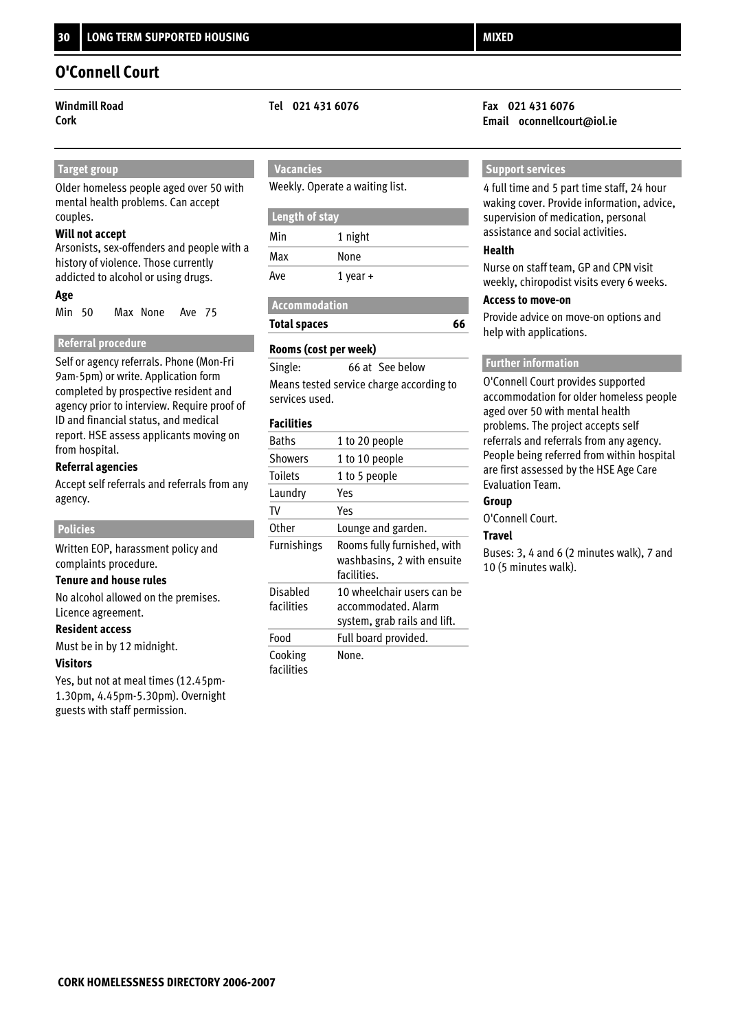# O'Connell Court

**Windmill Road**
**Cork**

**Tel 021 431 6076**

**Fax 021 431 6076**
**Email oconnellcourt@iol.ie**

## Target group

Older homeless people aged over 50 with mental health problems. Can accept couples.

**Will not accept**

Arsonists, sex-offenders and people with a history of violence. Those currently addicted to alcohol or using drugs.

**Age**

Min 50 Max None Ave 75

## Referral procedure

Self or agency referrals. Phone (Mon-Fri 9am-5pm) or write. Application form completed by prospective resident and agency prior to interview. Require proof of ID and financial status, and medical report. HSE assess applicants moving on from hospital.

**Referral agencies**

Accept self referrals and referrals from any agency.

## Policies

Written EOP, harassment policy and complaints procedure.

**Tenure and house rules**

No alcohol allowed on the premises. Licence agreement.

**Resident access**

Must be in by 12 midnight.

**Visitors**

Yes, but not at meal times (12.45pm-1.30pm, 4.45pm-5.30pm). Overnight guests with staff permission.

## Vacancies

Weekly. Operate a waiting list.

## Length of stay

| | |
|---|---|
| Min | 1 night |
| Max | None |
| Ave | 1 year + |

## Accommodation

**Total spaces** **66**

**Rooms (cost per week)**

Single: 66 at See below

Means tested service charge according to services used.

**Facilities**

| | |
|---|---|
| Baths | 1 to 20 people |
| Showers | 1 to 10 people |
| Toilets | 1 to 5 people |
| Laundry | Yes |
| TV | Yes |
| Other | Lounge and garden. |
| Furnishings | Rooms fully furnished, with washbasins, 2 with ensuite facilities. |
| Disabled facilities | 10 wheelchair users can be accommodated. Alarm system, grab rails and lift. |
| Food | Full board provided. |
| Cooking facilities | None. |

## Support services

4 full time and 5 part time staff, 24 hour waking cover. Provide information, advice, supervision of medication, personal assistance and social activities.

**Health**

Nurse on staff team, GP and CPN visit weekly, chiropodist visits every 6 weeks.

**Access to move-on**

Provide advice on move-on options and help with applications.

## Further information

O'Connell Court provides supported accommodation for older homeless people aged over 50 with mental health problems. The project accepts self referrals and referrals from any agency. People being referred from within hospital are first assessed by the HSE Age Care Evaluation Team.

**Group**

O'Connell Court.

**Travel**

Buses: 3, 4 and 6 (2 minutes walk), 7 and 10 (5 minutes walk).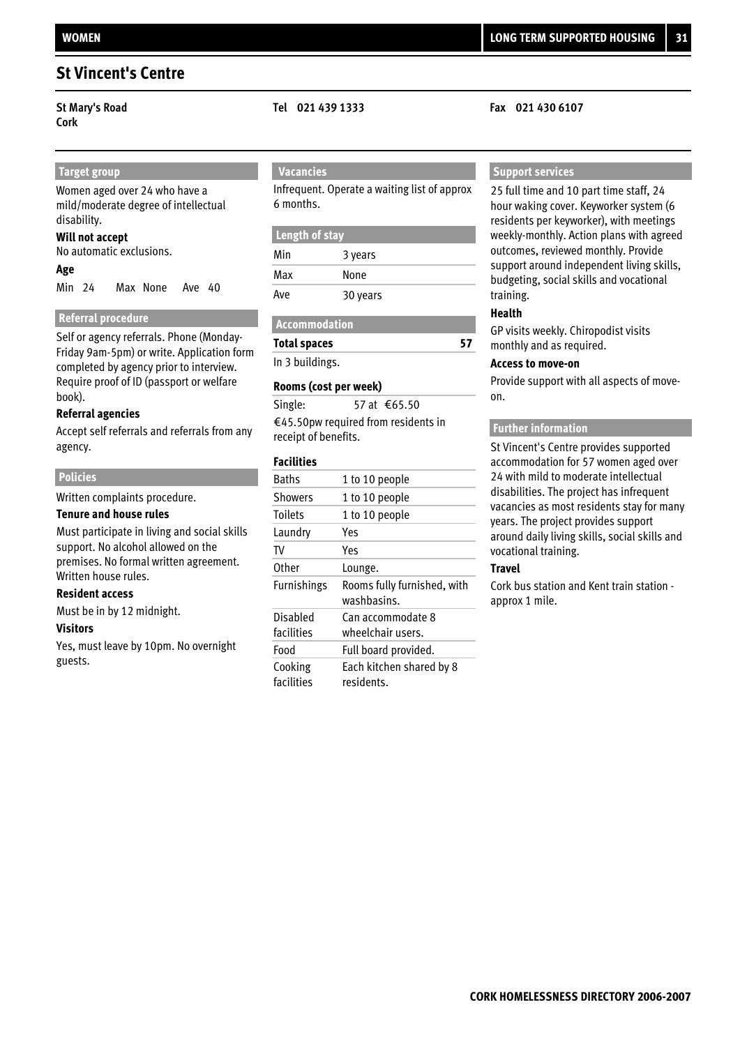# St Vincent's Centre

**St Mary's Road**
**Cork**

**Tel 021 439 1333**

**Fax 021 430 6107**

## Target group

Women aged over 24 who have a mild/moderate degree of intellectual disability.

**Will not accept**

No automatic exclusions.

**Age**

Min 24 Max None Ave 40

## Referral procedure

Self or agency referrals. Phone (Monday-Friday 9am-5pm) or write. Application form completed by agency prior to interview. Require proof of ID (passport or welfare book).

**Referral agencies**

Accept self referrals and referrals from any agency.

## Policies

Written complaints procedure.

**Tenure and house rules**

Must participate in living and social skills support. No alcohol allowed on the premises. No formal written agreement. Written house rules.

**Resident access**

Must be in by 12 midnight.

**Visitors**

Yes, must leave by 10pm. No overnight guests.

## Vacancies

Infrequent. Operate a waiting list of approx 6 months.

## Length of stay

| | |
|---|---|
| Min | 3 years |
| Max | None |
| Ave | 30 years |

## Accommodation

**Total spaces** **57**

In 3 buildings.

**Rooms (cost per week)**

Single: 57 at €65.50

€45.50pw required from residents in receipt of benefits.

**Facilities**

| | |
|---|---|
| Baths | 1 to 10 people |
| Showers | 1 to 10 people |
| Toilets | 1 to 10 people |
| Laundry | Yes |
| TV | Yes |
| Other | Lounge. |
| Furnishings | Rooms fully furnished, with washbasins. |
| Disabled facilities | Can accommodate 8 wheelchair users. |
| Food | Full board provided. |
| Cooking facilities | Each kitchen shared by 8 residents. |

## Support services

25 full time and 10 part time staff, 24 hour waking cover. Keyworker system (6 residents per keyworker), with meetings weekly-monthly. Action plans with agreed outcomes, reviewed monthly. Provide support around independent living skills, budgeting, social skills and vocational training.

**Health**

GP visits weekly. Chiropodist visits monthly and as required.

**Access to move-on**

Provide support with all aspects of move-on.

## Further information

St Vincent's Centre provides supported accommodation for 57 women aged over 24 with mild to moderate intellectual disabilities. The project has infrequent vacancies as most residents stay for many years. The project provides support around daily living skills, social skills and vocational training.

**Travel**

Cork bus station and Kent train station - approx 1 mile.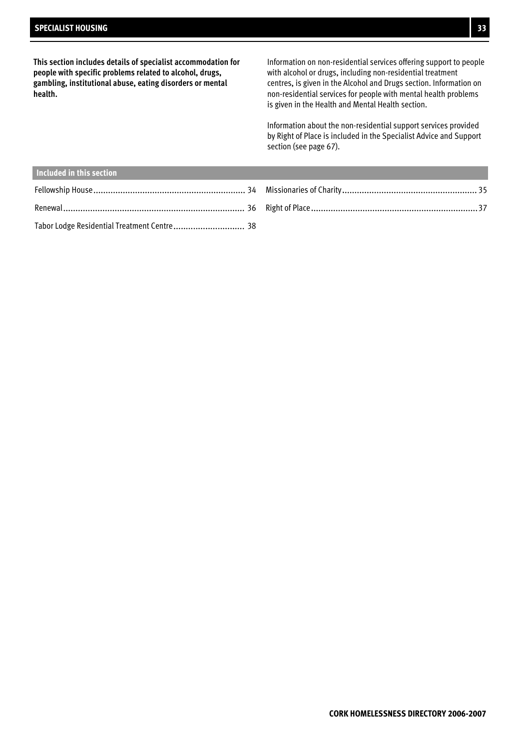# SPECIALIST HOUSING

**This section includes details of specialist accommodation for people with specific problems related to alcohol, drugs, gambling, institutional abuse, eating disorders or mental health.**

Information on non-residential services offering support to people with alcohol or drugs, including non-residential treatment centres, is given in the Alcohol and Drugs section. Information on non-residential services for people with mental health problems is given in the Health and Mental Health section.

Information about the non-residential support services provided by Right of Place is included in the Specialist Advice and Support section (see page 67).

## Included in this section

- Fellowship House ........ 34
- Missionaries of Charity ........ 35
- Renewal ........ 36
- Right of Place ........ 37
- Tabor Lodge Residential Treatment Centre ........ 38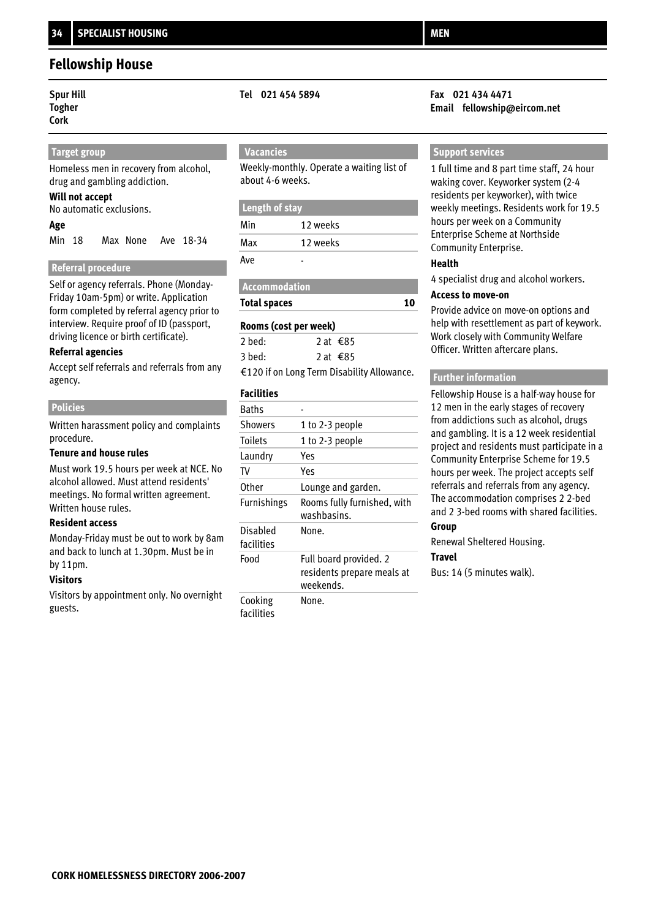# Fellowship House

**Spur Hill**
**Togher**
**Cork**

**Tel 021 454 5894**

**Fax 021 434 4471**
**Email fellowship@eircom.net**

## Target group

Homeless men in recovery from alcohol, drug and gambling addiction.

**Will not accept**

No automatic exclusions.

**Age**

Min 18 Max None Ave 18-34

## Referral procedure

Self or agency referrals. Phone (Monday-Friday 10am-5pm) or write. Application form completed by referral agency prior to interview. Require proof of ID (passport, driving licence or birth certificate).

**Referral agencies**

Accept self referrals and referrals from any agency.

## Policies

Written harassment policy and complaints procedure.

**Tenure and house rules**

Must work 19.5 hours per week at NCE. No alcohol allowed. Must attend residents' meetings. No formal written agreement. Written house rules.

**Resident access**

Monday-Friday must be out to work by 8am and back to lunch at 1.30pm. Must be in by 11pm.

**Visitors**

Visitors by appointment only. No overnight guests.

## Vacancies

Weekly-monthly. Operate a waiting list of about 4-6 weeks.

## Length of stay

| | |
|---|---|
| Min | 12 weeks |
| Max | 12 weeks |
| Ave | - |

## Accommodation

**Total spaces** **10**

**Rooms (cost per week)**

| | |
|---|---|
| 2 bed: | 2 at €85 |
| 3 bed: | 2 at €85 |

€120 if on Long Term Disability Allowance.

**Facilities**

| | |
|---|---|
| Baths | - |
| Showers | 1 to 2-3 people |
| Toilets | 1 to 2-3 people |
| Laundry | Yes |
| TV | Yes |
| Other | Lounge and garden. |
| Furnishings | Rooms fully furnished, with washbasins. |
| Disabled facilities | None. |
| Food | Full board provided. 2 residents prepare meals at weekends. |
| Cooking facilities | None. |

## Support services

1 full time and 8 part time staff, 24 hour waking cover. Keyworker system (2-4 residents per keyworker), with twice weekly meetings. Residents work for 19.5 hours per week on a Community Enterprise Scheme at Northside Community Enterprise.

**Health**

4 specialist drug and alcohol workers.

**Access to move-on**

Provide advice on move-on options and help with resettlement as part of keywork. Work closely with Community Welfare Officer. Written aftercare plans.

## Further information

Fellowship House is a half-way house for 12 men in the early stages of recovery from addictions such as alcohol, drugs and gambling. It is a 12 week residential project and residents must participate in a Community Enterprise Scheme for 19.5 hours per week. The project accepts self referrals and referrals from any agency. The accommodation comprises 2 2-bed and 2 3-bed rooms with shared facilities.

**Group**

Renewal Sheltered Housing.

**Travel**

Bus: 14 (5 minutes walk).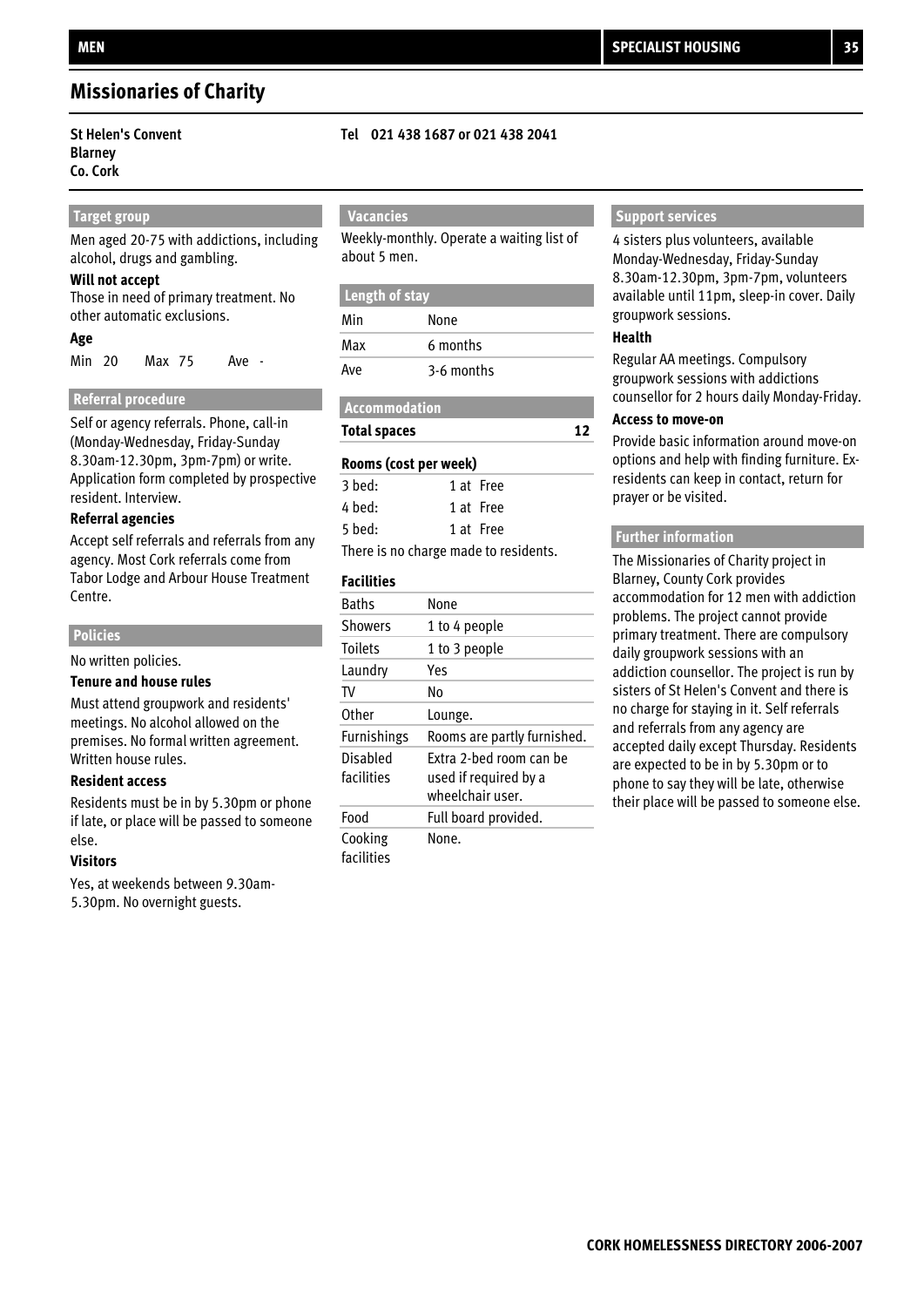# Missionaries of Charity

**St Helen's Convent**
**Blarney**
**Co. Cork**

**Tel 021 438 1687 or 021 438 2041**

## Target group

Men aged 20-75 with addictions, including alcohol, drugs and gambling.

**Will not accept**

Those in need of primary treatment. No other automatic exclusions.

**Age**

| Min 20 | Max 75 | Ave - |
|---|---|---|

## Referral procedure

Self or agency referrals. Phone, call-in (Monday-Wednesday, Friday-Sunday 8.30am-12.30pm, 3pm-7pm) or write. Application form completed by prospective resident. Interview.

**Referral agencies**

Accept self referrals and referrals from any agency. Most Cork referrals come from Tabor Lodge and Arbour House Treatment Centre.

## Policies

No written policies.

**Tenure and house rules**

Must attend groupwork and residents' meetings. No alcohol allowed on the premises. No formal written agreement. Written house rules.

**Resident access**

Residents must be in by 5.30pm or phone if late, or place will be passed to someone else.

**Visitors**

Yes, at weekends between 9.30am-5.30pm. No overnight guests.

## Vacancies

Weekly-monthly. Operate a waiting list of about 5 men.

## Length of stay

| | |
|---|---|
| Min | None |
| Max | 6 months |
| Ave | 3-6 months |

## Accommodation

**Total spaces** 12

**Rooms (cost per week)**

| | |
|---|---|
| 3 bed: | 1 at Free |
| 4 bed: | 1 at Free |
| 5 bed: | 1 at Free |

There is no charge made to residents.

**Facilities**

| | |
|---|---|
| Baths | None |
| Showers | 1 to 4 people |
| Toilets | 1 to 3 people |
| Laundry | Yes |
| TV | No |
| Other | Lounge. |
| Furnishings | Rooms are partly furnished. |
| Disabled facilities | Extra 2-bed room can be used if required by a wheelchair user. |
| Food | Full board provided. |
| Cooking facilities | None. |

## Support services

4 sisters plus volunteers, available Monday-Wednesday, Friday-Sunday 8.30am-12.30pm, 3pm-7pm, volunteers available until 11pm, sleep-in cover. Daily groupwork sessions.

**Health**

Regular AA meetings. Compulsory groupwork sessions with addictions counsellor for 2 hours daily Monday-Friday.

**Access to move-on**

Provide basic information around move-on options and help with finding furniture. Ex-residents can keep in contact, return for prayer or be visited.

## Further information

The Missionaries of Charity project in Blarney, County Cork provides accommodation for 12 men with addiction problems. The project cannot provide primary treatment. There are compulsory daily groupwork sessions with an addiction counsellor. The project is run by sisters of St Helen's Convent and there is no charge for staying in it. Self referrals and referrals from any agency are accepted daily except Thursday. Residents are expected to be in by 5.30pm or to phone to say they will be late, otherwise their place will be passed to someone else.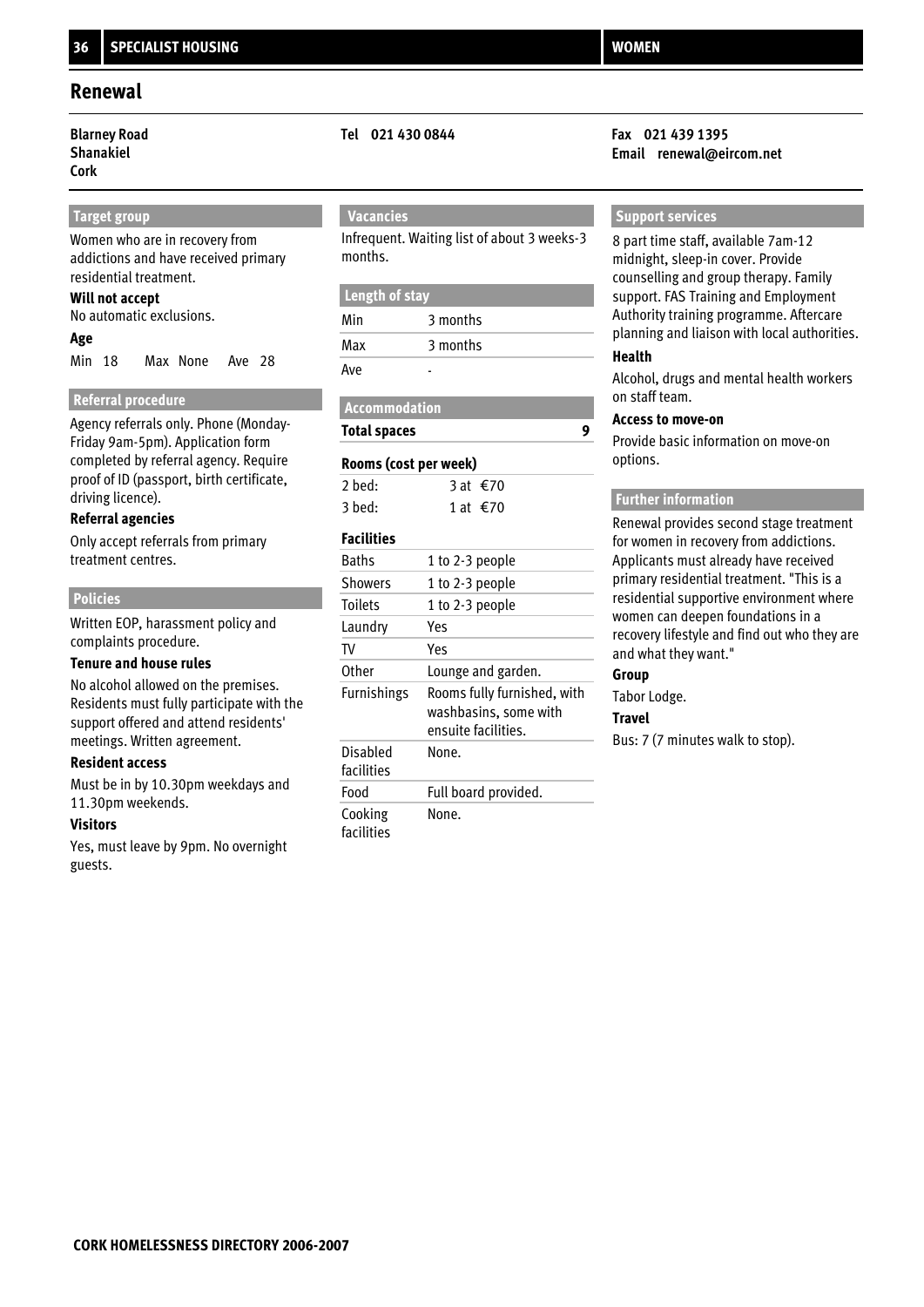## Renewal

**Blarney Road**
**Shanakiel**
**Cork**

**Tel 021 430 0844**

**Fax 021 439 1395**
**Email renewal@eircom.net**

### Target group

Women who are in recovery from addictions and have received primary residential treatment.

**Will not accept**

No automatic exclusions.

**Age**

Min 18 Max None Ave 28

### Referral procedure

Agency referrals only. Phone (Monday-Friday 9am-5pm). Application form completed by referral agency. Require proof of ID (passport, birth certificate, driving licence).

**Referral agencies**

Only accept referrals from primary treatment centres.

### Policies

Written EOP, harassment policy and complaints procedure.

**Tenure and house rules**

No alcohol allowed on the premises. Residents must fully participate with the support offered and attend residents' meetings. Written agreement.

**Resident access**

Must be in by 10.30pm weekdays and 11.30pm weekends.

**Visitors**

Yes, must leave by 9pm. No overnight guests.

### Vacancies

Infrequent. Waiting list of about 3 weeks-3 months.

### Length of stay

| | |
|---|---|
| Min | 3 months |
| Max | 3 months |
| Ave | - |

### Accommodation

**Total spaces** 9

**Rooms (cost per week)**

| | |
|---|---|
| 2 bed: | 3 at €70 |
| 3 bed: | 1 at €70 |

**Facilities**

| | |
|---|---|
| Baths | 1 to 2-3 people |
| Showers | 1 to 2-3 people |
| Toilets | 1 to 2-3 people |
| Laundry | Yes |
| TV | Yes |
| Other | Lounge and garden. |
| Furnishings | Rooms fully furnished, with washbasins, some with ensuite facilities. |
| Disabled facilities | None. |
| Food | Full board provided. |
| Cooking facilities | None. |

### Support services

8 part time staff, available 7am-12 midnight, sleep-in cover. Provide counselling and group therapy. Family support. FAS Training and Employment Authority training programme. Aftercare planning and liaison with local authorities.

**Health**

Alcohol, drugs and mental health workers on staff team.

**Access to move-on**

Provide basic information on move-on options.

### Further information

Renewal provides second stage treatment for women in recovery from addictions. Applicants must already have received primary residential treatment. "This is a residential supportive environment where women can deepen foundations in a recovery lifestyle and find out who they are and what they want."

**Group**

Tabor Lodge.

**Travel**

Bus: 7 (7 minutes walk to stop).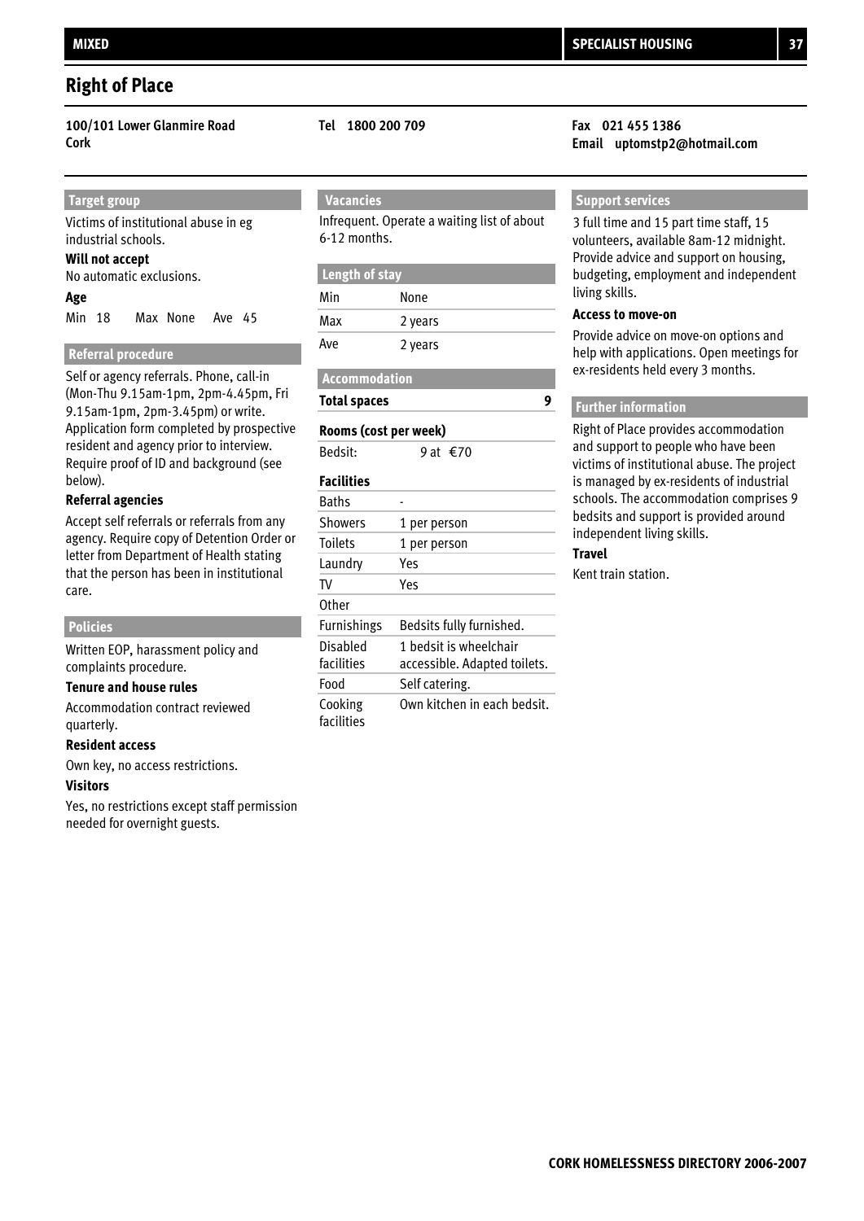## Right of Place

**100/101 Lower Glanmire Road**
**Cork**

**Tel 1800 200 709**

**Fax 021 455 1386**
**Email uptomstp2@hotmail.com**

### Target group

Victims of institutional abuse in eg industrial schools.

**Will not accept**

No automatic exclusions.

**Age**

Min 18 Max None Ave 45

### Referral procedure

Self or agency referrals. Phone, call-in (Mon-Thu 9.15am-1pm, 2pm-4.45pm, Fri 9.15am-1pm, 2pm-3.45pm) or write. Application form completed by prospective resident and agency prior to interview. Require proof of ID and background (see below).

**Referral agencies**

Accept self referrals or referrals from any agency. Require copy of Detention Order or letter from Department of Health stating that the person has been in institutional care.

### Policies

Written EOP, harassment policy and complaints procedure.

**Tenure and house rules**

Accommodation contract reviewed quarterly.

**Resident access**

Own key, no access restrictions.

**Visitors**

Yes, no restrictions except staff permission needed for overnight guests.

### Vacancies

Infrequent. Operate a waiting list of about 6-12 months.

### Length of stay

| | |
|---|---|
| Min | None |
| Max | 2 years |
| Ave | 2 years |

### Accommodation

**Total spaces** 9

**Rooms (cost per week)**

| | |
|---|---|
| Bedsit: | 9 at €70 |

**Facilities**

| | |
|---|---|
| Baths | - |
| Showers | 1 per person |
| Toilets | 1 per person |
| Laundry | Yes |
| TV | Yes |
| Other | |
| Furnishings | Bedsits fully furnished. |
| Disabled facilities | 1 bedsit is wheelchair accessible. Adapted toilets. |
| Food | Self catering. |
| Cooking facilities | Own kitchen in each bedsit. |

### Support services

3 full time and 15 part time staff, 15 volunteers, available 8am-12 midnight. Provide advice and support on housing, budgeting, employment and independent living skills.

**Access to move-on**

Provide advice on move-on options and help with applications. Open meetings for ex-residents held every 3 months.

### Further information

Right of Place provides accommodation and support to people who have been victims of institutional abuse. The project is managed by ex-residents of industrial schools. The accommodation comprises 9 bedsits and support is provided around independent living skills.

**Travel**

Kent train station.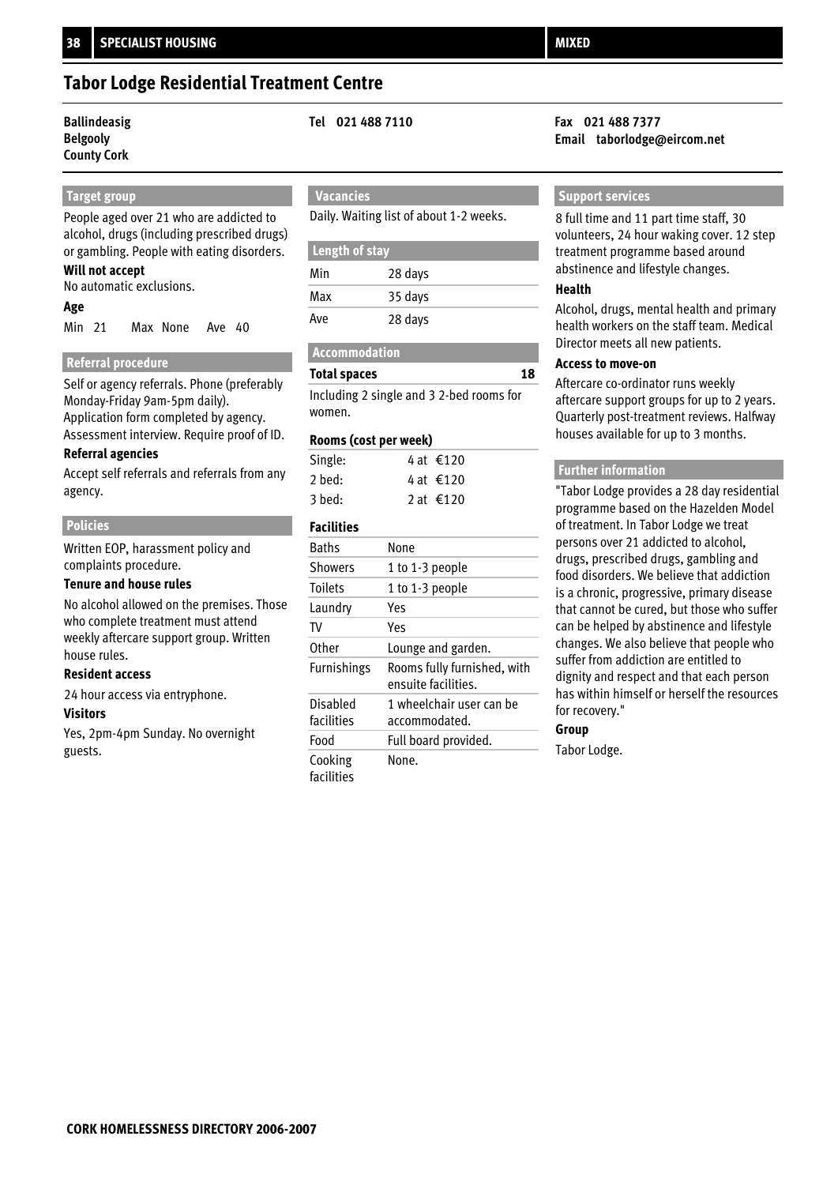# Tabor Lodge Residential Treatment Centre

**Ballindeasig**
**Belgooly**
**County Cork**

**Tel 021 488 7110**

**Fax 021 488 7377**
**Email taborlodge@eircom.net**

## Target group

People aged over 21 who are addicted to alcohol, drugs (including prescribed drugs) or gambling. People with eating disorders.

**Will not accept**

No automatic exclusions.

**Age**

| Min | Max | Ave |
|---|---|---|
| 21 | None | 40 |

## Referral procedure

Self or agency referrals. Phone (preferably Monday-Friday 9am-5pm daily). Application form completed by agency. Assessment interview. Require proof of ID.

**Referral agencies**

Accept self referrals and referrals from any agency.

## Policies

Written EOP, harassment policy and complaints procedure.

**Tenure and house rules**

No alcohol allowed on the premises. Those who complete treatment must attend weekly aftercare support group. Written house rules.

**Resident access**

24 hour access via entryphone.

**Visitors**

Yes, 2pm-4pm Sunday. No overnight guests.

## Vacancies

Daily. Waiting list of about 1-2 weeks.

## Length of stay

| | |
|---|---|
| Min | 28 days |
| Max | 35 days |
| Ave | 28 days |

## Accommodation

**Total spaces** **18**

Including 2 single and 3 2-bed rooms for women.

**Rooms (cost per week)**

| | |
|---|---|
| Single: | 4 at €120 |
| 2 bed: | 4 at €120 |
| 3 bed: | 2 at €120 |

**Facilities**

| | |
|---|---|
| Baths | None |
| Showers | 1 to 1-3 people |
| Toilets | 1 to 1-3 people |
| Laundry | Yes |
| TV | Yes |
| Other | Lounge and garden. |
| Furnishings | Rooms fully furnished, with ensuite facilities. |
| Disabled facilities | 1 wheelchair user can be accommodated. |
| Food | Full board provided. |
| Cooking facilities | None. |

## Support services

8 full time and 11 part time staff, 30 volunteers, 24 hour waking cover. 12 step treatment programme based around abstinence and lifestyle changes.

**Health**

Alcohol, drugs, mental health and primary health workers on the staff team. Medical Director meets all new patients.

**Access to move-on**

Aftercare co-ordinator runs weekly aftercare support groups for up to 2 years. Quarterly post-treatment reviews. Halfway houses available for up to 3 months.

## Further information

"Tabor Lodge provides a 28 day residential programme based on the Hazelden Model of treatment. In Tabor Lodge we treat persons over 21 addicted to alcohol, drugs, prescribed drugs, gambling and food disorders. We believe that addiction is a chronic, progressive, primary disease that cannot be cured, but those who suffer can be helped by abstinence and lifestyle changes. We also believe that people who suffer from addiction are entitled to dignity and respect and that each person has within himself or herself the resources for recovery."

**Group**

Tabor Lodge.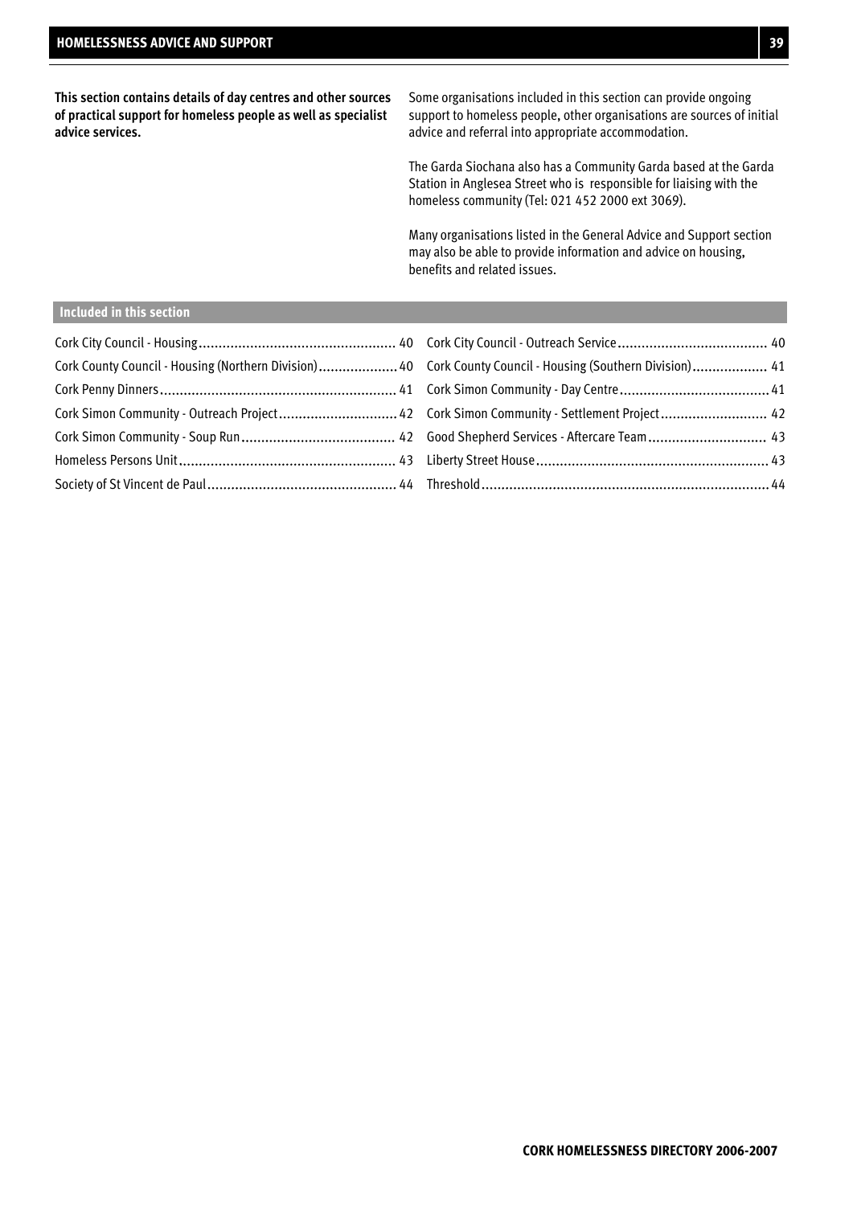# HOMELESSNESS ADVICE AND SUPPORT

**This section contains details of day centres and other sources of practical support for homeless people as well as specialist advice services.**

Some organisations included in this section can provide ongoing support to homeless people, other organisations are sources of initial advice and referral into appropriate accommodation.

The Garda Siochana also has a Community Garda based at the Garda Station in Anglesea Street who is responsible for liaising with the homeless community (Tel: 021 452 2000 ext 3069).

Many organisations listed in the General Advice and Support section may also be able to provide information and advice on housing, benefits and related issues.

## Included in this section

- Cork City Council - Housing .......... 40
- Cork County Council - Housing (Northern Division) .......... 40
- Cork Penny Dinners .......... 41
- Cork Simon Community - Outreach Project .......... 42
- Cork Simon Community - Soup Run .......... 42
- Homeless Persons Unit .......... 43
- Society of St Vincent de Paul .......... 44
- Cork City Council - Outreach Service .......... 40
- Cork County Council - Housing (Southern Division) .......... 41
- Cork Simon Community - Day Centre .......... 41
- Cork Simon Community - Settlement Project .......... 42
- Good Shepherd Services - Aftercare Team .......... 43
- Liberty Street House .......... 43
- Threshold .......... 44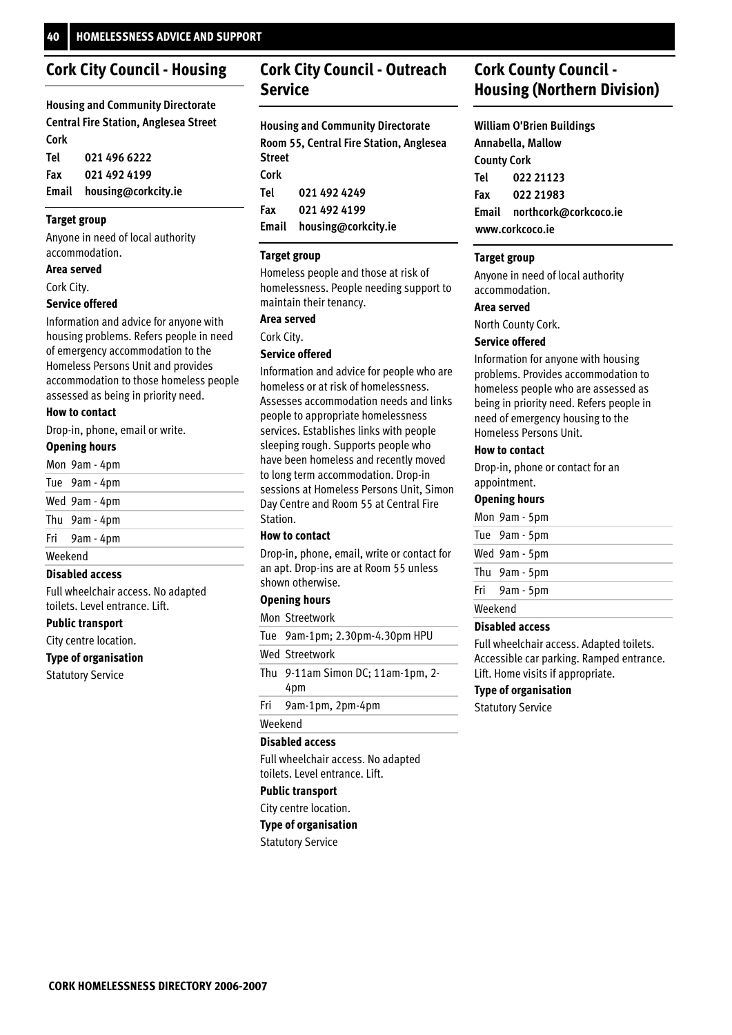## Cork City Council - Housing

**Housing and Community Directorate**
**Central Fire Station, Anglesea Street**
**Cork**
**Tel** 021 496 6222
**Fax** 021 492 4199
**Email** housing@corkcity.ie

**Target group**

Anyone in need of local authority accommodation.

**Area served**

Cork City.

**Service offered**

Information and advice for anyone with housing problems. Refers people in need of emergency accommodation to the Homeless Persons Unit and provides accommodation to those homeless people assessed as being in priority need.

**How to contact**

Drop-in, phone, email or write.

**Opening hours**

| | |
|---|---|
| Mon | 9am - 4pm |
| Tue | 9am - 4pm |
| Wed | 9am - 4pm |
| Thu | 9am - 4pm |
| Fri | 9am - 4pm |
| Weekend | |

**Disabled access**

Full wheelchair access. No adapted toilets. Level entrance. Lift.

**Public transport**

City centre location.

**Type of organisation**

Statutory Service

## Cork City Council - Outreach Service

**Housing and Community Directorate**
**Room 55, Central Fire Station, Anglesea Street**
**Cork**
**Tel** 021 492 4249
**Fax** 021 492 4199
**Email** housing@corkcity.ie

**Target group**

Homeless people and those at risk of homelessness. People needing support to maintain their tenancy.

**Area served**

Cork City.

**Service offered**

Information and advice for people who are homeless or at risk of homelessness. Assesses accommodation needs and links people to appropriate homelessness services. Establishes links with people sleeping rough. Supports people who have been homeless and recently moved to long term accommodation. Drop-in sessions at Homeless Persons Unit, Simon Day Centre and Room 55 at Central Fire Station.

**How to contact**

Drop-in, phone, email, write or contact for an apt. Drop-ins are at Room 55 unless shown otherwise.

**Opening hours**

| | |
|---|---|
| Mon | Streetwork |
| Tue | 9am-1pm; 2.30pm-4.30pm HPU |
| Wed | Streetwork |
| Thu | 9-11am Simon DC; 11am-1pm, 2-4pm |
| Fri | 9am-1pm, 2pm-4pm |
| Weekend | |

**Disabled access**

Full wheelchair access. No adapted toilets. Level entrance. Lift.

**Public transport**

City centre location.

**Type of organisation**

Statutory Service

## Cork County Council - Housing (Northern Division)

**William O'Brien Buildings**
**Annabella, Mallow**
**County Cork**
**Tel** 022 21123
**Fax** 022 21983
**Email** northcork@corkcoco.ie
**www.corkcoco.ie**

**Target group**

Anyone in need of local authority accommodation.

**Area served**

North County Cork.

**Service offered**

Information for anyone with housing problems. Provides accommodation to homeless people who are assessed as being in priority need. Refers people in need of emergency housing to the Homeless Persons Unit.

**How to contact**

Drop-in, phone or contact for an appointment.

**Opening hours**

| | |
|---|---|
| Mon | 9am - 5pm |
| Tue | 9am - 5pm |
| Wed | 9am - 5pm |
| Thu | 9am - 5pm |
| Fri | 9am - 5pm |
| Weekend | |

**Disabled access**

Full wheelchair access. Adapted toilets. Accessible car parking. Ramped entrance. Lift. Home visits if appropriate.

**Type of organisation**

Statutory Service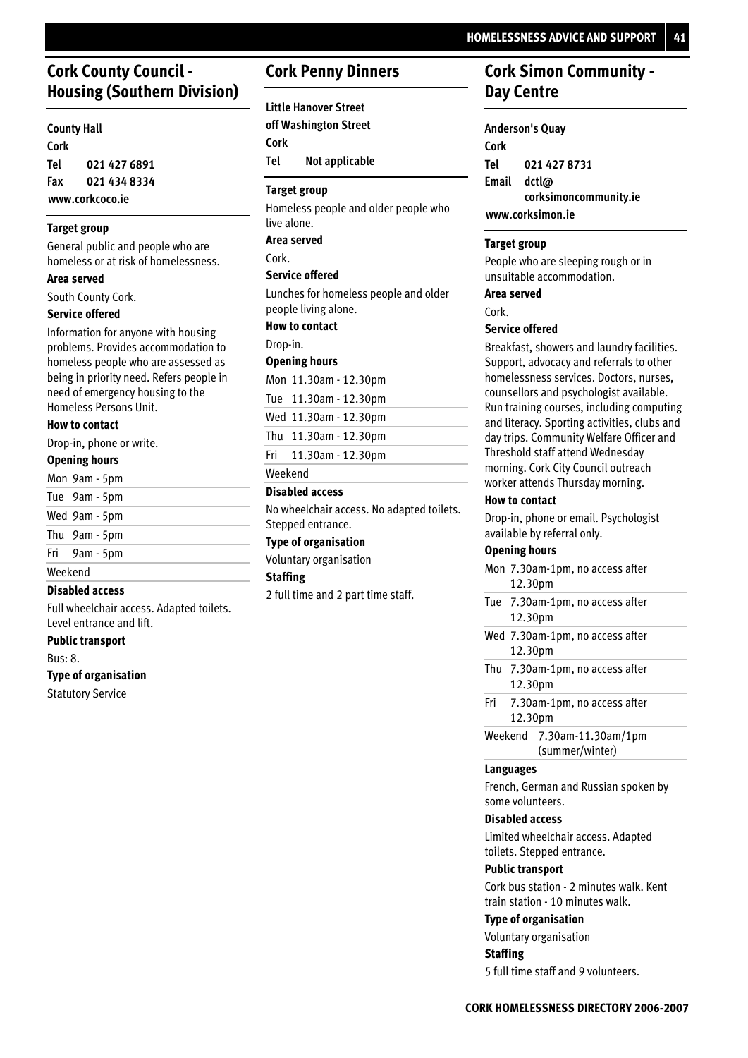## Cork County Council - Housing (Southern Division)

**County Hall**
**Cork**
**Tel 021 427 6891**
**Fax 021 434 8334**
**www.corkcoco.ie**

**Target group**

General public and people who are homeless or at risk of homelessness.

**Area served**

South County Cork.

**Service offered**

Information for anyone with housing problems. Provides accommodation to homeless people who are assessed as being in priority need. Refers people in need of emergency housing to the Homeless Persons Unit.

**How to contact**

Drop-in, phone or write.

**Opening hours**

| | |
|---|---|
| Mon | 9am - 5pm |
| Tue | 9am - 5pm |
| Wed | 9am - 5pm |
| Thu | 9am - 5pm |
| Fri | 9am - 5pm |
| Weekend | |

**Disabled access**

Full wheelchair access. Adapted toilets. Level entrance and lift.

**Public transport**

Bus: 8.

**Type of organisation**

Statutory Service

## Cork Penny Dinners

**Little Hanover Street**
**off Washington Street**
**Cork**
**Tel Not applicable**

**Target group**

Homeless people and older people who live alone.

**Area served**

Cork.

**Service offered**

Lunches for homeless people and older people living alone.

**How to contact**

Drop-in.

**Opening hours**

| | |
|---|---|
| Mon | 11.30am - 12.30pm |
| Tue | 11.30am - 12.30pm |
| Wed | 11.30am - 12.30pm |
| Thu | 11.30am - 12.30pm |
| Fri | 11.30am - 12.30pm |
| Weekend | |

**Disabled access**

No wheelchair access. No adapted toilets. Stepped entrance.

**Type of organisation**

Voluntary organisation

**Staffing**

2 full time and 2 part time staff.

## Cork Simon Community - Day Centre

**Anderson's Quay**
**Cork**
**Tel 021 427 8731**
**Email dctl@corksimoncommunity.ie**
**www.corksimon.ie**

**Target group**

People who are sleeping rough or in unsuitable accommodation.

**Area served**

Cork.

**Service offered**

Breakfast, showers and laundry facilities. Support, advocacy and referrals to other homelessness services. Doctors, nurses, counsellors and psychologist available. Run training courses, including computing and literacy. Sporting activities, clubs and day trips. Community Welfare Officer and Threshold staff attend Wednesday morning. Cork City Council outreach worker attends Thursday morning.

**How to contact**

Drop-in, phone or email. Psychologist available by referral only.

**Opening hours**

| | |
|---|---|
| Mon | 7.30am-1pm, no access after 12.30pm |
| Tue | 7.30am-1pm, no access after 12.30pm |
| Wed | 7.30am-1pm, no access after 12.30pm |
| Thu | 7.30am-1pm, no access after 12.30pm |
| Fri | 7.30am-1pm, no access after 12.30pm |
| Weekend | 7.30am-11.30am/1pm (summer/winter) |

**Languages**

French, German and Russian spoken by some volunteers.

**Disabled access**

Limited wheelchair access. Adapted toilets. Stepped entrance.

**Public transport**

Cork bus station - 2 minutes walk. Kent train station - 10 minutes walk.

**Type of organisation**

Voluntary organisation

**Staffing**

5 full time staff and 9 volunteers.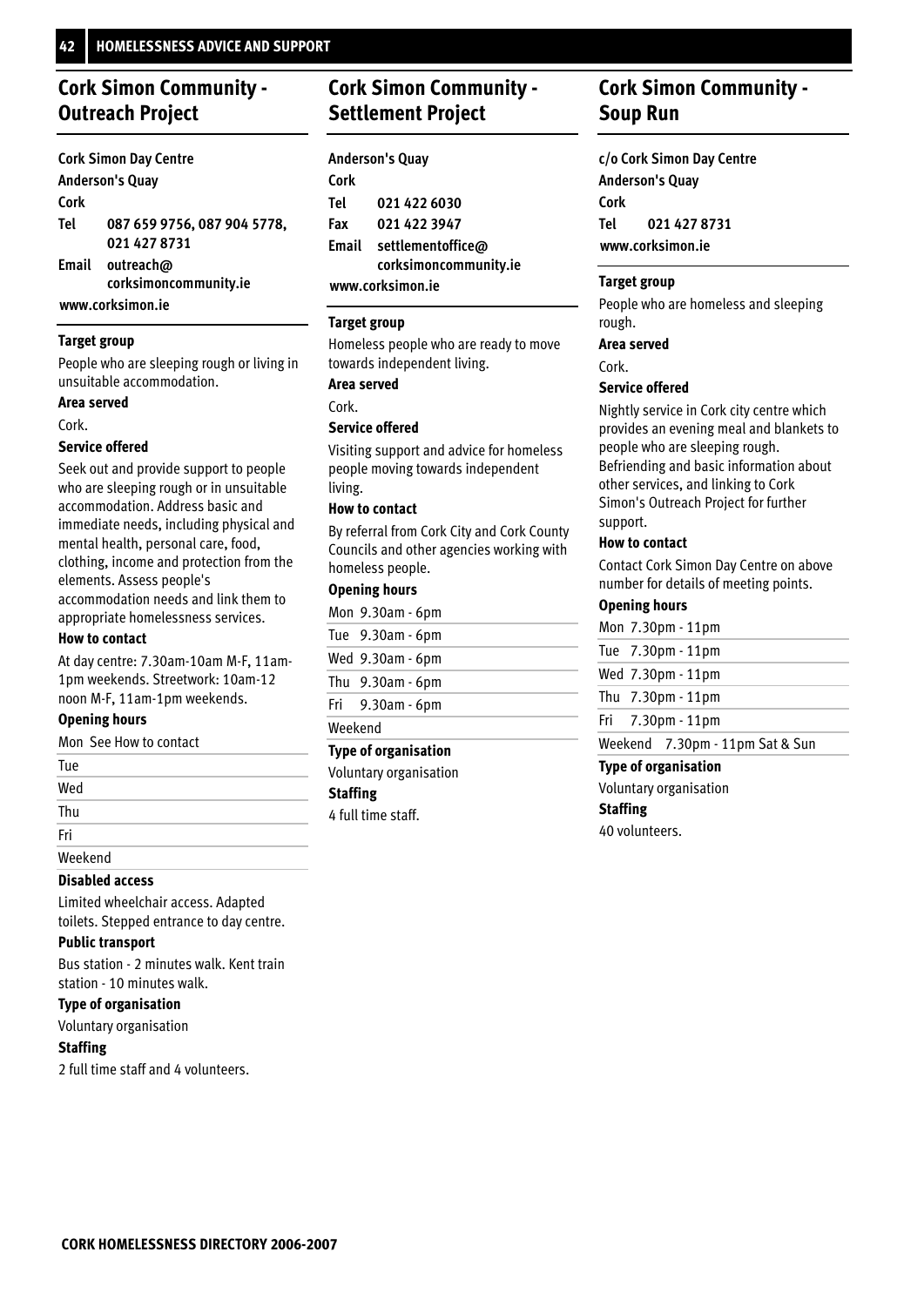## Cork Simon Community - Outreach Project

**Cork Simon Day Centre**
**Anderson's Quay**
**Cork**
**Tel** 087 659 9756, 087 904 5778, 021 427 8731
**Email** outreach@corksimoncommunity.ie
**www.corksimon.ie**

### Target group

People who are sleeping rough or living in unsuitable accommodation.

### Area served

Cork.

### Service offered

Seek out and provide support to people who are sleeping rough or in unsuitable accommodation. Address basic and immediate needs, including physical and mental health, personal care, food, clothing, income and protection from the elements. Assess people's accommodation needs and link them to appropriate homelessness services.

### How to contact

At day centre: 7.30am-10am M-F, 11am-1pm weekends. Streetwork: 10am-12 noon M-F, 11am-1pm weekends.

### Opening hours

| | |
|---|---|
| Mon | See How to contact |
| Tue | |
| Wed | |
| Thu | |
| Fri | |
| Weekend | |

### Disabled access

Limited wheelchair access. Adapted toilets. Stepped entrance to day centre.

### Public transport

Bus station - 2 minutes walk. Kent train station - 10 minutes walk.

### Type of organisation

Voluntary organisation

### Staffing

2 full time staff and 4 volunteers.

## Cork Simon Community - Settlement Project

**Anderson's Quay**
**Cork**
**Tel** 021 422 6030
**Fax** 021 422 3947
**Email** settlementoffice@corksimoncommunity.ie
**www.corksimon.ie**

### Target group

Homeless people who are ready to move towards independent living.

### Area served

Cork.

### Service offered

Visiting support and advice for homeless people moving towards independent living.

### How to contact

By referral from Cork City and Cork County Councils and other agencies working with homeless people.

### Opening hours

| | |
|---|---|
| Mon | 9.30am - 6pm |
| Tue | 9.30am - 6pm |
| Wed | 9.30am - 6pm |
| Thu | 9.30am - 6pm |
| Fri | 9.30am - 6pm |
| Weekend | |

### Type of organisation

Voluntary organisation

### Staffing

4 full time staff.

## Cork Simon Community - Soup Run

**c/o Cork Simon Day Centre**
**Anderson's Quay**
**Cork**
**Tel** 021 427 8731
**www.corksimon.ie**

### Target group

People who are homeless and sleeping rough.

### Area served

Cork.

### Service offered

Nightly service in Cork city centre which provides an evening meal and blankets to people who are sleeping rough. Befriending and basic information about other services, and linking to Cork Simon's Outreach Project for further support.

### How to contact

Contact Cork Simon Day Centre on above number for details of meeting points.

### Opening hours

| | |
|---|---|
| Mon | 7.30pm - 11pm |
| Tue | 7.30pm - 11pm |
| Wed | 7.30pm - 11pm |
| Thu | 7.30pm - 11pm |
| Fri | 7.30pm - 11pm |
| Weekend | 7.30pm - 11pm Sat & Sun |

### Type of organisation

Voluntary organisation

### Staffing

40 volunteers.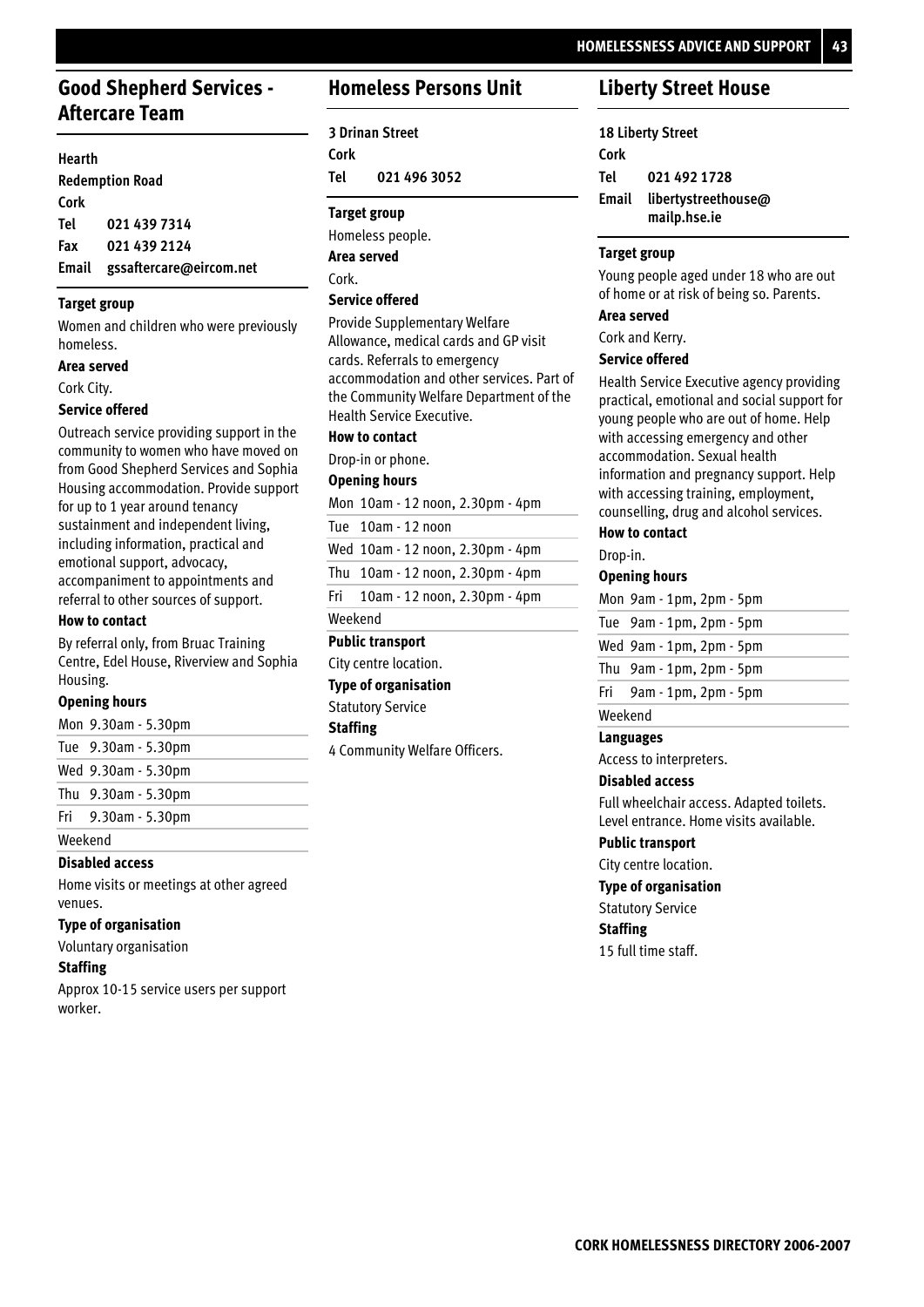## Good Shepherd Services - Aftercare Team

**Hearth**
**Redemption Road**
**Cork**
**Tel 021 439 7314**
**Fax 021 439 2124**
**Email gssaftercare@eircom.net**

**Target group**

Women and children who were previously homeless.

**Area served**

Cork City.

**Service offered**

Outreach service providing support in the community to women who have moved on from Good Shepherd Services and Sophia Housing accommodation. Provide support for up to 1 year around tenancy sustainment and independent living, including information, practical and emotional support, advocacy, accompaniment to appointments and referral to other sources of support.

**How to contact**

By referral only, from Bruac Training Centre, Edel House, Riverview and Sophia Housing.

**Opening hours**

| | |
|---|---|
| Mon | 9.30am - 5.30pm |
| Tue | 9.30am - 5.30pm |
| Wed | 9.30am - 5.30pm |
| Thu | 9.30am - 5.30pm |
| Fri | 9.30am - 5.30pm |
| Weekend | |

**Disabled access**

Home visits or meetings at other agreed venues.

**Type of organisation**

Voluntary organisation

**Staffing**

Approx 10-15 service users per support worker.

## Homeless Persons Unit

**3 Drinan Street**
**Cork**
**Tel 021 496 3052**

**Target group**

Homeless people.

**Area served**

Cork.

**Service offered**

Provide Supplementary Welfare Allowance, medical cards and GP visit cards. Referrals to emergency accommodation and other services. Part of the Community Welfare Department of the Health Service Executive.

**How to contact**

Drop-in or phone.

**Opening hours**

| | |
|---|---|
| Mon | 10am - 12 noon, 2.30pm - 4pm |
| Tue | 10am - 12 noon |
| Wed | 10am - 12 noon, 2.30pm - 4pm |
| Thu | 10am - 12 noon, 2.30pm - 4pm |
| Fri | 10am - 12 noon, 2.30pm - 4pm |
| Weekend | |

**Public transport**

City centre location.

**Type of organisation**

Statutory Service

**Staffing**

4 Community Welfare Officers.

## Liberty Street House

**18 Liberty Street**
**Cork**
**Tel 021 492 1728**
**Email libertystreethouse@mailp.hse.ie**

**Target group**

Young people aged under 18 who are out of home or at risk of being so. Parents.

**Area served**

Cork and Kerry.

**Service offered**

Health Service Executive agency providing practical, emotional and social support for young people who are out of home. Help with accessing emergency and other accommodation. Sexual health information and pregnancy support. Help with accessing training, employment, counselling, drug and alcohol services.

**How to contact**

Drop-in.

**Opening hours**

| | |
|---|---|
| Mon | 9am - 1pm, 2pm - 5pm |
| Tue | 9am - 1pm, 2pm - 5pm |
| Wed | 9am - 1pm, 2pm - 5pm |
| Thu | 9am - 1pm, 2pm - 5pm |
| Fri | 9am - 1pm, 2pm - 5pm |
| Weekend | |

**Languages**

Access to interpreters.

**Disabled access**

Full wheelchair access. Adapted toilets. Level entrance. Home visits available.

**Public transport**

City centre location.

**Type of organisation**

Statutory Service

**Staffing**

15 full time staff.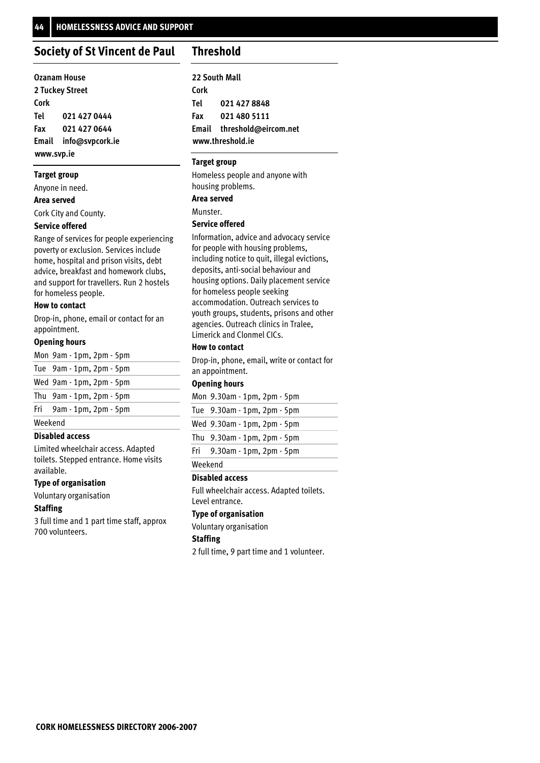## Society of St Vincent de Paul

**Ozanam House**
**2 Tuckey Street**
**Cork**
**Tel** 021 427 0444
**Fax** 021 427 0644
**Email** info@svpcork.ie
**www.svp.ie**

**Target group**

Anyone in need.

**Area served**

Cork City and County.

**Service offered**

Range of services for people experiencing poverty or exclusion. Services include home, hospital and prison visits, debt advice, breakfast and homework clubs, and support for travellers. Run 2 hostels for homeless people.

**How to contact**

Drop-in, phone, email or contact for an appointment.

**Opening hours**

| | |
|---|---|
| Mon | 9am - 1pm, 2pm - 5pm |
| Tue | 9am - 1pm, 2pm - 5pm |
| Wed | 9am - 1pm, 2pm - 5pm |
| Thu | 9am - 1pm, 2pm - 5pm |
| Fri | 9am - 1pm, 2pm - 5pm |
| Weekend | |

**Disabled access**

Limited wheelchair access. Adapted toilets. Stepped entrance. Home visits available.

**Type of organisation**

Voluntary organisation

**Staffing**

3 full time and 1 part time staff, approx 700 volunteers.

## Threshold

**22 South Mall**
**Cork**
**Tel** 021 427 8848
**Fax** 021 480 5111
**Email** threshold@eircom.net
**www.threshold.ie**

**Target group**

Homeless people and anyone with housing problems.

**Area served**

Munster.

**Service offered**

Information, advice and advocacy service for people with housing problems, including notice to quit, illegal evictions, deposits, anti-social behaviour and housing options. Daily placement service for homeless people seeking accommodation. Outreach services to youth groups, students, prisons and other agencies. Outreach clinics in Tralee, Limerick and Clonmel CICs.

**How to contact**

Drop-in, phone, email, write or contact for an appointment.

**Opening hours**

| | |
|---|---|
| Mon | 9.30am - 1pm, 2pm - 5pm |
| Tue | 9.30am - 1pm, 2pm - 5pm |
| Wed | 9.30am - 1pm, 2pm - 5pm |
| Thu | 9.30am - 1pm, 2pm - 5pm |
| Fri | 9.30am - 1pm, 2pm - 5pm |
| Weekend | |

**Disabled access**

Full wheelchair access. Adapted toilets. Level entrance.

**Type of organisation**

Voluntary organisation

**Staffing**

2 full time, 9 part time and 1 volunteer.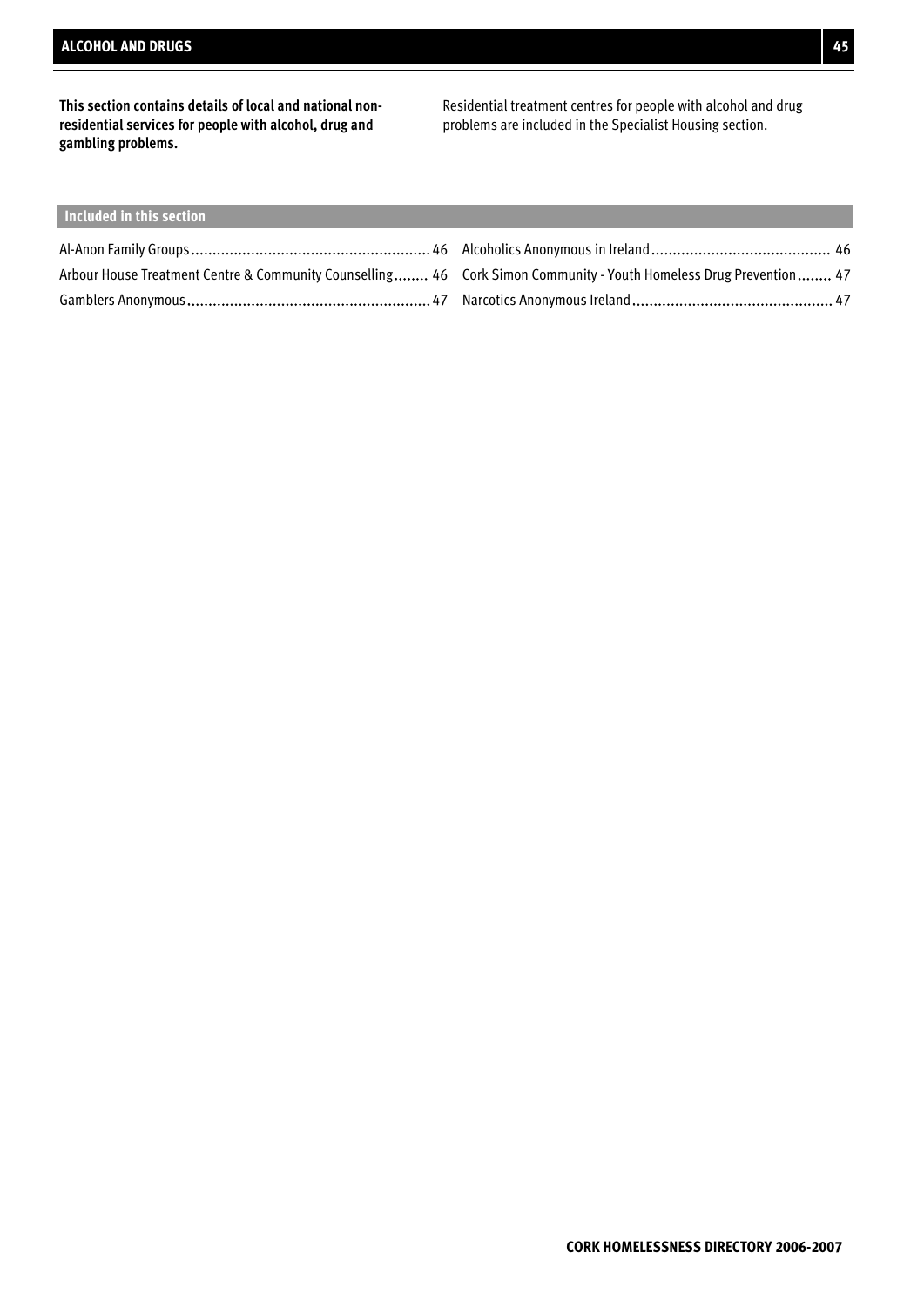**This section contains details of local and national non-residential services for people with alcohol, drug and gambling problems.**

Residential treatment centres for people with alcohol and drug problems are included in the Specialist Housing section.

## Included in this section

Al-Anon Family Groups........................................................46

Arbour House Treatment Centre & Community Counselling........ 46

Gamblers Anonymous.........................................................47

Alcoholics Anonymous in Ireland.......................................... 46

Cork Simon Community - Youth Homeless Drug Prevention........ 47

Narcotics Anonymous Ireland.............................................. 47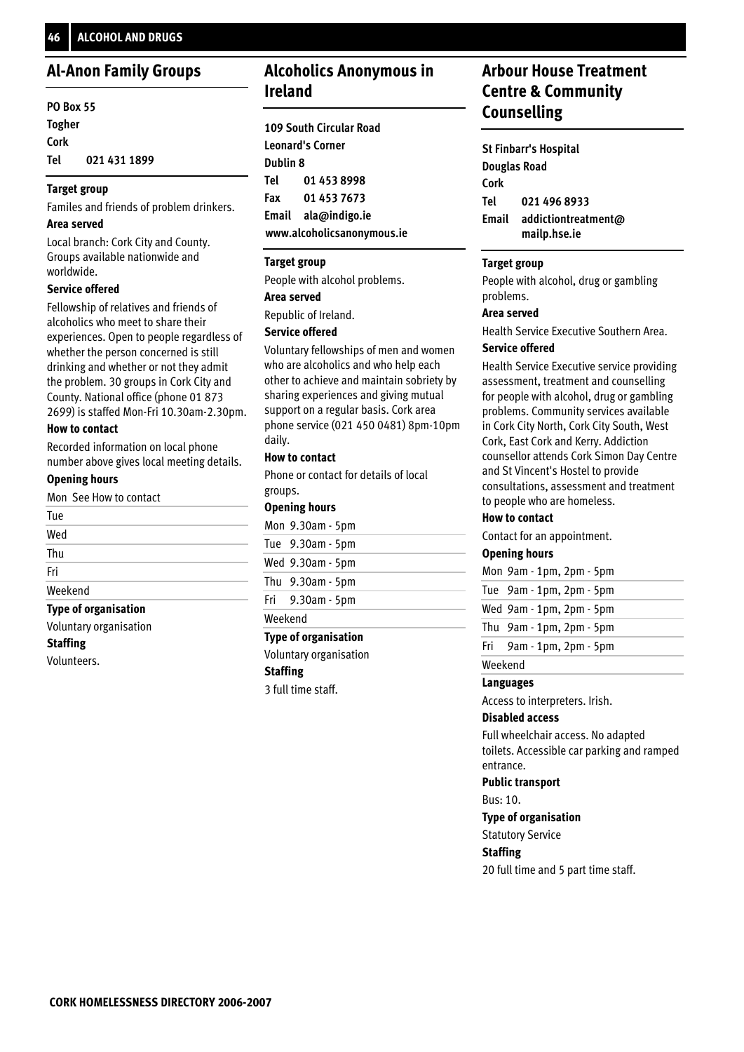## Al-Anon Family Groups

**PO Box 55**
**Togher**
**Cork**
**Tel 021 431 1899**

**Target group**

Familes and friends of problem drinkers.

**Area served**

Local branch: Cork City and County. Groups available nationwide and worldwide.

**Service offered**

Fellowship of relatives and friends of alcoholics who meet to share their experiences. Open to people regardless of whether the person concerned is still drinking and whether or not they admit the problem. 30 groups in Cork City and County. National office (phone 01 873 2699) is staffed Mon-Fri 10.30am-2.30pm.

**How to contact**

Recorded information on local phone number above gives local meeting details.

**Opening hours**

| | |
|---|---|
| Mon | See How to contact |
| Tue | |
| Wed | |
| Thu | |
| Fri | |
| Weekend | |

**Type of organisation**

Voluntary organisation

**Staffing**

Volunteers.

## Alcoholics Anonymous in Ireland

**109 South Circular Road**
**Leonard's Corner**
**Dublin 8**
**Tel 01 453 8998**
**Fax 01 453 7673**
**Email ala@indigo.ie**
**www.alcoholicsanonymous.ie**

**Target group**

People with alcohol problems.

**Area served**

Republic of Ireland.

**Service offered**

Voluntary fellowships of men and women who are alcoholics and who help each other to achieve and maintain sobriety by sharing experiences and giving mutual support on a regular basis. Cork area phone service (021 450 0481) 8pm-10pm daily.

**How to contact**

Phone or contact for details of local groups.

**Opening hours**

| | |
|---|---|
| Mon | 9.30am - 5pm |
| Tue | 9.30am - 5pm |
| Wed | 9.30am - 5pm |
| Thu | 9.30am - 5pm |
| Fri | 9.30am - 5pm |
| Weekend | |

**Type of organisation**

Voluntary organisation

**Staffing**

3 full time staff.

## Arbour House Treatment Centre & Community Counselling

**St Finbarr's Hospital**
**Douglas Road**
**Cork**
**Tel 021 496 8933**
**Email addictiontreatment@mailp.hse.ie**

**Target group**

People with alcohol, drug or gambling problems.

**Area served**

Health Service Executive Southern Area.

**Service offered**

Health Service Executive service providing assessment, treatment and counselling for people with alcohol, drug or gambling problems. Community services available in Cork City North, Cork City South, West Cork, East Cork and Kerry. Addiction counsellor attends Cork Simon Day Centre and St Vincent's Hostel to provide consultations, assessment and treatment to people who are homeless.

**How to contact**

Contact for an appointment.

**Opening hours**

| | |
|---|---|
| Mon | 9am - 1pm, 2pm - 5pm |
| Tue | 9am - 1pm, 2pm - 5pm |
| Wed | 9am - 1pm, 2pm - 5pm |
| Thu | 9am - 1pm, 2pm - 5pm |
| Fri | 9am - 1pm, 2pm - 5pm |
| Weekend | |

**Languages**

Access to interpreters. Irish.

**Disabled access**

Full wheelchair access. No adapted toilets. Accessible car parking and ramped entrance.

**Public transport**

Bus: 10.

**Type of organisation**

Statutory Service

**Staffing**

20 full time and 5 part time staff.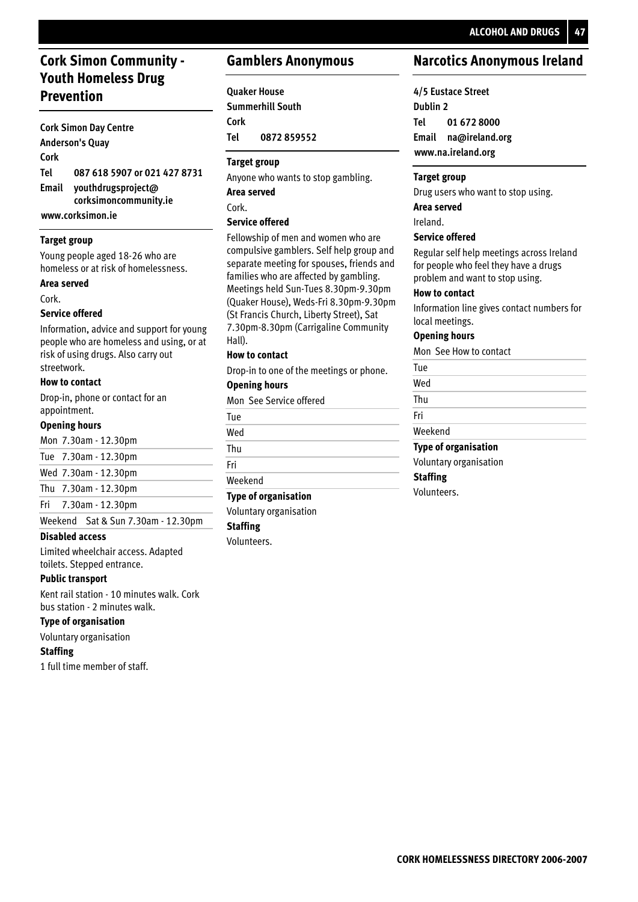## Cork Simon Community - Youth Homeless Drug Prevention

**Cork Simon Day Centre**
**Anderson's Quay**
**Cork**
**Tel 087 618 5907 or 021 427 8731**
**Email youthdrugsproject@corksimoncommunity.ie**
**www.corksimon.ie**

**Target group**

Young people aged 18-26 who are homeless or at risk of homelessness.

**Area served**

Cork.

**Service offered**

Information, advice and support for young people who are homeless and using, or at risk of using drugs. Also carry out streetwork.

**How to contact**

Drop-in, phone or contact for an appointment.

**Opening hours**

| | |
|---|---|
| Mon | 7.30am - 12.30pm |
| Tue | 7.30am - 12.30pm |
| Wed | 7.30am - 12.30pm |
| Thu | 7.30am - 12.30pm |
| Fri | 7.30am - 12.30pm |
| Weekend | Sat & Sun 7.30am - 12.30pm |

**Disabled access**

Limited wheelchair access. Adapted toilets. Stepped entrance.

**Public transport**

Kent rail station - 10 minutes walk. Cork bus station - 2 minutes walk.

**Type of organisation**

Voluntary organisation

**Staffing**

1 full time member of staff.

## Gamblers Anonymous

**Quaker House**
**Summerhill South**
**Cork**
**Tel 0872 859552**

**Target group**

Anyone who wants to stop gambling.

**Area served**

Cork.

**Service offered**

Fellowship of men and women who are compulsive gamblers. Self help group and separate meeting for spouses, friends and families who are affected by gambling. Meetings held Sun-Tues 8.30pm-9.30pm (Quaker House), Weds-Fri 8.30pm-9.30pm (St Francis Church, Liberty Street), Sat 7.30pm-8.30pm (Carrigaline Community Hall).

**How to contact**

Drop-in to one of the meetings or phone.

**Opening hours**

| | |
|---|---|
| Mon | See Service offered |
| Tue | |
| Wed | |
| Thu | |
| Fri | |
| Weekend | |

**Type of organisation**

Voluntary organisation

**Staffing**

Volunteers.

## Narcotics Anonymous Ireland

**4/5 Eustace Street**
**Dublin 2**
**Tel 01 672 8000**
**Email na@ireland.org**
**www.na.ireland.org**

**Target group**

Drug users who want to stop using.

**Area served**

Ireland.

**Service offered**

Regular self help meetings across Ireland for people who feel they have a drugs problem and want to stop using.

**How to contact**

Information line gives contact numbers for local meetings.

**Opening hours**

| | |
|---|---|
| Mon | See How to contact |
| Tue | |
| Wed | |
| Thu | |
| Fri | |
| Weekend | |

**Type of organisation**

Voluntary organisation

**Staffing**

Volunteers.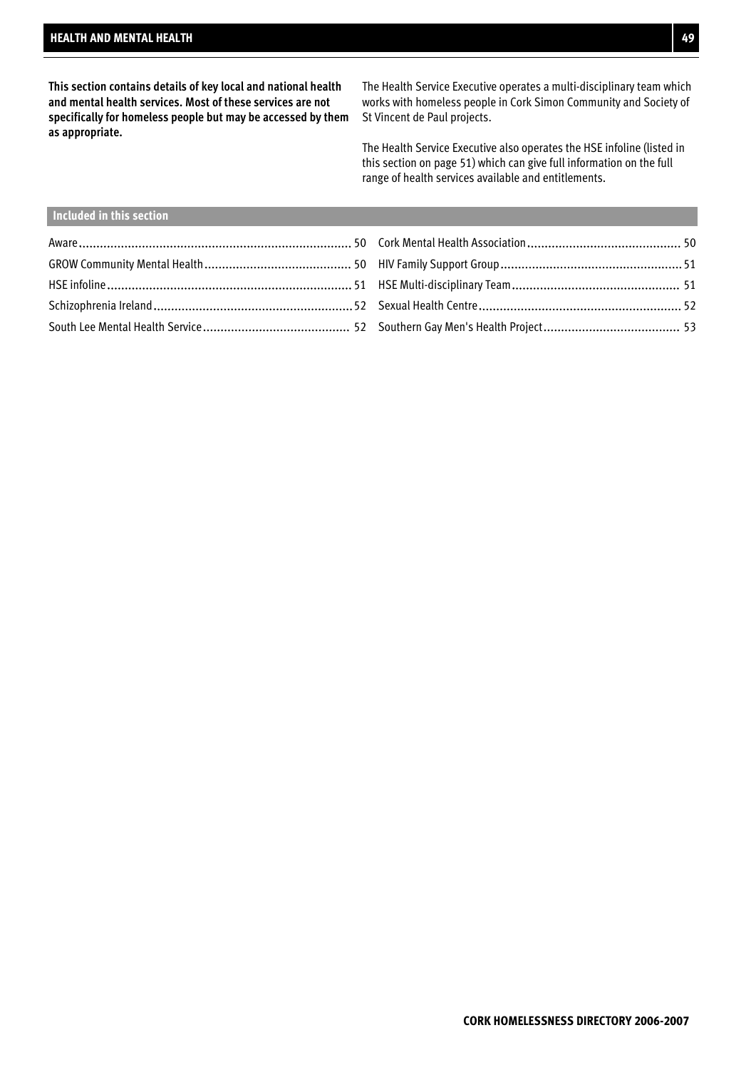# HEALTH AND MENTAL HEALTH

**This section contains details of key local and national health and mental health services. Most of these services are not specifically for homeless people but may be accessed by them as appropriate.**

The Health Service Executive operates a multi-disciplinary team which works with homeless people in Cork Simon Community and Society of St Vincent de Paul projects.

The Health Service Executive also operates the HSE infoline (listed in this section on page 51) which can give full information on the full range of health services available and entitlements.

## Included in this section

| | | | |
|---|---|---|---|
| Aware | 50 | Cork Mental Health Association | 50 |
| GROW Community Mental Health | 50 | HIV Family Support Group | 51 |
| HSE infoline | 51 | HSE Multi-disciplinary Team | 51 |
| Schizophrenia Ireland | 52 | Sexual Health Centre | 52 |
| South Lee Mental Health Service | 52 | Southern Gay Men's Health Project | 53 |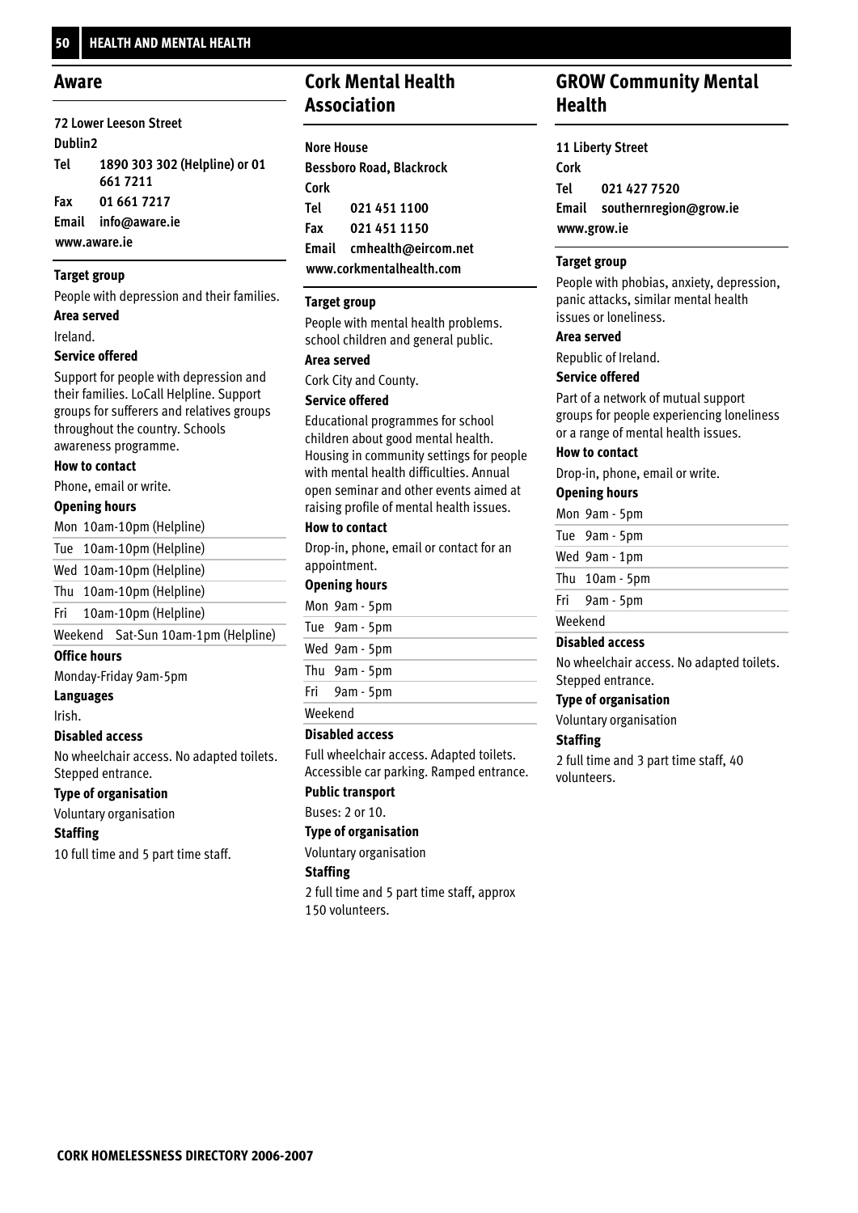## Aware

**72 Lower Leeson Street**
**Dublin2**
**Tel** 1890 303 302 (Helpline) or 01 661 7211
**Fax** 01 661 7217
**Email** info@aware.ie
**www.aware.ie**

**Target group**

People with depression and their families.

**Area served**

Ireland.

**Service offered**

Support for people with depression and their families. LoCall Helpline. Support groups for sufferers and relatives groups throughout the country. Schools awareness programme.

**How to contact**

Phone, email or write.

**Opening hours**

| | |
|---|---|
| Mon | 10am-10pm (Helpline) |
| Tue | 10am-10pm (Helpline) |
| Wed | 10am-10pm (Helpline) |
| Thu | 10am-10pm (Helpline) |
| Fri | 10am-10pm (Helpline) |
| Weekend | Sat-Sun 10am-1pm (Helpline) |

**Office hours**

Monday-Friday 9am-5pm

**Languages**

Irish.

**Disabled access**

No wheelchair access. No adapted toilets. Stepped entrance.

**Type of organisation**

Voluntary organisation

**Staffing**

10 full time and 5 part time staff.

## Cork Mental Health Association

**Nore House**
**Bessboro Road, Blackrock**
**Cork**
**Tel** 021 451 1100
**Fax** 021 451 1150
**Email** cmhealth@eircom.net
**www.corkmentalhealth.com**

**Target group**

People with mental health problems. school children and general public.

**Area served**

Cork City and County.

**Service offered**

Educational programmes for school children about good mental health. Housing in community settings for people with mental health difficulties. Annual open seminar and other events aimed at raising profile of mental health issues.

**How to contact**

Drop-in, phone, email or contact for an appointment.

**Opening hours**

| | |
|---|---|
| Mon | 9am - 5pm |
| Tue | 9am - 5pm |
| Wed | 9am - 5pm |
| Thu | 9am - 5pm |
| Fri | 9am - 5pm |
| Weekend | |

**Disabled access**

Full wheelchair access. Adapted toilets. Accessible car parking. Ramped entrance.

**Public transport**

Buses: 2 or 10.

**Type of organisation**

Voluntary organisation

**Staffing**

2 full time and 5 part time staff, approx 150 volunteers.

## GROW Community Mental Health

**11 Liberty Street**
**Cork**
**Tel** 021 427 7520
**Email** southernregion@grow.ie
**www.grow.ie**

**Target group**

People with phobias, anxiety, depression, panic attacks, similar mental health issues or loneliness.

**Area served**

Republic of Ireland.

**Service offered**

Part of a network of mutual support groups for people experiencing loneliness or a range of mental health issues.

**How to contact**

Drop-in, phone, email or write.

**Opening hours**

| | |
|---|---|
| Mon | 9am - 5pm |
| Tue | 9am - 5pm |
| Wed | 9am - 1pm |
| Thu | 10am - 5pm |
| Fri | 9am - 5pm |
| Weekend | |

**Disabled access**

No wheelchair access. No adapted toilets. Stepped entrance.

**Type of organisation**

Voluntary organisation

**Staffing**

2 full time and 3 part time staff, 40 volunteers.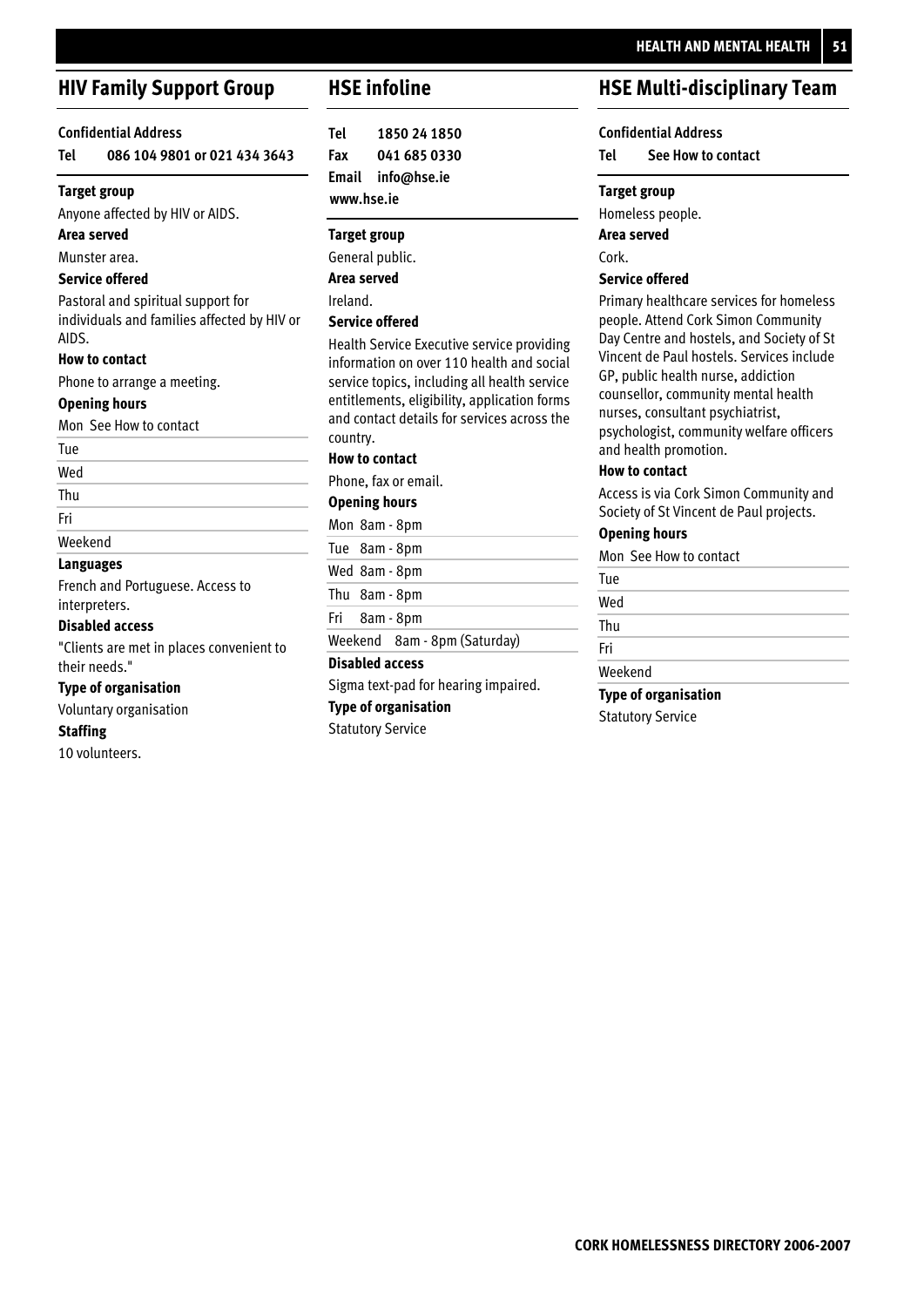## HIV Family Support Group

**Confidential Address**

**Tel 086 104 9801 or 021 434 3643**

**Target group**

Anyone affected by HIV or AIDS.

**Area served**

Munster area.

**Service offered**

Pastoral and spiritual support for individuals and families affected by HIV or AIDS.

**How to contact**

Phone to arrange a meeting.

**Opening hours**

| | |
|---|---|
| Mon | See How to contact |
| Tue | |
| Wed | |
| Thu | |
| Fri | |
| Weekend | |

**Languages**

French and Portuguese. Access to interpreters.

**Disabled access**

"Clients are met in places convenient to their needs."

**Type of organisation**

Voluntary organisation

**Staffing**

10 volunteers.

## HSE infoline

**Tel 1850 24 1850**
**Fax 041 685 0330**
**Email info@hse.ie**
**www.hse.ie**

**Target group**

General public.

**Area served**

Ireland.

**Service offered**

Health Service Executive service providing information on over 110 health and social service topics, including all health service entitlements, eligibility, application forms and contact details for services across the country.

**How to contact**

Phone, fax or email.

**Opening hours**

| | |
|---|---|
| Mon | 8am - 8pm |
| Tue | 8am - 8pm |
| Wed | 8am - 8pm |
| Thu | 8am - 8pm |
| Fri | 8am - 8pm |
| Weekend | 8am - 8pm (Saturday) |

**Disabled access**

Sigma text-pad for hearing impaired.

**Type of organisation**

Statutory Service

## HSE Multi-disciplinary Team

**Confidential Address**

**Tel See How to contact**

**Target group**

Homeless people.

**Area served**

Cork.

**Service offered**

Primary healthcare services for homeless people. Attend Cork Simon Community Day Centre and hostels, and Society of St Vincent de Paul hostels. Services include GP, public health nurse, addiction counsellor, community mental health nurses, consultant psychiatrist, psychologist, community welfare officers and health promotion.

**How to contact**

Access is via Cork Simon Community and Society of St Vincent de Paul projects.

**Opening hours**

| | |
|---|---|
| Mon | See How to contact |
| Tue | |
| Wed | |
| Thu | |
| Fri | |
| Weekend | |

**Type of organisation**

Statutory Service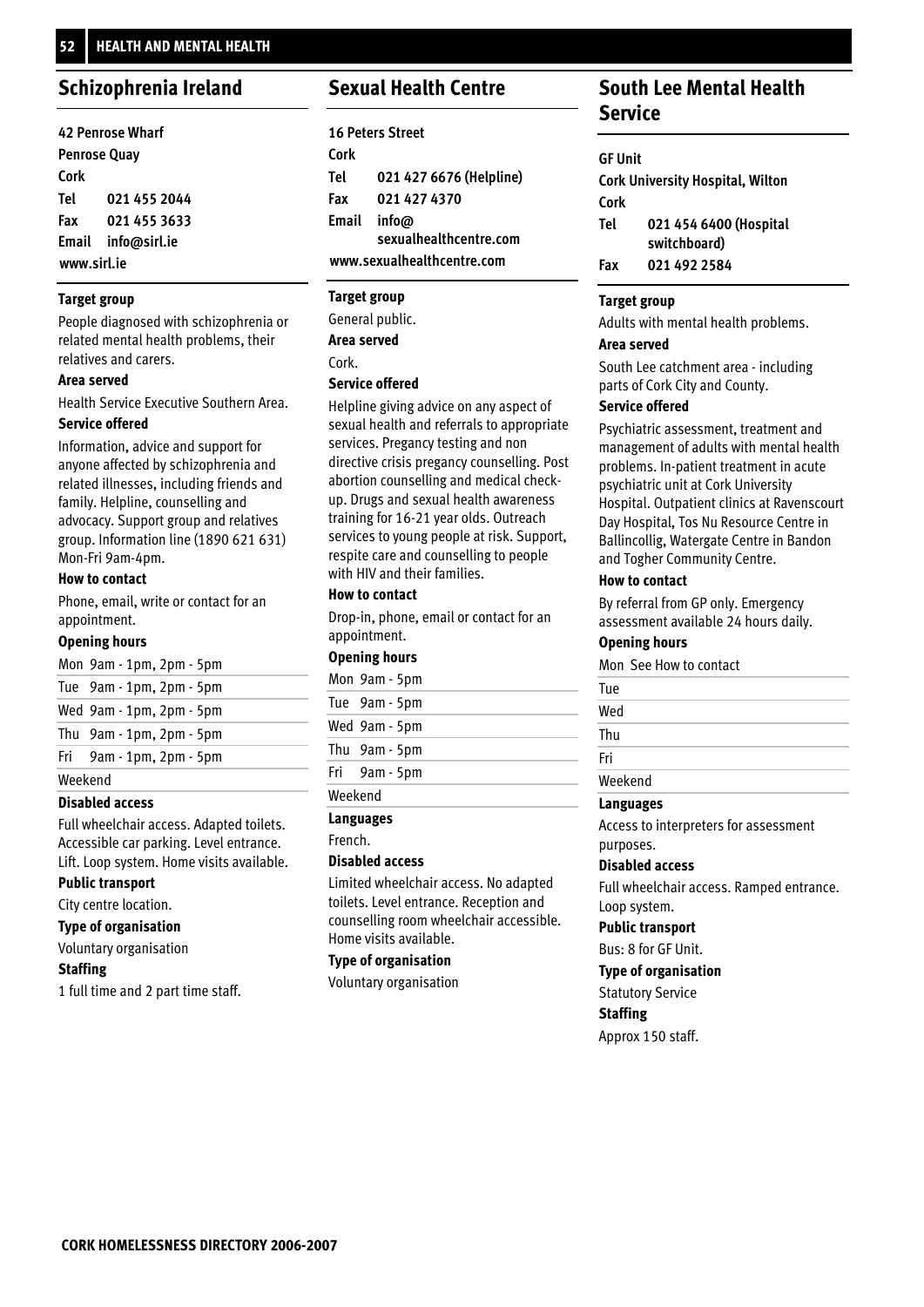## Schizophrenia Ireland

**42 Penrose Wharf**
**Penrose Quay**
**Cork**
**Tel** 021 455 2044
**Fax** 021 455 3633
**Email** info@sirl.ie
**www.sirl.ie**

**Target group**

People diagnosed with schizophrenia or related mental health problems, their relatives and carers.

**Area served**

Health Service Executive Southern Area.

**Service offered**

Information, advice and support for anyone affected by schizophrenia and related illnesses, including friends and family. Helpline, counselling and advocacy. Support group and relatives group. Information line (1890 621 631) Mon-Fri 9am-4pm.

**How to contact**

Phone, email, write or contact for an appointment.

**Opening hours**

| | |
|---|---|
| Mon | 9am - 1pm, 2pm - 5pm |
| Tue | 9am - 1pm, 2pm - 5pm |
| Wed | 9am - 1pm, 2pm - 5pm |
| Thu | 9am - 1pm, 2pm - 5pm |
| Fri | 9am - 1pm, 2pm - 5pm |
| Weekend | |

**Disabled access**

Full wheelchair access. Adapted toilets. Accessible car parking. Level entrance. Lift. Loop system. Home visits available.

**Public transport**

City centre location.

**Type of organisation**

Voluntary organisation

**Staffing**

1 full time and 2 part time staff.

## Sexual Health Centre

**16 Peters Street**
**Cork**
**Tel** 021 427 6676 (Helpline)
**Fax** 021 427 4370
**Email** info@sexualhealthcentre.com
**www.sexualhealthcentre.com**

**Target group**

General public.

**Area served**

Cork.

**Service offered**

Helpline giving advice on any aspect of sexual health and referrals to appropriate services. Pregancy testing and non directive crisis pregancy counselling. Post abortion counselling and medical check-up. Drugs and sexual health awareness training for 16-21 year olds. Outreach services to young people at risk. Support, respite care and counselling to people with HIV and their families.

**How to contact**

Drop-in, phone, email or contact for an appointment.

**Opening hours**

| | |
|---|---|
| Mon | 9am - 5pm |
| Tue | 9am - 5pm |
| Wed | 9am - 5pm |
| Thu | 9am - 5pm |
| Fri | 9am - 5pm |
| Weekend | |

**Languages**

French.

**Disabled access**

Limited wheelchair access. No adapted toilets. Level entrance. Reception and counselling room wheelchair accessible. Home visits available.

**Type of organisation**

Voluntary organisation

## South Lee Mental Health Service

**GF Unit**
**Cork University Hospital, Wilton**
**Cork**
**Tel** 021 454 6400 (Hospital switchboard)
**Fax** 021 492 2584

**Target group**

Adults with mental health problems.

**Area served**

South Lee catchment area - including parts of Cork City and County.

**Service offered**

Psychiatric assessment, treatment and management of adults with mental health problems. In-patient treatment in acute psychiatric unit at Cork University Hospital. Outpatient clinics at Ravenscourt Day Hospital, Tos Nu Resource Centre in Ballincollig, Watergate Centre in Bandon and Togher Community Centre.

**How to contact**

By referral from GP only. Emergency assessment available 24 hours daily.

**Opening hours**

| | |
|---|---|
| Mon | See How to contact |
| Tue | |
| Wed | |
| Thu | |
| Fri | |
| Weekend | |

**Languages**

Access to interpreters for assessment purposes.

**Disabled access**

Full wheelchair access. Ramped entrance. Loop system.

**Public transport**

Bus: 8 for GF Unit.

**Type of organisation**

Statutory Service

**Staffing**

Approx 150 staff.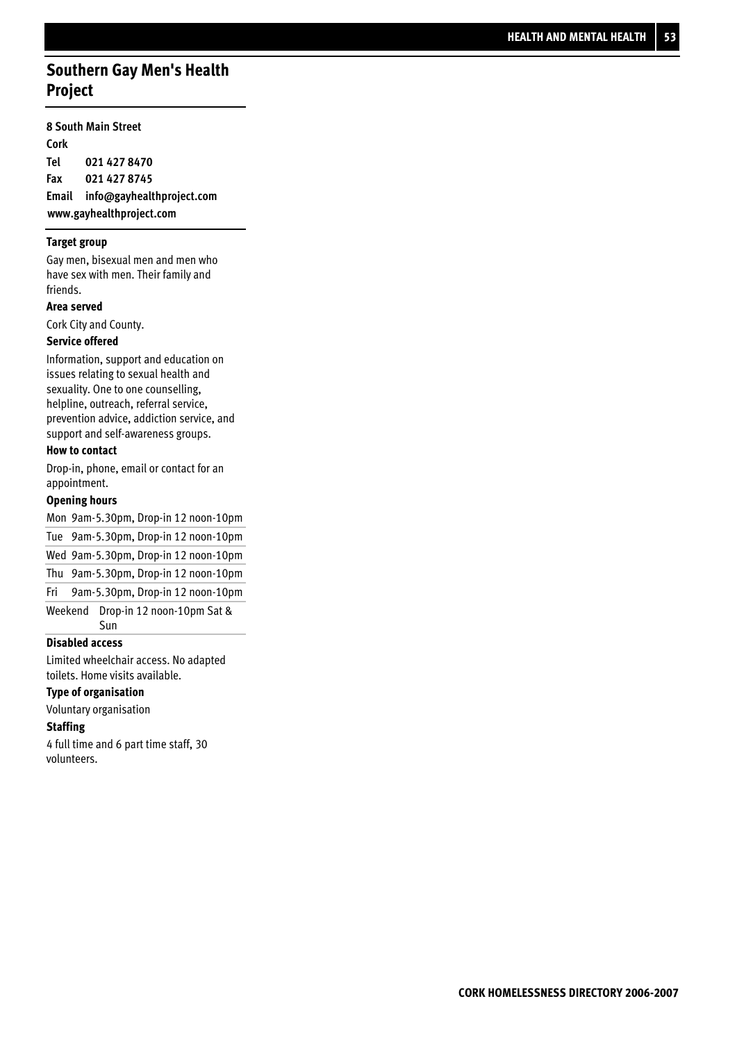## Southern Gay Men's Health Project

**8 South Main Street**
**Cork**
**Tel 021 427 8470**
**Fax 021 427 8745**
**Email info@gayhealthproject.com**
**www.gayhealthproject.com**

**Target group**

Gay men, bisexual men and men who have sex with men. Their family and friends.

**Area served**

Cork City and County.

**Service offered**

Information, support and education on issues relating to sexual health and sexuality. One to one counselling, helpline, outreach, referral service, prevention advice, addiction service, and support and self-awareness groups.

**How to contact**

Drop-in, phone, email or contact for an appointment.

**Opening hours**

| | |
|---|---|
| Mon | 9am-5.30pm, Drop-in 12 noon-10pm |
| Tue | 9am-5.30pm, Drop-in 12 noon-10pm |
| Wed | 9am-5.30pm, Drop-in 12 noon-10pm |
| Thu | 9am-5.30pm, Drop-in 12 noon-10pm |
| Fri | 9am-5.30pm, Drop-in 12 noon-10pm |
| Weekend | Drop-in 12 noon-10pm Sat & Sun |

**Disabled access**

Limited wheelchair access. No adapted toilets. Home visits available.

**Type of organisation**

Voluntary organisation

**Staffing**

4 full time and 6 part time staff, 30 volunteers.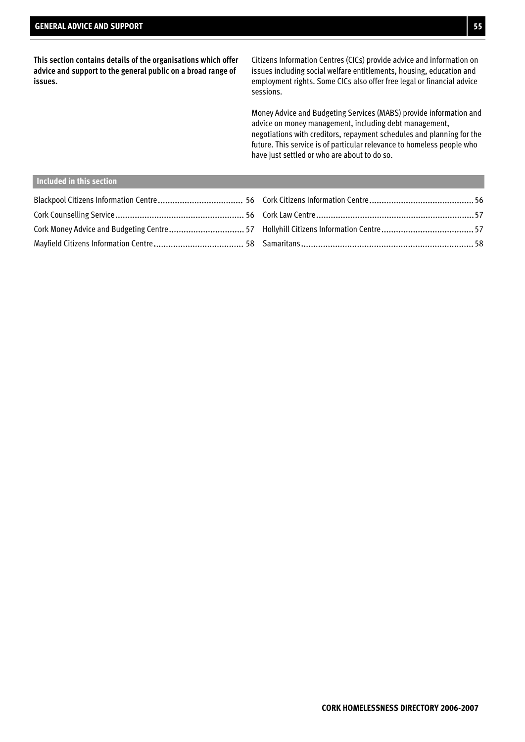# GENERAL ADVICE AND SUPPORT

**This section contains details of the organisations which offer advice and support to the general public on a broad range of issues.**

Citizens Information Centres (CICs) provide advice and information on issues including social welfare entitlements, housing, education and employment rights. Some CICs also offer free legal or financial advice sessions.

Money Advice and Budgeting Services (MABS) provide information and advice on money management, including debt management, negotiations with creditors, repayment schedules and planning for the future. This service is of particular relevance to homeless people who have just settled or who are about to do so.

## Included in this section

- Blackpool Citizens Information Centre.................................. 56
- Cork Citizens Information Centre.......................................... 56
- Cork Counselling Service.................................................... 56
- Cork Law Centre.................................................................57
- Cork Money Advice and Budgeting Centre.............................. 57
- Hollyhill Citizens Information Centre..................................... 57
- Mayfield Citizens Information Centre.................................... 58
- Samaritans...................................................................... 58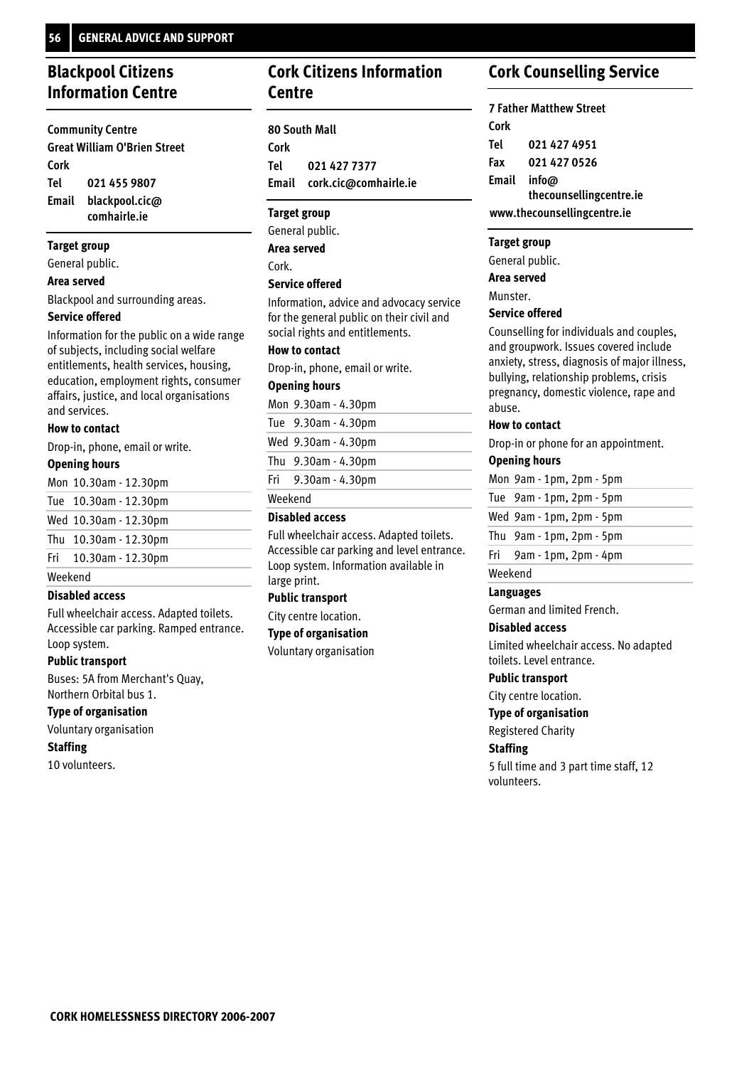## Blackpool Citizens Information Centre

**Community Centre**
**Great William O'Brien Street**
**Cork**
**Tel** 021 455 9807
**Email** blackpool.cic@comhairle.ie

**Target group**

General public.

**Area served**

Blackpool and surrounding areas.

**Service offered**

Information for the public on a wide range of subjects, including social welfare entitlements, health services, housing, education, employment rights, consumer affairs, justice, and local organisations and services.

**How to contact**

Drop-in, phone, email or write.

**Opening hours**

| | |
|---|---|
| Mon | 10.30am - 12.30pm |
| Tue | 10.30am - 12.30pm |
| Wed | 10.30am - 12.30pm |
| Thu | 10.30am - 12.30pm |
| Fri | 10.30am - 12.30pm |
| Weekend | |

**Disabled access**

Full wheelchair access. Adapted toilets. Accessible car parking. Ramped entrance. Loop system.

**Public transport**

Buses: 5A from Merchant's Quay, Northern Orbital bus 1.

**Type of organisation**

Voluntary organisation

**Staffing**

10 volunteers.

## Cork Citizens Information Centre

**80 South Mall**
**Cork**
**Tel** 021 427 7377
**Email** cork.cic@comhairle.ie

**Target group**

General public.

**Area served**

Cork.

**Service offered**

Information, advice and advocacy service for the general public on their civil and social rights and entitlements.

**How to contact**

Drop-in, phone, email or write.

**Opening hours**

| | |
|---|---|
| Mon | 9.30am - 4.30pm |
| Tue | 9.30am - 4.30pm |
| Wed | 9.30am - 4.30pm |
| Thu | 9.30am - 4.30pm |
| Fri | 9.30am - 4.30pm |
| Weekend | |

**Disabled access**

Full wheelchair access. Adapted toilets. Accessible car parking and level entrance. Loop system. Information available in large print.

**Public transport**

City centre location.

**Type of organisation**

Voluntary organisation

## Cork Counselling Service

**7 Father Matthew Street**
**Cork**
**Tel** 021 427 4951
**Fax** 021 427 0526
**Email** info@thecounsellingcentre.ie
**www.thecounsellingcentre.ie**

**Target group**

General public.

**Area served**

Munster.

**Service offered**

Counselling for individuals and couples, and groupwork. Issues covered include anxiety, stress, diagnosis of major illness, bullying, relationship problems, crisis pregnancy, domestic violence, rape and abuse.

**How to contact**

Drop-in or phone for an appointment.

**Opening hours**

| | |
|---|---|
| Mon | 9am - 1pm, 2pm - 5pm |
| Tue | 9am - 1pm, 2pm - 5pm |
| Wed | 9am - 1pm, 2pm - 5pm |
| Thu | 9am - 1pm, 2pm - 5pm |
| Fri | 9am - 1pm, 2pm - 4pm |
| Weekend | |

**Languages**

German and limited French.

**Disabled access**

Limited wheelchair access. No adapted toilets. Level entrance.

**Public transport**

City centre location.

**Type of organisation**

Registered Charity

**Staffing**

5 full time and 3 part time staff, 12 volunteers.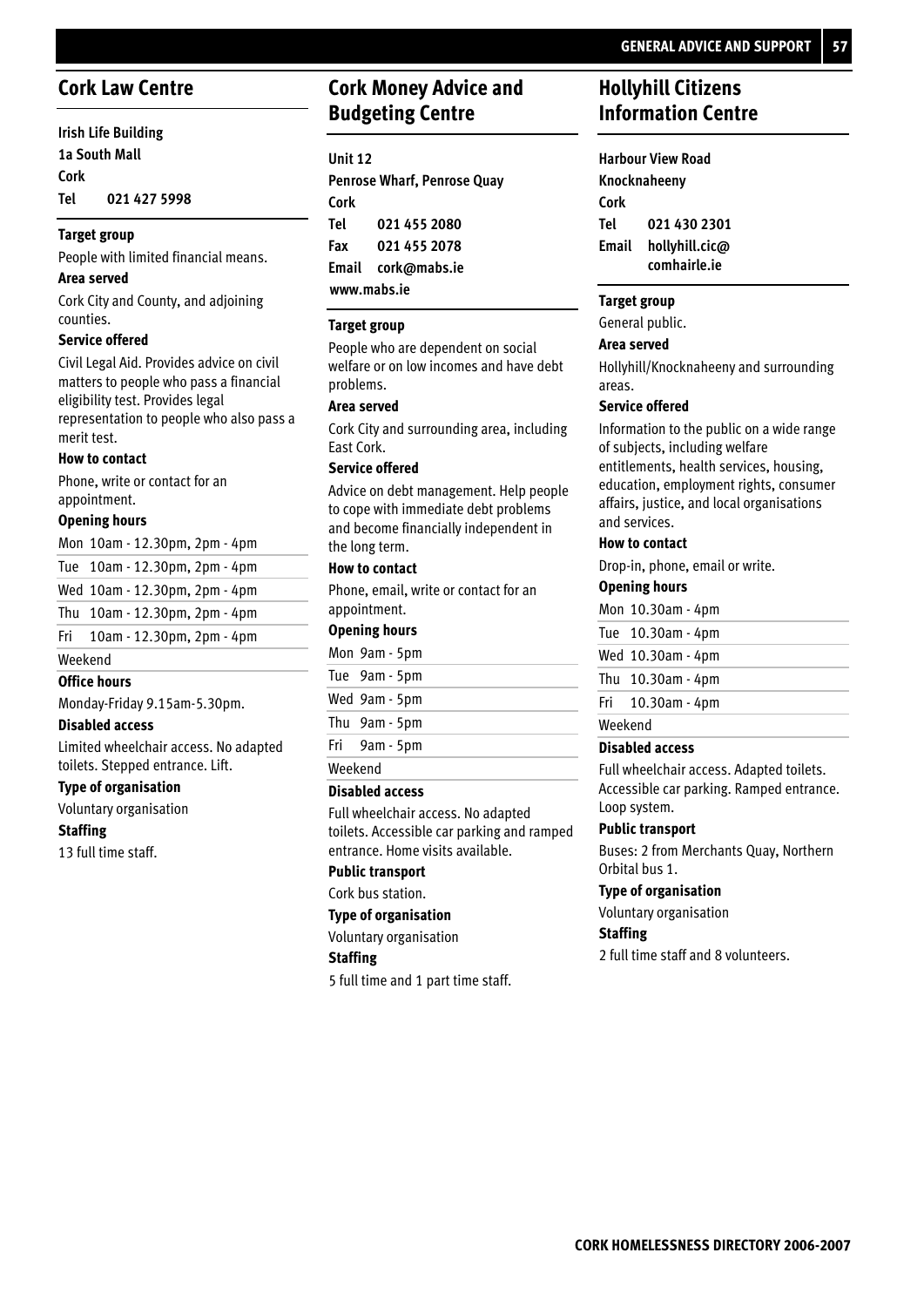## Cork Law Centre

**Irish Life Building**
**1a South Mall**
**Cork**
**Tel 021 427 5998**

**Target group**

People with limited financial means.

**Area served**

Cork City and County, and adjoining counties.

**Service offered**

Civil Legal Aid. Provides advice on civil matters to people who pass a financial eligibility test. Provides legal representation to people who also pass a merit test.

**How to contact**

Phone, write or contact for an appointment.

**Opening hours**

| | |
|---|---|
| Mon | 10am - 12.30pm, 2pm - 4pm |
| Tue | 10am - 12.30pm, 2pm - 4pm |
| Wed | 10am - 12.30pm, 2pm - 4pm |
| Thu | 10am - 12.30pm, 2pm - 4pm |
| Fri | 10am - 12.30pm, 2pm - 4pm |
| Weekend | |

**Office hours**

Monday-Friday 9.15am-5.30pm.

**Disabled access**

Limited wheelchair access. No adapted toilets. Stepped entrance. Lift.

**Type of organisation**

Voluntary organisation

**Staffing**

13 full time staff.

## Cork Money Advice and Budgeting Centre

**Unit 12**
**Penrose Wharf, Penrose Quay**
**Cork**
**Tel 021 455 2080**
**Fax 021 455 2078**
**Email cork@mabs.ie**
**www.mabs.ie**

**Target group**

People who are dependent on social welfare or on low incomes and have debt problems.

**Area served**

Cork City and surrounding area, including East Cork.

**Service offered**

Advice on debt management. Help people to cope with immediate debt problems and become financially independent in the long term.

**How to contact**

Phone, email, write or contact for an appointment.

**Opening hours**

| | |
|---|---|
| Mon | 9am - 5pm |
| Tue | 9am - 5pm |
| Wed | 9am - 5pm |
| Thu | 9am - 5pm |
| Fri | 9am - 5pm |
| Weekend | |

**Disabled access**

Full wheelchair access. No adapted toilets. Accessible car parking and ramped entrance. Home visits available.

**Public transport**

Cork bus station.

**Type of organisation**

Voluntary organisation

**Staffing**

5 full time and 1 part time staff.

## Hollyhill Citizens Information Centre

**Harbour View Road**
**Knocknaheeny**
**Cork**
**Tel 021 430 2301**
**Email hollyhill.cic@comhairle.ie**

**Target group**

General public.

**Area served**

Hollyhill/Knocknaheeny and surrounding areas.

**Service offered**

Information to the public on a wide range of subjects, including welfare entitlements, health services, housing, education, employment rights, consumer affairs, justice, and local organisations and services.

**How to contact**

Drop-in, phone, email or write.

**Opening hours**

| | |
|---|---|
| Mon | 10.30am - 4pm |
| Tue | 10.30am - 4pm |
| Wed | 10.30am - 4pm |
| Thu | 10.30am - 4pm |
| Fri | 10.30am - 4pm |
| Weekend | |

**Disabled access**

Full wheelchair access. Adapted toilets. Accessible car parking. Ramped entrance. Loop system.

**Public transport**

Buses: 2 from Merchants Quay, Northern Orbital bus 1.

**Type of organisation**

Voluntary organisation

**Staffing**

2 full time staff and 8 volunteers.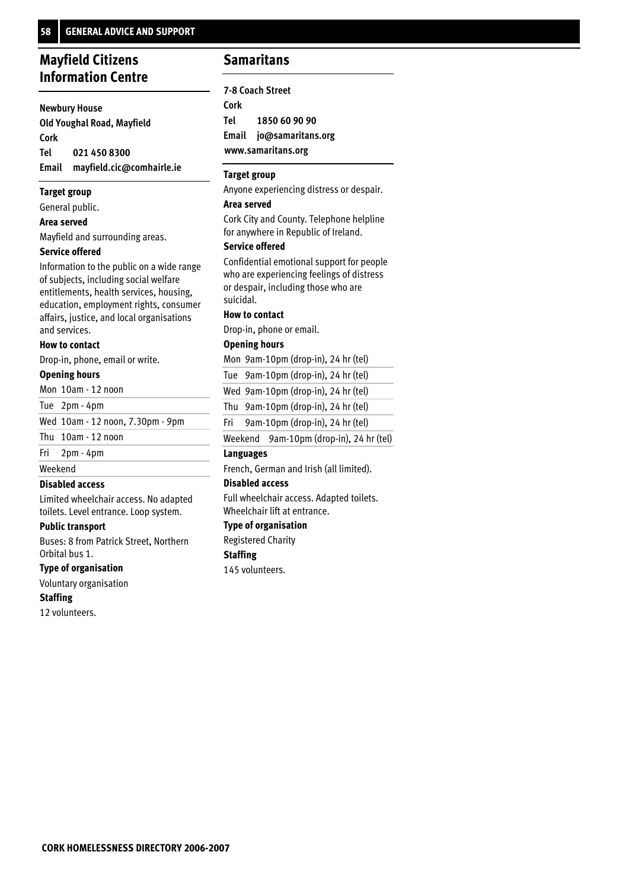## Mayfield Citizens Information Centre

**Newbury House**
**Old Youghal Road, Mayfield**
**Cork**
**Tel** **021 450 8300**
**Email** **mayfield.cic@comhairle.ie**

**Target group**

General public.

**Area served**

Mayfield and surrounding areas.

**Service offered**

Information to the public on a wide range of subjects, including social welfare entitlements, health services, housing, education, employment rights, consumer affairs, justice, and local organisations and services.

**How to contact**

Drop-in, phone, email or write.

**Opening hours**

| | |
|---|---|
| Mon | 10am - 12 noon |
| Tue | 2pm - 4pm |
| Wed | 10am - 12 noon, 7.30pm - 9pm |
| Thu | 10am - 12 noon |
| Fri | 2pm - 4pm |
| Weekend | |

**Disabled access**

Limited wheelchair access. No adapted toilets. Level entrance. Loop system.

**Public transport**

Buses: 8 from Patrick Street, Northern Orbital bus 1.

**Type of organisation**

Voluntary organisation

**Staffing**

12 volunteers.

## Samaritans

**7-8 Coach Street**
**Cork**
**Tel** **1850 60 90 90**
**Email** **jo@samaritans.org**
**www.samaritans.org**

**Target group**

Anyone experiencing distress or despair.

**Area served**

Cork City and County. Telephone helpline for anywhere in Republic of Ireland.

**Service offered**

Confidential emotional support for people who are experiencing feelings of distress or despair, including those who are suicidal.

**How to contact**

Drop-in, phone or email.

**Opening hours**

| | |
|---|---|
| Mon | 9am-10pm (drop-in), 24 hr (tel) |
| Tue | 9am-10pm (drop-in), 24 hr (tel) |
| Wed | 9am-10pm (drop-in), 24 hr (tel) |
| Thu | 9am-10pm (drop-in), 24 hr (tel) |
| Fri | 9am-10pm (drop-in), 24 hr (tel) |
| Weekend | 9am-10pm (drop-in), 24 hr (tel) |

**Languages**

French, German and Irish (all limited).

**Disabled access**

Full wheelchair access. Adapted toilets. Wheelchair lift at entrance.

**Type of organisation**

Registered Charity

**Staffing**

145 volunteers.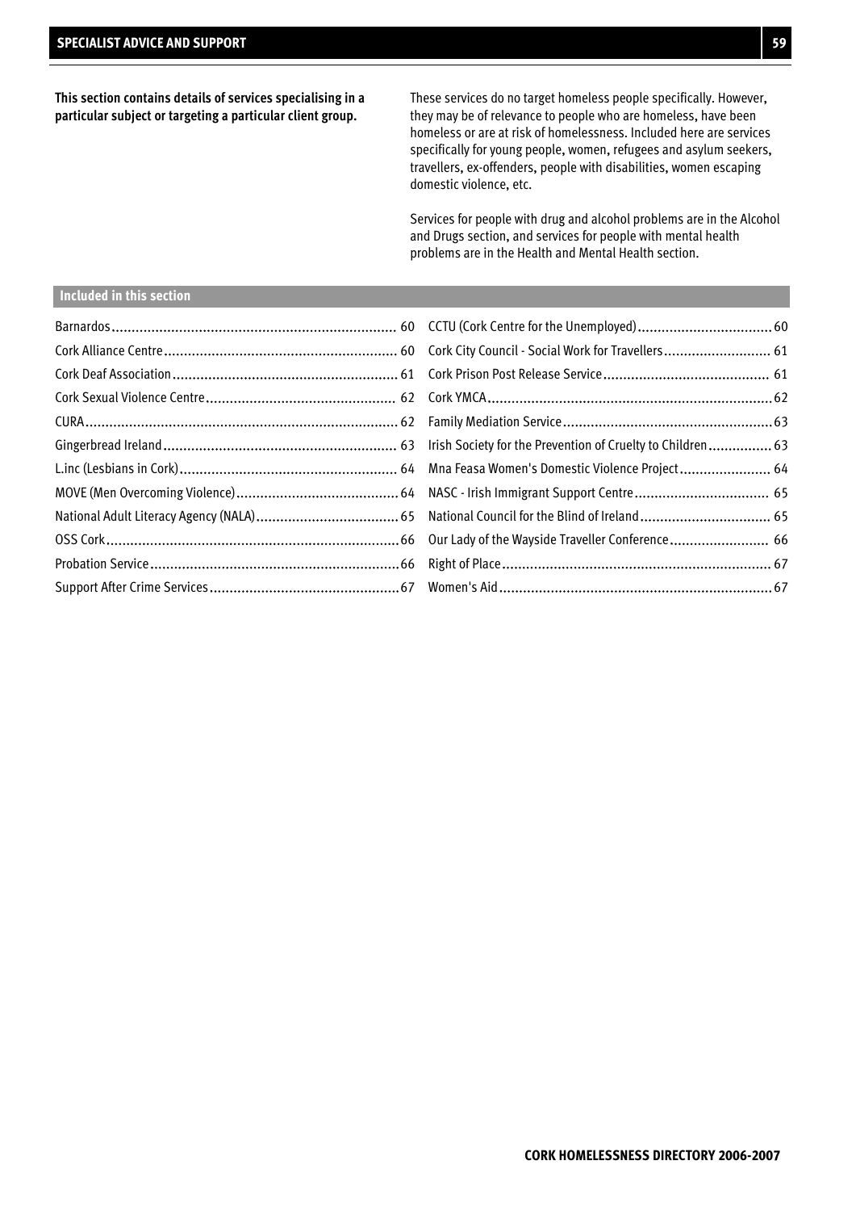# SPECIALIST ADVICE AND SUPPORT

**This section contains details of services specialising in a particular subject or targeting a particular client group.**

These services do no target homeless people specifically. However, they may be of relevance to people who are homeless, have been homeless or are at risk of homelessness. Included here are services specifically for young people, women, refugees and asylum seekers, travellers, ex-offenders, people with disabilities, women escaping domestic violence, etc.

Services for people with drug and alcohol problems are in the Alcohol and Drugs section, and services for people with mental health problems are in the Health and Mental Health section.

## Included in this section

- Barnardos ........ 60
- Cork Alliance Centre ........ 60
- Cork Deaf Association ........ 61
- Cork Sexual Violence Centre ........ 62
- CURA ........ 62
- Gingerbread Ireland ........ 63
- L.inc (Lesbians in Cork) ........ 64
- MOVE (Men Overcoming Violence) ........ 64
- National Adult Literacy Agency (NALA) ........ 65
- OSS Cork ........ 66
- Probation Service ........ 66
- Support After Crime Services ........ 67
- CCTU (Cork Centre for the Unemployed) ........ 60
- Cork City Council - Social Work for Travellers ........ 61
- Cork Prison Post Release Service ........ 61
- Cork YMCA ........ 62
- Family Mediation Service ........ 63
- Irish Society for the Prevention of Cruelty to Children ........ 63
- Mna Feasa Women's Domestic Violence Project ........ 64
- NASC - Irish Immigrant Support Centre ........ 65
- National Council for the Blind of Ireland ........ 65
- Our Lady of the Wayside Traveller Conference ........ 66
- Right of Place ........ 67
- Women's Aid ........ 67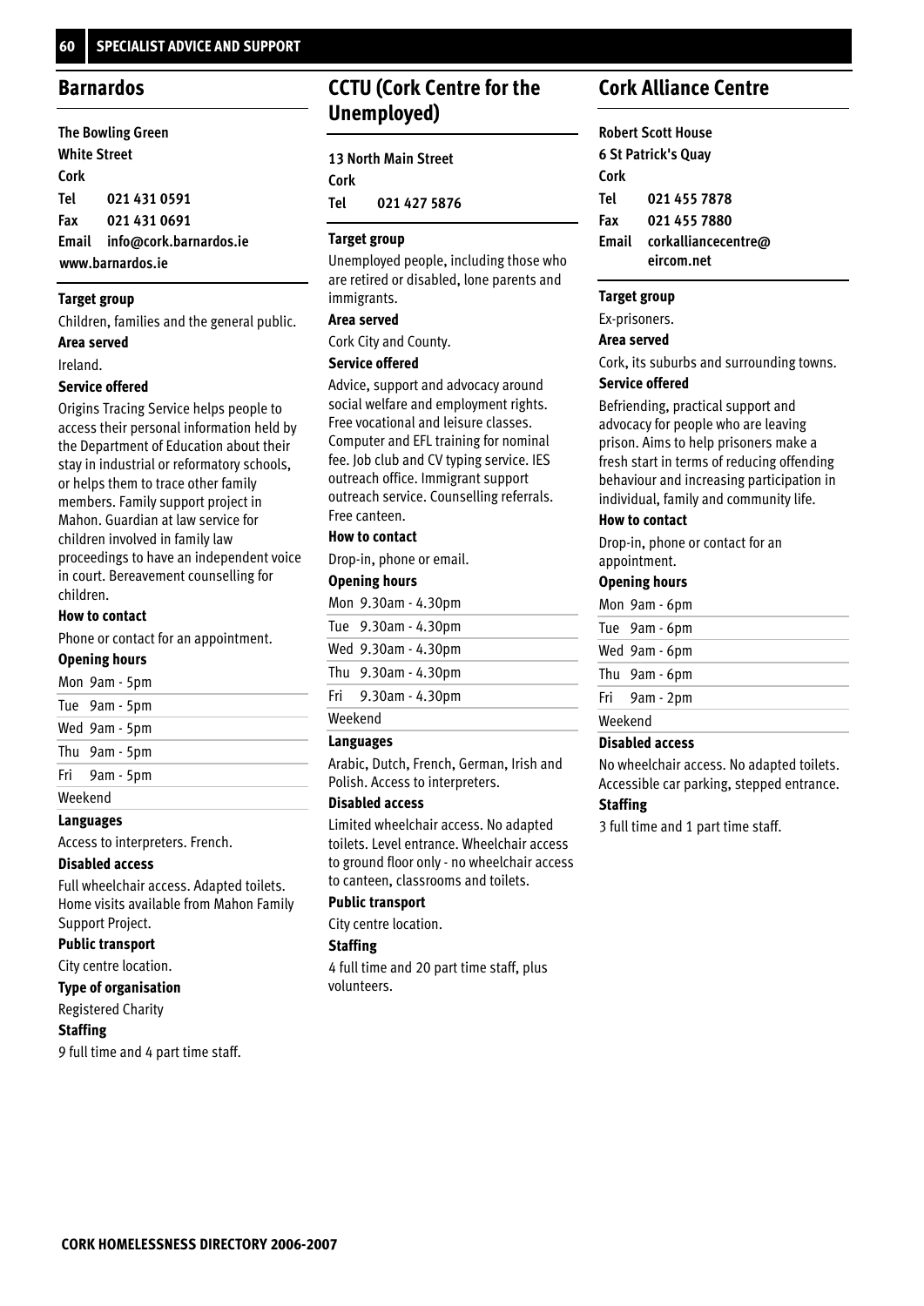## Barnardos

**The Bowling Green**
**White Street**
**Cork**
**Tel 021 431 0591**
**Fax 021 431 0691**
**Email info@cork.barnardos.ie**
**www.barnardos.ie**

**Target group**

Children, families and the general public.

**Area served**

Ireland.

**Service offered**

Origins Tracing Service helps people to access their personal information held by the Department of Education about their stay in industrial or reformatory schools, or helps them to trace other family members. Family support project in Mahon. Guardian at law service for children involved in family law proceedings to have an independent voice in court. Bereavement counselling for children.

**How to contact**

Phone or contact for an appointment.

**Opening hours**

| | |
|---|---|
| Mon | 9am - 5pm |
| Tue | 9am - 5pm |
| Wed | 9am - 5pm |
| Thu | 9am - 5pm |
| Fri | 9am - 5pm |
| Weekend | |

**Languages**

Access to interpreters. French.

**Disabled access**

Full wheelchair access. Adapted toilets. Home visits available from Mahon Family Support Project.

**Public transport**

City centre location.

**Type of organisation**

Registered Charity

**Staffing**

9 full time and 4 part time staff.

## CCTU (Cork Centre for the Unemployed)

**13 North Main Street**
**Cork**
**Tel 021 427 5876**

**Target group**

Unemployed people, including those who are retired or disabled, lone parents and immigrants.

**Area served**

Cork City and County.

**Service offered**

Advice, support and advocacy around social welfare and employment rights. Free vocational and leisure classes. Computer and EFL training for nominal fee. Job club and CV typing service. IES outreach office. Immigrant support outreach service. Counselling referrals. Free canteen.

**How to contact**

Drop-in, phone or email.

**Opening hours**

| | |
|---|---|
| Mon | 9.30am - 4.30pm |
| Tue | 9.30am - 4.30pm |
| Wed | 9.30am - 4.30pm |
| Thu | 9.30am - 4.30pm |
| Fri | 9.30am - 4.30pm |
| Weekend | |

**Languages**

Arabic, Dutch, French, German, Irish and Polish. Access to interpreters.

**Disabled access**

Limited wheelchair access. No adapted toilets. Level entrance. Wheelchair access to ground floor only - no wheelchair access to canteen, classrooms and toilets.

**Public transport**

City centre location.

**Staffing**

4 full time and 20 part time staff, plus volunteers.

## Cork Alliance Centre

**Robert Scott House**
**6 St Patrick's Quay**
**Cork**
**Tel 021 455 7878**
**Fax 021 455 7880**
**Email corkalliancecentre@eircom.net**

**Target group**

Ex-prisoners.

**Area served**

Cork, its suburbs and surrounding towns.

**Service offered**

Befriending, practical support and advocacy for people who are leaving prison. Aims to help prisoners make a fresh start in terms of reducing offending behaviour and increasing participation in individual, family and community life.

**How to contact**

Drop-in, phone or contact for an appointment.

**Opening hours**

| | |
|---|---|
| Mon | 9am - 6pm |
| Tue | 9am - 6pm |
| Wed | 9am - 6pm |
| Thu | 9am - 6pm |
| Fri | 9am - 2pm |
| Weekend | |

**Disabled access**

No wheelchair access. No adapted toilets. Accessible car parking, stepped entrance.

**Staffing**

3 full time and 1 part time staff.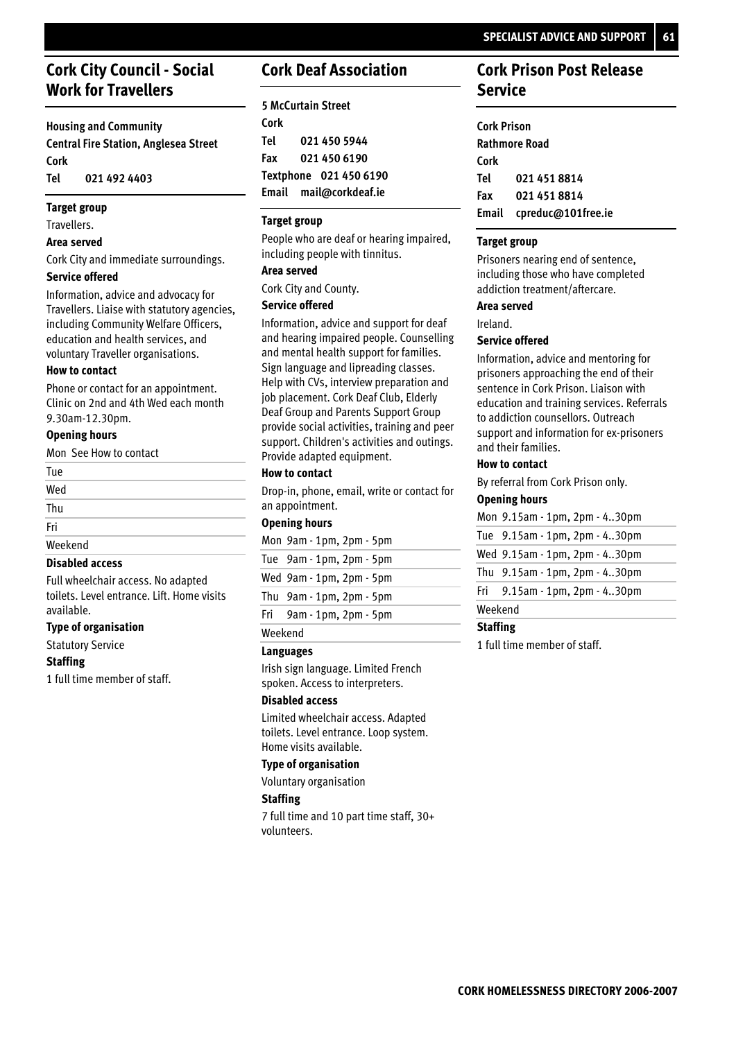## Cork City Council - Social Work for Travellers

**Housing and Community**
**Central Fire Station, Anglesea Street**
**Cork**
**Tel 021 492 4403**

**Target group**

Travellers.

**Area served**

Cork City and immediate surroundings.

**Service offered**

Information, advice and advocacy for Travellers. Liaise with statutory agencies, including Community Welfare Officers, education and health services, and voluntary Traveller organisations.

**How to contact**

Phone or contact for an appointment. Clinic on 2nd and 4th Wed each month 9.30am-12.30pm.

**Opening hours**

| | |
|---|---|
| Mon | See How to contact |
| Tue | |
| Wed | |
| Thu | |
| Fri | |
| Weekend | |

**Disabled access**

Full wheelchair access. No adapted toilets. Level entrance. Lift. Home visits available.

**Type of organisation**

Statutory Service

**Staffing**

1 full time member of staff.

## Cork Deaf Association

**5 McCurtain Street**
**Cork**
**Tel 021 450 5944**
**Fax 021 450 6190**
**Textphone 021 450 6190**
**Email mail@corkdeaf.ie**

**Target group**

People who are deaf or hearing impaired, including people with tinnitus.

**Area served**

Cork City and County.

**Service offered**

Information, advice and support for deaf and hearing impaired people. Counselling and mental health support for families. Sign language and lipreading classes. Help with CVs, interview preparation and job placement. Cork Deaf Club, Elderly Deaf Group and Parents Support Group provide social activities, training and peer support. Children's activities and outings. Provide adapted equipment.

**How to contact**

Drop-in, phone, email, write or contact for an appointment.

**Opening hours**

| | |
|---|---|
| Mon | 9am - 1pm, 2pm - 5pm |
| Tue | 9am - 1pm, 2pm - 5pm |
| Wed | 9am - 1pm, 2pm - 5pm |
| Thu | 9am - 1pm, 2pm - 5pm |
| Fri | 9am - 1pm, 2pm - 5pm |
| Weekend | |

**Languages**

Irish sign language. Limited French spoken. Access to interpreters.

**Disabled access**

Limited wheelchair access. Adapted toilets. Level entrance. Loop system. Home visits available.

**Type of organisation**

Voluntary organisation

**Staffing**

7 full time and 10 part time staff, 30+ volunteers.

## Cork Prison Post Release Service

**Cork Prison**
**Rathmore Road**
**Cork**
**Tel 021 451 8814**
**Fax 021 451 8814**
**Email cpreduc@101free.ie**

**Target group**

Prisoners nearing end of sentence, including those who have completed addiction treatment/aftercare.

**Area served**

Ireland.

**Service offered**

Information, advice and mentoring for prisoners approaching the end of their sentence in Cork Prison. Liaison with education and training services. Referrals to addiction counsellors. Outreach support and information for ex-prisoners and their families.

**How to contact**

By referral from Cork Prison only.

**Opening hours**

| | |
|---|---|
| Mon | 9.15am - 1pm, 2pm - 4..30pm |
| Tue | 9.15am - 1pm, 2pm - 4..30pm |
| Wed | 9.15am - 1pm, 2pm - 4..30pm |
| Thu | 9.15am - 1pm, 2pm - 4..30pm |
| Fri | 9.15am - 1pm, 2pm - 4..30pm |
| Weekend | |

**Staffing**

1 full time member of staff.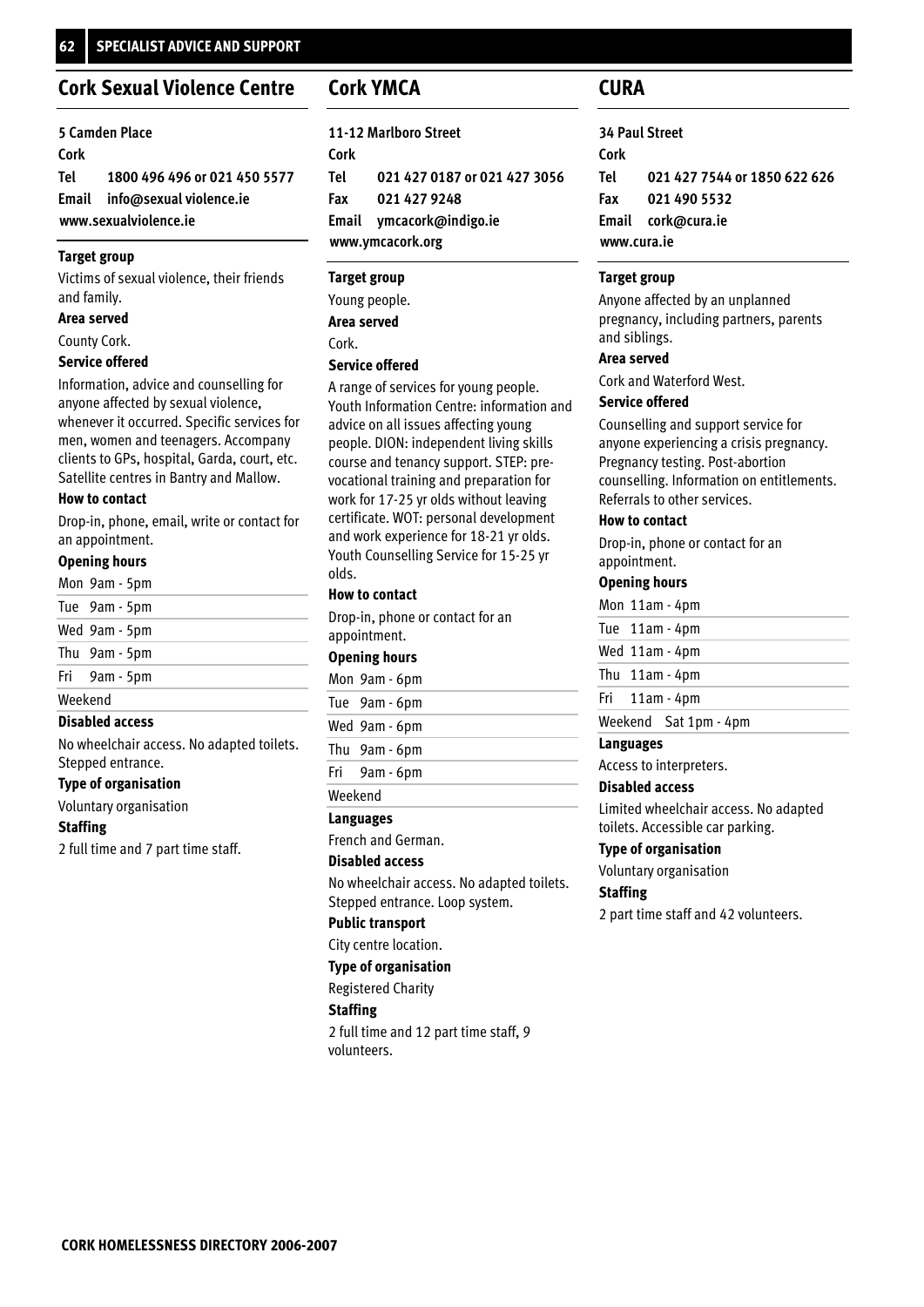## Cork Sexual Violence Centre

**5 Camden Place**
**Cork**
**Tel** 1800 496 496 or 021 450 5577
**Email** info@sexual violence.ie
**www.sexualviolence.ie**

**Target group**

Victims of sexual violence, their friends and family.

**Area served**

County Cork.

**Service offered**

Information, advice and counselling for anyone affected by sexual violence, whenever it occurred. Specific services for men, women and teenagers. Accompany clients to GPs, hospital, Garda, court, etc. Satellite centres in Bantry and Mallow.

**How to contact**

Drop-in, phone, email, write or contact for an appointment.

**Opening hours**

| | |
|---|---|
| Mon | 9am - 5pm |
| Tue | 9am - 5pm |
| Wed | 9am - 5pm |
| Thu | 9am - 5pm |
| Fri | 9am - 5pm |
| Weekend | |

**Disabled access**

No wheelchair access. No adapted toilets. Stepped entrance.

**Type of organisation**

Voluntary organisation

**Staffing**

2 full time and 7 part time staff.

## Cork YMCA

**11-12 Marlboro Street**
**Cork**
**Tel** 021 427 0187 or 021 427 3056
**Fax** 021 427 9248
**Email** ymcacork@indigo.ie
**www.ymcacork.org**

**Target group**

Young people.

**Area served**

Cork.

**Service offered**

A range of services for young people. Youth Information Centre: information and advice on all issues affecting young people. DION: independent living skills course and tenancy support. STEP: pre-vocational training and preparation for work for 17-25 yr olds without leaving certificate. WOT: personal development and work experience for 18-21 yr olds. Youth Counselling Service for 15-25 yr olds.

**How to contact**

Drop-in, phone or contact for an appointment.

**Opening hours**

| | |
|---|---|
| Mon | 9am - 6pm |
| Tue | 9am - 6pm |
| Wed | 9am - 6pm |
| Thu | 9am - 6pm |
| Fri | 9am - 6pm |
| Weekend | |

**Languages**

French and German.

**Disabled access**

No wheelchair access. No adapted toilets. Stepped entrance. Loop system.

**Public transport**

City centre location.

**Type of organisation**

Registered Charity

**Staffing**

2 full time and 12 part time staff, 9 volunteers.

## CURA

**34 Paul Street**
**Cork**
**Tel** 021 427 7544 or 1850 622 626
**Fax** 021 490 5532
**Email** cork@cura.ie
**www.cura.ie**

**Target group**

Anyone affected by an unplanned pregnancy, including partners, parents and siblings.

**Area served**

Cork and Waterford West.

**Service offered**

Counselling and support service for anyone experiencing a crisis pregnancy. Pregnancy testing. Post-abortion counselling. Information on entitlements. Referrals to other services.

**How to contact**

Drop-in, phone or contact for an appointment.

**Opening hours**

| | |
|---|---|
| Mon | 11am - 4pm |
| Tue | 11am - 4pm |
| Wed | 11am - 4pm |
| Thu | 11am - 4pm |
| Fri | 11am - 4pm |
| Weekend | Sat 1pm - 4pm |

**Languages**

Access to interpreters.

**Disabled access**

Limited wheelchair access. No adapted toilets. Accessible car parking.

**Type of organisation**

Voluntary organisation

**Staffing**

2 part time staff and 42 volunteers.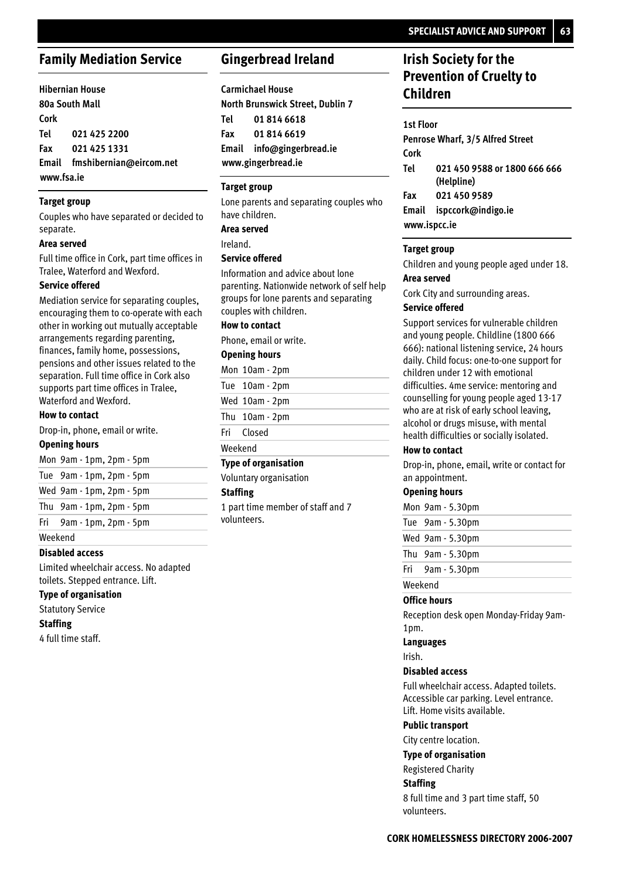## Family Mediation Service

**Hibernian House**
**80a South Mall**
**Cork**
**Tel** 021 425 2200
**Fax** 021 425 1331
**Email** fmshibernian@eircom.net
**www.fsa.ie**

**Target group**

Couples who have separated or decided to separate.

**Area served**

Full time office in Cork, part time offices in Tralee, Waterford and Wexford.

**Service offered**

Mediation service for separating couples, encouraging them to co-operate with each other in working out mutually acceptable arrangements regarding parenting, finances, family home, possessions, pensions and other issues related to the separation. Full time office in Cork also supports part time offices in Tralee, Waterford and Wexford.

**How to contact**

Drop-in, phone, email or write.

**Opening hours**

| | |
|---|---|
| Mon | 9am - 1pm, 2pm - 5pm |
| Tue | 9am - 1pm, 2pm - 5pm |
| Wed | 9am - 1pm, 2pm - 5pm |
| Thu | 9am - 1pm, 2pm - 5pm |
| Fri | 9am - 1pm, 2pm - 5pm |
| Weekend | |

**Disabled access**

Limited wheelchair access. No adapted toilets. Stepped entrance. Lift.

**Type of organisation**

Statutory Service

**Staffing**

4 full time staff.

## Gingerbread Ireland

**Carmichael House**
**North Brunswick Street, Dublin 7**
**Tel** 01 814 6618
**Fax** 01 814 6619
**Email** info@gingerbread.ie
**www.gingerbread.ie**

**Target group**

Lone parents and separating couples who have children.

**Area served**

Ireland.

**Service offered**

Information and advice about lone parenting. Nationwide network of self help groups for lone parents and separating couples with children.

**How to contact**

Phone, email or write.

**Opening hours**

| | |
|---|---|
| Mon | 10am - 2pm |
| Tue | 10am - 2pm |
| Wed | 10am - 2pm |
| Thu | 10am - 2pm |
| Fri | Closed |
| Weekend | |

**Type of organisation**

Voluntary organisation

**Staffing**

1 part time member of staff and 7 volunteers.

## Irish Society for the Prevention of Cruelty to Children

**1st Floor**
**Penrose Wharf, 3/5 Alfred Street**
**Cork**
**Tel** 021 450 9588 or 1800 666 666 (Helpline)
**Fax** 021 450 9589
**Email** ispccork@indigo.ie
**www.ispcc.ie**

**Target group**

Children and young people aged under 18.

**Area served**

Cork City and surrounding areas.

**Service offered**

Support services for vulnerable children and young people. Childline (1800 666 666): national listening service, 24 hours daily. Child focus: one-to-one support for children under 12 with emotional difficulties. 4me service: mentoring and counselling for young people aged 13-17 who are at risk of early school leaving, alcohol or drugs misuse, with mental health difficulties or socially isolated.

**How to contact**

Drop-in, phone, email, write or contact for an appointment.

**Opening hours**

| | |
|---|---|
| Mon | 9am - 5.30pm |
| Tue | 9am - 5.30pm |
| Wed | 9am - 5.30pm |
| Thu | 9am - 5.30pm |
| Fri | 9am - 5.30pm |
| Weekend | |

**Office hours**

Reception desk open Monday-Friday 9am-1pm.

**Languages**

Irish.

**Disabled access**

Full wheelchair access. Adapted toilets. Accessible car parking. Level entrance. Lift. Home visits available.

**Public transport**

City centre location.

**Type of organisation**

Registered Charity

**Staffing**

8 full time and 3 part time staff, 50 volunteers.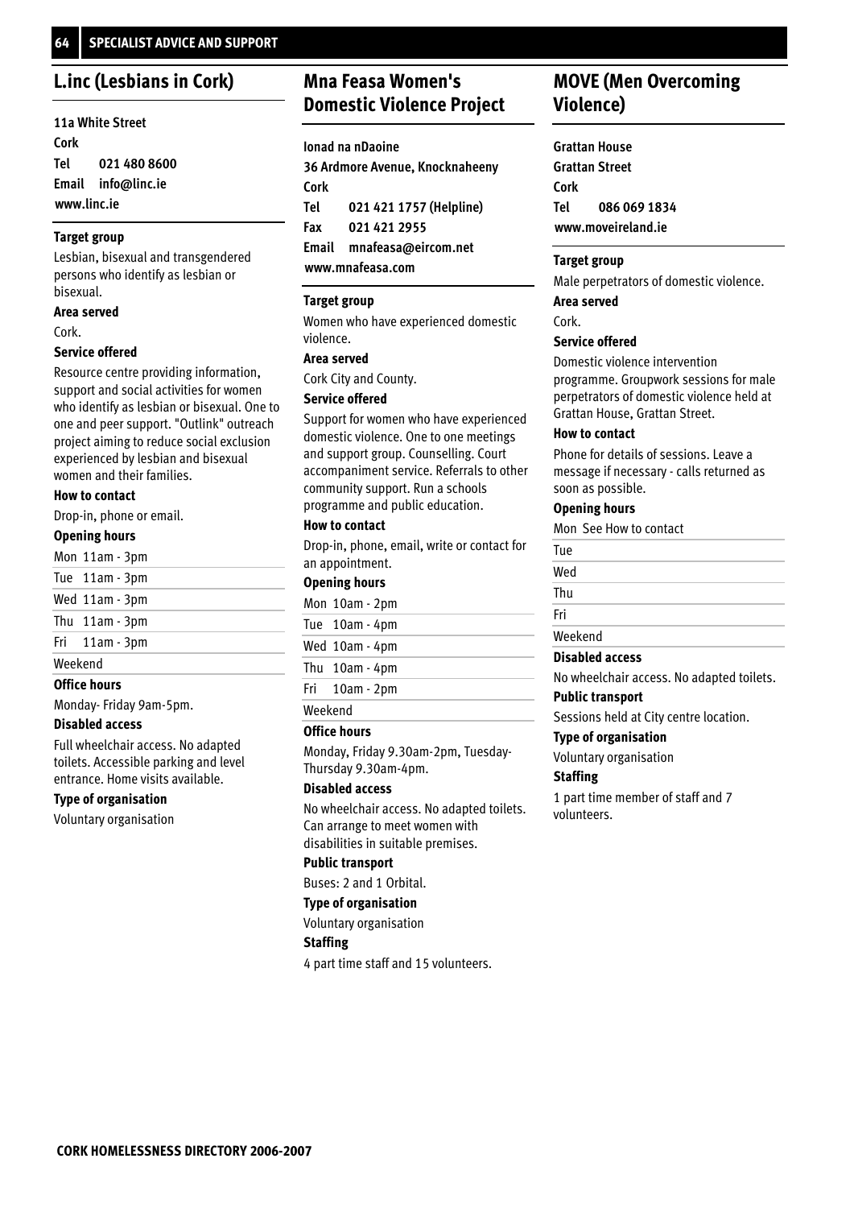## L.inc (Lesbians in Cork)

**11a White Street**
**Cork**
**Tel** 021 480 8600
**Email** info@linc.ie
**www.linc.ie**

**Target group**

Lesbian, bisexual and transgendered persons who identify as lesbian or bisexual.

**Area served**

Cork.

**Service offered**

Resource centre providing information, support and social activities for women who identify as lesbian or bisexual. One to one and peer support. "Outlink" outreach project aiming to reduce social exclusion experienced by lesbian and bisexual women and their families.

**How to contact**

Drop-in, phone or email.

**Opening hours**

| | |
|---|---|
| Mon | 11am - 3pm |
| Tue | 11am - 3pm |
| Wed | 11am - 3pm |
| Thu | 11am - 3pm |
| Fri | 11am - 3pm |
| Weekend | |

**Office hours**

Monday- Friday 9am-5pm.

**Disabled access**

Full wheelchair access. No adapted toilets. Accessible parking and level entrance. Home visits available.

**Type of organisation**

Voluntary organisation

## Mna Feasa Women's Domestic Violence Project

**Ionad na nDaoine**
**36 Ardmore Avenue, Knocknaheeny**
**Cork**
**Tel** 021 421 1757 (Helpline)
**Fax** 021 421 2955
**Email** mnafeasa@eircom.net
**www.mnafeasa.com**

**Target group**

Women who have experienced domestic violence.

**Area served**

Cork City and County.

**Service offered**

Support for women who have experienced domestic violence. One to one meetings and support group. Counselling. Court accompaniment service. Referrals to other community support. Run a schools programme and public education.

**How to contact**

Drop-in, phone, email, write or contact for an appointment.

**Opening hours**

| | |
|---|---|
| Mon | 10am - 2pm |
| Tue | 10am - 4pm |
| Wed | 10am - 4pm |
| Thu | 10am - 4pm |
| Fri | 10am - 2pm |
| Weekend | |

**Office hours**

Monday, Friday 9.30am-2pm, Tuesday-Thursday 9.30am-4pm.

**Disabled access**

No wheelchair access. No adapted toilets. Can arrange to meet women with disabilities in suitable premises.

**Public transport**

Buses: 2 and 1 Orbital.

**Type of organisation**

Voluntary organisation

**Staffing**

4 part time staff and 15 volunteers.

## MOVE (Men Overcoming Violence)

**Grattan House**
**Grattan Street**
**Cork**
**Tel** 086 069 1834
**www.moveireland.ie**

**Target group**

Male perpetrators of domestic violence.

**Area served**

Cork.

**Service offered**

Domestic violence intervention programme. Groupwork sessions for male perpetrators of domestic violence held at Grattan House, Grattan Street.

**How to contact**

Phone for details of sessions. Leave a message if necessary - calls returned as soon as possible.

**Opening hours**

| | |
|---|---|
| Mon | See How to contact |
| Tue | |
| Wed | |
| Thu | |
| Fri | |
| Weekend | |

**Disabled access**

No wheelchair access. No adapted toilets.

**Public transport**

Sessions held at City centre location.

**Type of organisation**

Voluntary organisation

**Staffing**

1 part time member of staff and 7 volunteers.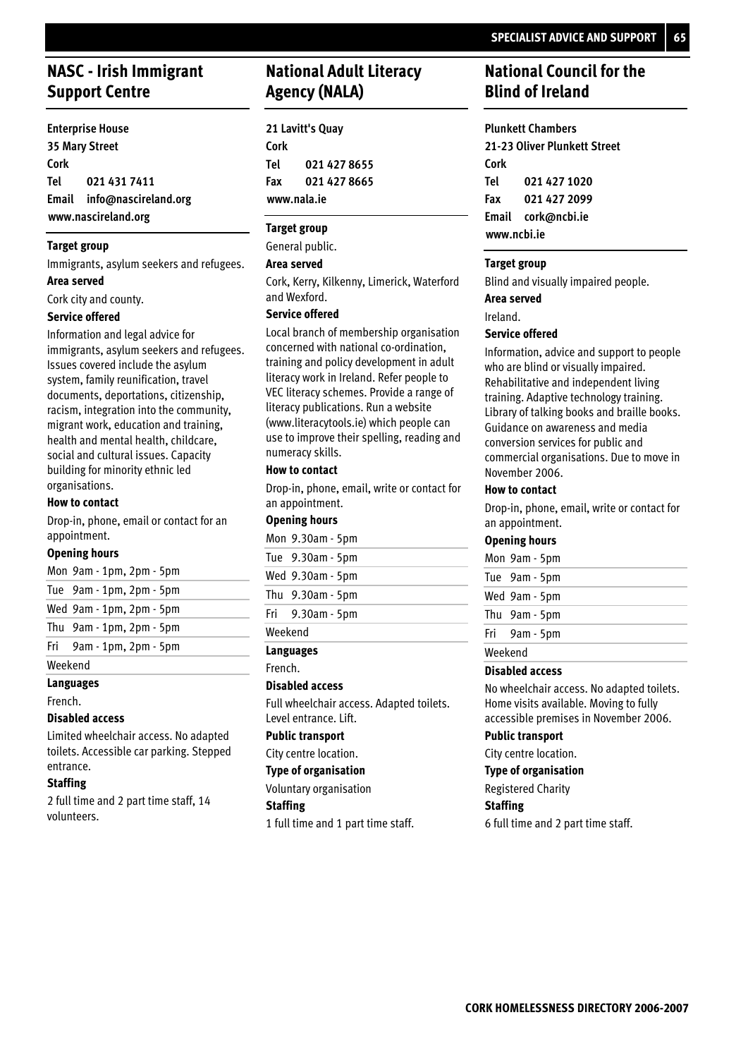## NASC - Irish Immigrant Support Centre

**Enterprise House**
**35 Mary Street**
**Cork**
**Tel** **021 431 7411**
**Email** **info@nascireland.org**
**www.nascireland.org**

**Target group**

Immigrants, asylum seekers and refugees.

**Area served**

Cork city and county.

**Service offered**

Information and legal advice for immigrants, asylum seekers and refugees. Issues covered include the asylum system, family reunification, travel documents, deportations, citizenship, racism, integration into the community, migrant work, education and training, health and mental health, childcare, social and cultural issues. Capacity building for minority ethnic led organisations.

**How to contact**

Drop-in, phone, email or contact for an appointment.

**Opening hours**

| | |
|---|---|
| Mon | 9am - 1pm, 2pm - 5pm |
| Tue | 9am - 1pm, 2pm - 5pm |
| Wed | 9am - 1pm, 2pm - 5pm |
| Thu | 9am - 1pm, 2pm - 5pm |
| Fri | 9am - 1pm, 2pm - 5pm |
| Weekend | |

**Languages**

French.

**Disabled access**

Limited wheelchair access. No adapted toilets. Accessible car parking. Stepped entrance.

**Staffing**

2 full time and 2 part time staff, 14 volunteers.

## National Adult Literacy Agency (NALA)

**21 Lavitt's Quay**
**Cork**
**Tel** **021 427 8655**
**Fax** **021 427 8665**
**www.nala.ie**

**Target group**

General public.

**Area served**

Cork, Kerry, Kilkenny, Limerick, Waterford and Wexford.

**Service offered**

Local branch of membership organisation concerned with national co-ordination, training and policy development in adult literacy work in Ireland. Refer people to VEC literacy schemes. Provide a range of literacy publications. Run a website (www.literacytools.ie) which people can use to improve their spelling, reading and numeracy skills.

**How to contact**

Drop-in, phone, email, write or contact for an appointment.

**Opening hours**

| | |
|---|---|
| Mon | 9.30am - 5pm |
| Tue | 9.30am - 5pm |
| Wed | 9.30am - 5pm |
| Thu | 9.30am - 5pm |
| Fri | 9.30am - 5pm |
| Weekend | |

**Languages**

French.

**Disabled access**

Full wheelchair access. Adapted toilets. Level entrance. Lift.

**Public transport**

City centre location.

**Type of organisation**

Voluntary organisation

**Staffing**

1 full time and 1 part time staff.

## National Council for the Blind of Ireland

**Plunkett Chambers**
**21-23 Oliver Plunkett Street**
**Cork**
**Tel** **021 427 1020**
**Fax** **021 427 2099**
**Email** **cork@ncbi.ie**
**www.ncbi.ie**

**Target group**

Blind and visually impaired people.

**Area served**

Ireland.

**Service offered**

Information, advice and support to people who are blind or visually impaired. Rehabilitative and independent living training. Adaptive technology training. Library of talking books and braille books. Guidance on awareness and media conversion services for public and commercial organisations. Due to move in November 2006.

**How to contact**

Drop-in, phone, email, write or contact for an appointment.

**Opening hours**

| | |
|---|---|
| Mon | 9am - 5pm |
| Tue | 9am - 5pm |
| Wed | 9am - 5pm |
| Thu | 9am - 5pm |
| Fri | 9am - 5pm |
| Weekend | |

**Disabled access**

No wheelchair access. No adapted toilets. Home visits available. Moving to fully accessible premises in November 2006.

**Public transport**

City centre location.

**Type of organisation**

Registered Charity

**Staffing**

6 full time and 2 part time staff.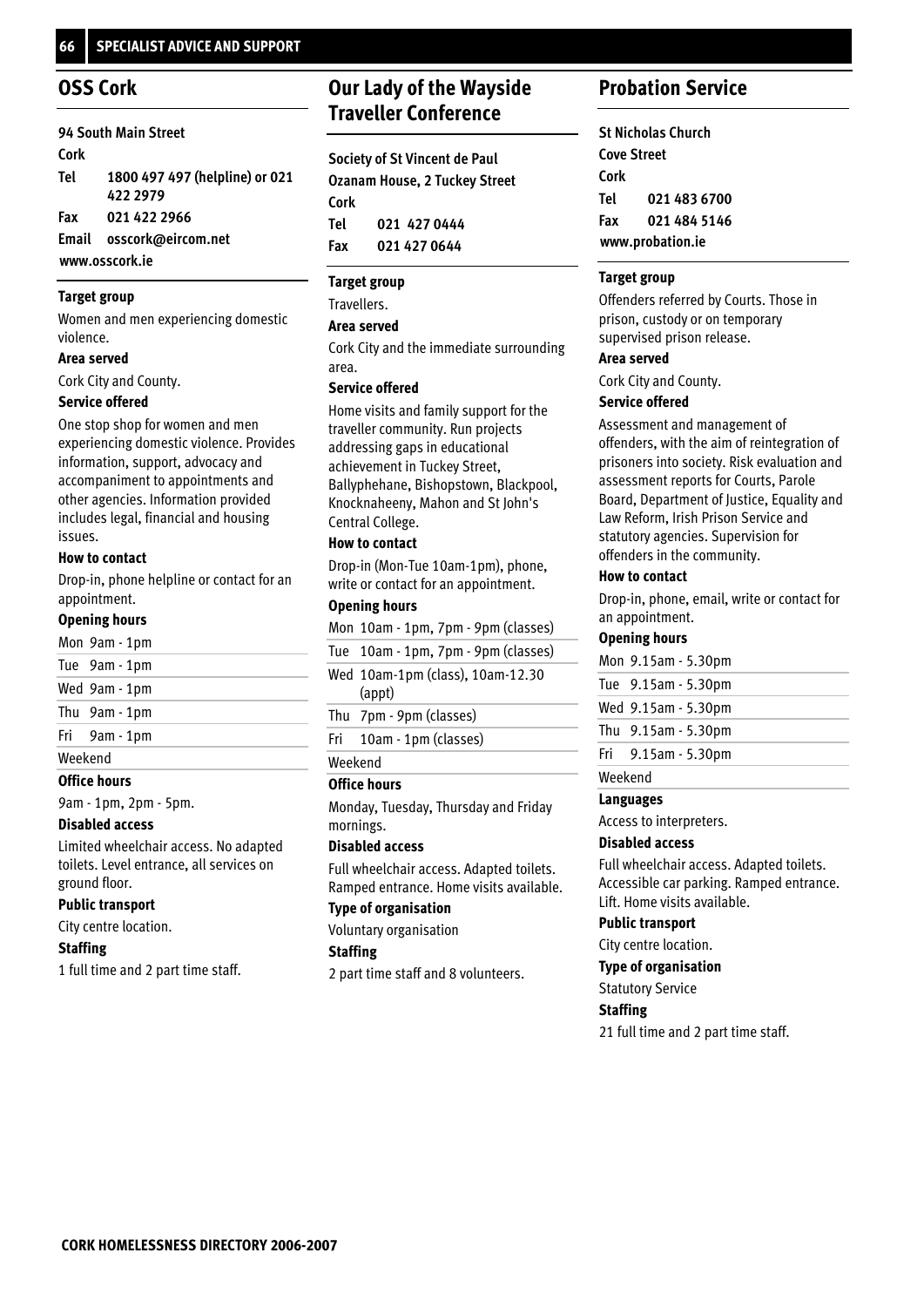## OSS Cork

**94 South Main Street**
**Cork**
**Tel** 1800 497 497 (helpline) or 021 422 2979
**Fax** 021 422 2966
**Email** osscork@eircom.net
**www.osscork.ie**

**Target group**

Women and men experiencing domestic violence.

**Area served**

Cork City and County.

**Service offered**

One stop shop for women and men experiencing domestic violence. Provides information, support, advocacy and accompaniment to appointments and other agencies. Information provided includes legal, financial and housing issues.

**How to contact**

Drop-in, phone helpline or contact for an appointment.

**Opening hours**

| | |
|---|---|
| Mon | 9am - 1pm |
| Tue | 9am - 1pm |
| Wed | 9am - 1pm |
| Thu | 9am - 1pm |
| Fri | 9am - 1pm |
| Weekend | |

**Office hours**

9am - 1pm, 2pm - 5pm.

**Disabled access**

Limited wheelchair access. No adapted toilets. Level entrance, all services on ground floor.

**Public transport**

City centre location.

**Staffing**

1 full time and 2 part time staff.

## Our Lady of the Wayside Traveller Conference

**Society of St Vincent de Paul**
**Ozanam House, 2 Tuckey Street**
**Cork**
**Tel** 021 427 0444
**Fax** 021 427 0644

**Target group**

Travellers.

**Area served**

Cork City and the immediate surrounding area.

**Service offered**

Home visits and family support for the traveller community. Run projects addressing gaps in educational achievement in Tuckey Street, Ballyphehane, Bishopstown, Blackpool, Knocknaheeny, Mahon and St John's Central College.

**How to contact**

Drop-in (Mon-Tue 10am-1pm), phone, write or contact for an appointment.

**Opening hours**

| | |
|---|---|
| Mon | 10am - 1pm, 7pm - 9pm (classes) |
| Tue | 10am - 1pm, 7pm - 9pm (classes) |
| Wed | 10am-1pm (class), 10am-12.30 (appt) |
| Thu | 7pm - 9pm (classes) |
| Fri | 10am - 1pm (classes) |
| Weekend | |

**Office hours**

Monday, Tuesday, Thursday and Friday mornings.

**Disabled access**

Full wheelchair access. Adapted toilets. Ramped entrance. Home visits available.

**Type of organisation**

Voluntary organisation

**Staffing**

2 part time staff and 8 volunteers.

## Probation Service

**St Nicholas Church**
**Cove Street**
**Cork**
**Tel** 021 483 6700
**Fax** 021 484 5146
**www.probation.ie**

**Target group**

Offenders referred by Courts. Those in prison, custody or on temporary supervised prison release.

**Area served**

Cork City and County.

**Service offered**

Assessment and management of offenders, with the aim of reintegration of prisoners into society. Risk evaluation and assessment reports for Courts, Parole Board, Department of Justice, Equality and Law Reform, Irish Prison Service and statutory agencies. Supervision for offenders in the community.

**How to contact**

Drop-in, phone, email, write or contact for an appointment.

**Opening hours**

| | |
|---|---|
| Mon | 9.15am - 5.30pm |
| Tue | 9.15am - 5.30pm |
| Wed | 9.15am - 5.30pm |
| Thu | 9.15am - 5.30pm |
| Fri | 9.15am - 5.30pm |
| Weekend | |

**Languages**

Access to interpreters.

**Disabled access**

Full wheelchair access. Adapted toilets. Accessible car parking. Ramped entrance. Lift. Home visits available.

**Public transport**

City centre location.

**Type of organisation**

Statutory Service

**Staffing**

21 full time and 2 part time staff.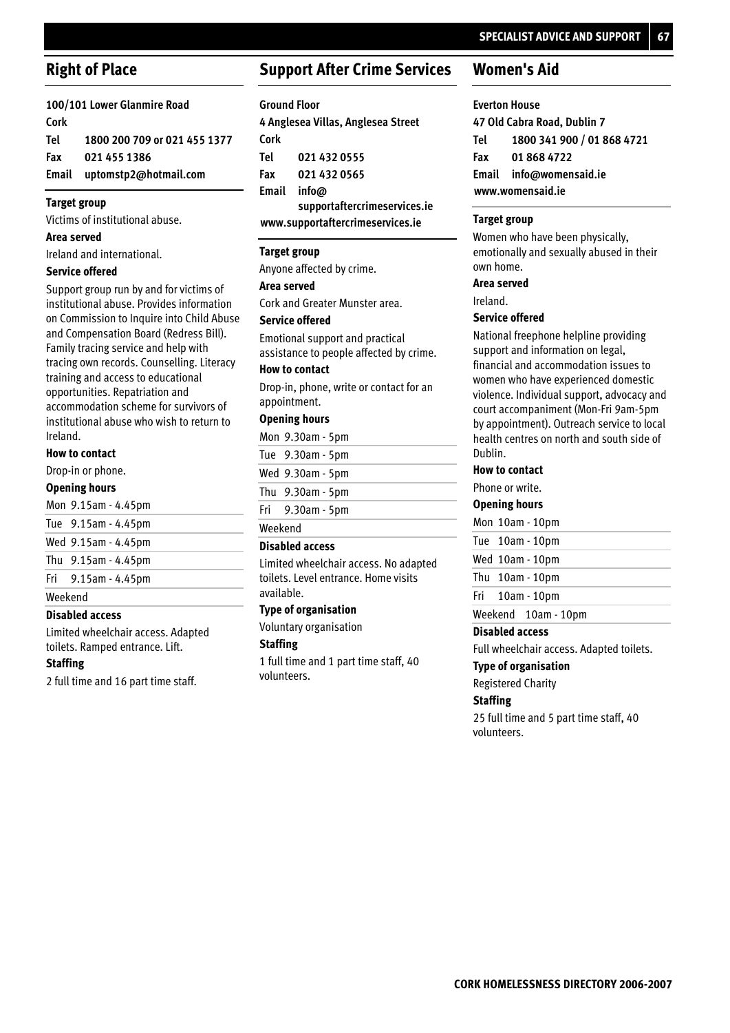## Right of Place

**100/101 Lower Glanmire Road**
**Cork**
**Tel** 1800 200 709 or 021 455 1377
**Fax** 021 455 1386
**Email** uptomstp2@hotmail.com

**Target group**

Victims of institutional abuse.

**Area served**

Ireland and international.

**Service offered**

Support group run by and for victims of institutional abuse. Provides information on Commission to Inquire into Child Abuse and Compensation Board (Redress Bill). Family tracing service and help with tracing own records. Counselling. Literacy training and access to educational opportunities. Repatriation and accommodation scheme for survivors of institutional abuse who wish to return to Ireland.

**How to contact**

Drop-in or phone.

**Opening hours**

| | |
|---|---|
| Mon | 9.15am - 4.45pm |
| Tue | 9.15am - 4.45pm |
| Wed | 9.15am - 4.45pm |
| Thu | 9.15am - 4.45pm |
| Fri | 9.15am - 4.45pm |
| Weekend | |

**Disabled access**

Limited wheelchair access. Adapted toilets. Ramped entrance. Lift.

**Staffing**

2 full time and 16 part time staff.

## Support After Crime Services

**Ground Floor**
**4 Anglesea Villas, Anglesea Street**
**Cork**
**Tel** 021 432 0555
**Fax** 021 432 0565
**Email** info@supportaftercrimeservices.ie
**www.supportaftercrimeservices.ie**

**Target group**

Anyone affected by crime.

**Area served**

Cork and Greater Munster area.

**Service offered**

Emotional support and practical assistance to people affected by crime.

**How to contact**

Drop-in, phone, write or contact for an appointment.

**Opening hours**

| | |
|---|---|
| Mon | 9.30am - 5pm |
| Tue | 9.30am - 5pm |
| Wed | 9.30am - 5pm |
| Thu | 9.30am - 5pm |
| Fri | 9.30am - 5pm |
| Weekend | |

**Disabled access**

Limited wheelchair access. No adapted toilets. Level entrance. Home visits available.

**Type of organisation**

Voluntary organisation

**Staffing**

1 full time and 1 part time staff, 40 volunteers.

## Women's Aid

**Everton House**
**47 Old Cabra Road, Dublin 7**
**Tel** 1800 341 900 / 01 868 4721
**Fax** 01 868 4722
**Email** info@womensaid.ie
**www.womensaid.ie**

**Target group**

Women who have been physically, emotionally and sexually abused in their own home.

**Area served**

Ireland.

**Service offered**

National freephone helpline providing support and information on legal, financial and accommodation issues to women who have experienced domestic violence. Individual support, advocacy and court accompaniment (Mon-Fri 9am-5pm by appointment). Outreach service to local health centres on north and south side of Dublin.

**How to contact**

Phone or write.

**Opening hours**

| | |
|---|---|
| Mon | 10am - 10pm |
| Tue | 10am - 10pm |
| Wed | 10am - 10pm |
| Thu | 10am - 10pm |
| Fri | 10am - 10pm |
| Weekend | 10am - 10pm |

**Disabled access**

Full wheelchair access. Adapted toilets.

**Type of organisation**

Registered Charity

**Staffing**

25 full time and 5 part time staff, 40 volunteers.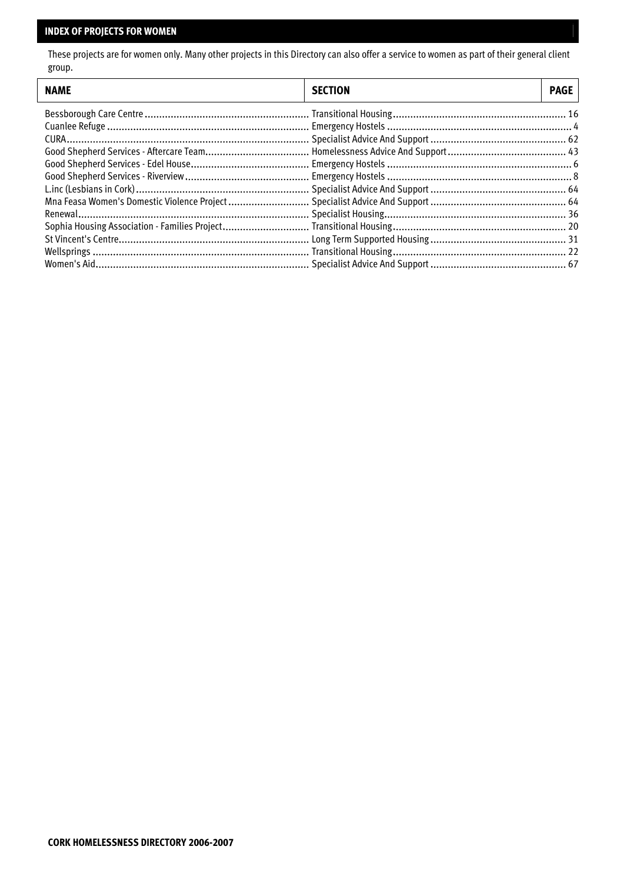## INDEX OF PROJECTS FOR WOMEN

These projects are for women only. Many other projects in this Directory can also offer a service to women as part of their general client group.

| NAME | SECTION | PAGE |
| --- | --- | --- |
| Bessborough Care Centre | Transitional Housing | 16 |
| Cuanlee Refuge | Emergency Hostels | 4 |
| CURA | Specialist Advice And Support | 62 |
| Good Shepherd Services - Aftercare Team | Homelessness Advice And Support | 43 |
| Good Shepherd Services - Edel House | Emergency Hostels | 6 |
| Good Shepherd Services - Riverview | Emergency Hostels | 8 |
| L.inc (Lesbians in Cork) | Specialist Advice And Support | 64 |
| Mna Feasa Women's Domestic Violence Project | Specialist Advice And Support | 64 |
| Renewal | Specialist Housing | 36 |
| Sophia Housing Association - Families Project | Transitional Housing | 20 |
| St Vincent's Centre | Long Term Supported Housing | 31 |
| Wellsprings | Transitional Housing | 22 |
| Women's Aid | Specialist Advice And Support | 67 |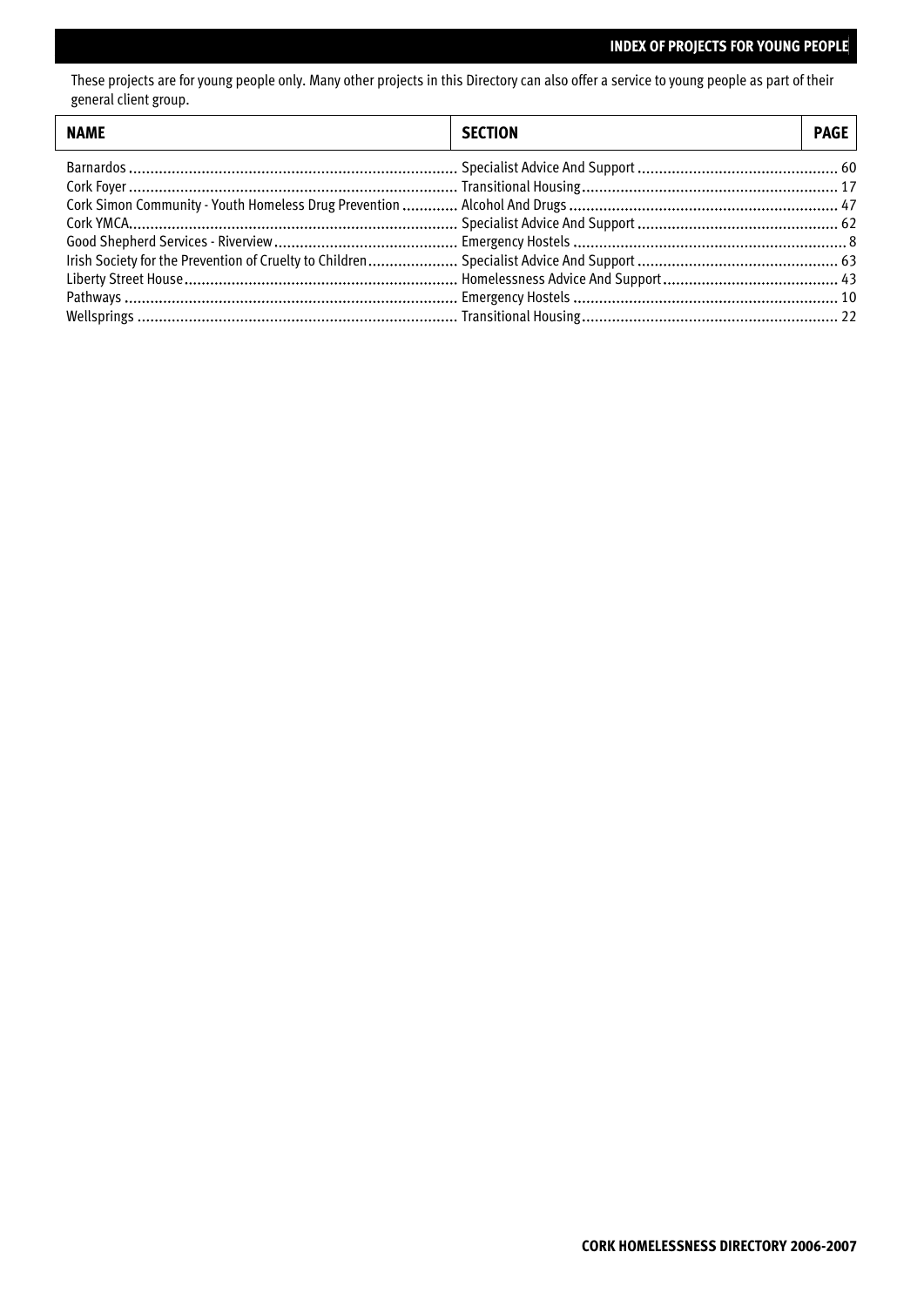# INDEX OF PROJECTS FOR YOUNG PEOPLE

These projects are for young people only. Many other projects in this Directory can also offer a service to young people as part of their general client group.

| NAME | SECTION | PAGE |
|---|---|---|
| Barnardos | Specialist Advice And Support | 60 |
| Cork Foyer | Transitional Housing | 17 |
| Cork Simon Community - Youth Homeless Drug Prevention | Alcohol And Drugs | 47 |
| Cork YMCA | Specialist Advice And Support | 62 |
| Good Shepherd Services - Riverview | Emergency Hostels | 8 |
| Irish Society for the Prevention of Cruelty to Children | Specialist Advice And Support | 63 |
| Liberty Street House | Homelessness Advice And Support | 43 |
| Pathways | Emergency Hostels | 10 |
| Wellsprings | Transitional Housing | 22 |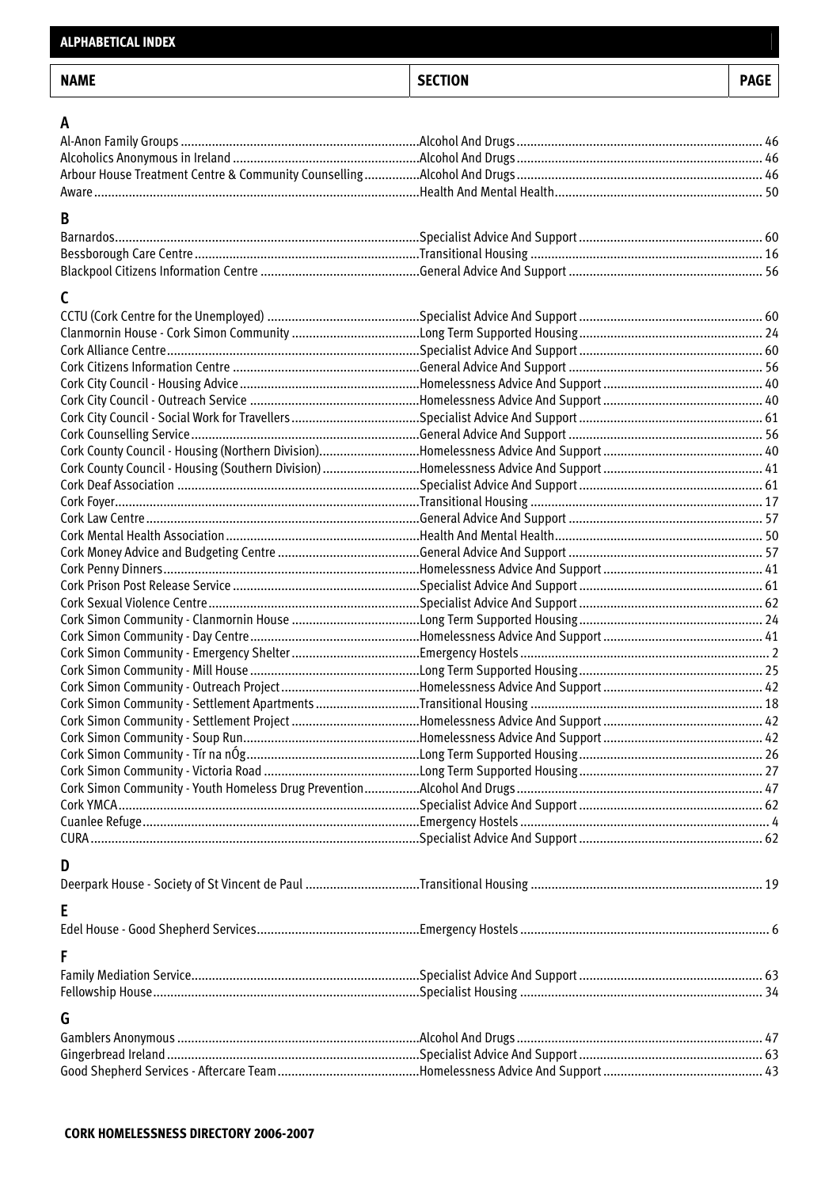## ALPHABETICAL INDEX

| NAME | SECTION | PAGE |
|---|---|---|
| **A** | | |
| Al-Anon Family Groups | Alcohol And Drugs | 46 |
| Alcoholics Anonymous in Ireland | Alcohol And Drugs | 46 |
| Arbour House Treatment Centre & Community Counselling | Alcohol And Drugs | 46 |
| Aware | Health And Mental Health | 50 |
| **B** | | |
| Barnardos | Specialist Advice And Support | 60 |
| Bessborough Care Centre | Transitional Housing | 16 |
| Blackpool Citizens Information Centre | General Advice And Support | 56 |
| **C** | | |
| CCTU (Cork Centre for the Unemployed) | Specialist Advice And Support | 60 |
| Clanmornin House - Cork Simon Community | Long Term Supported Housing | 24 |
| Cork Alliance Centre | Specialist Advice And Support | 60 |
| Cork Citizens Information Centre | General Advice And Support | 56 |
| Cork City Council - Housing Advice | Homelessness Advice And Support | 40 |
| Cork City Council - Outreach Service | Homelessness Advice And Support | 40 |
| Cork City Council - Social Work for Travellers | Specialist Advice And Support | 61 |
| Cork Counselling Service | General Advice And Support | 56 |
| Cork County Council - Housing (Northern Division) | Homelessness Advice And Support | 40 |
| Cork County Council - Housing (Southern Division) | Homelessness Advice And Support | 41 |
| Cork Deaf Association | Specialist Advice And Support | 61 |
| Cork Foyer | Transitional Housing | 17 |
| Cork Law Centre | General Advice And Support | 57 |
| Cork Mental Health Association | Health And Mental Health | 50 |
| Cork Money Advice and Budgeting Centre | General Advice And Support | 57 |
| Cork Penny Dinners | Homelessness Advice And Support | 41 |
| Cork Prison Post Release Service | Specialist Advice And Support | 61 |
| Cork Sexual Violence Centre | Specialist Advice And Support | 62 |
| Cork Simon Community - Clanmornin House | Long Term Supported Housing | 24 |
| Cork Simon Community - Day Centre | Homelessness Advice And Support | 41 |
| Cork Simon Community - Emergency Shelter | Emergency Hostels | 2 |
| Cork Simon Community - Mill House | Long Term Supported Housing | 25 |
| Cork Simon Community - Outreach Project | Homelessness Advice And Support | 42 |
| Cork Simon Community - Settlement Apartments | Transitional Housing | 18 |
| Cork Simon Community - Settlement Project | Homelessness Advice And Support | 42 |
| Cork Simon Community - Soup Run | Homelessness Advice And Support | 42 |
| Cork Simon Community - Tír na nÓg | Long Term Supported Housing | 26 |
| Cork Simon Community - Victoria Road | Long Term Supported Housing | 27 |
| Cork Simon Community - Youth Homeless Drug Prevention | Alcohol And Drugs | 47 |
| Cork YMCA | Specialist Advice And Support | 62 |
| Cuanlee Refuge | Emergency Hostels | 4 |
| CURA | Specialist Advice And Support | 62 |
| **D** | | |
| Deerpark House - Society of St Vincent de Paul | Transitional Housing | 19 |
| **E** | | |
| Edel House - Good Shepherd Services | Emergency Hostels | 6 |
| **F** | | |
| Family Mediation Service | Specialist Advice And Support | 63 |
| Fellowship House | Specialist Housing | 34 |
| **G** | | |
| Gamblers Anonymous | Alcohol And Drugs | 47 |
| Gingerbread Ireland | Specialist Advice And Support | 63 |
| Good Shepherd Services - Aftercare Team | Homelessness Advice And Support | 43 |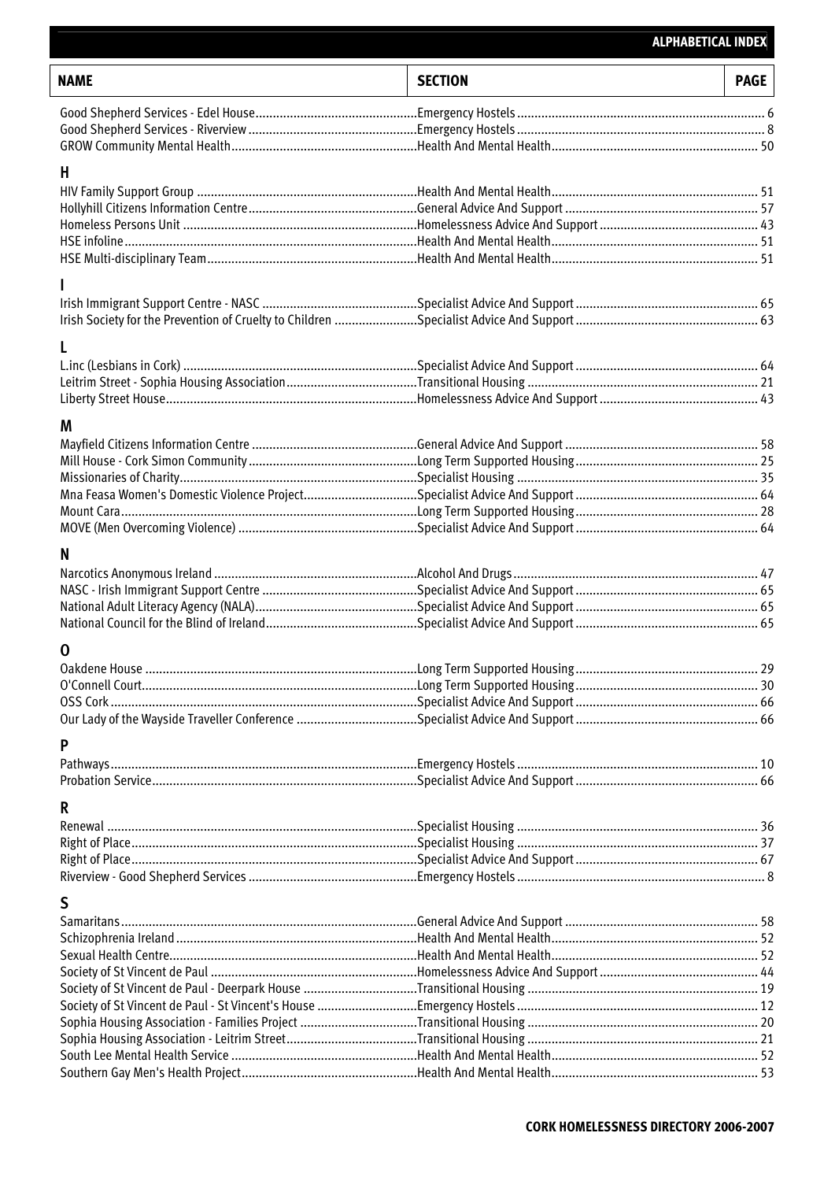## ALPHABETICAL INDEX

| NAME | SECTION | PAGE |
|---|---|---|
| Good Shepherd Services - Edel House | Emergency Hostels | 6 |
| Good Shepherd Services - Riverview | Emergency Hostels | 8 |
| GROW Community Mental Health | Health And Mental Health | 50 |
| **H** | | |
| HIV Family Support Group | Health And Mental Health | 51 |
| Hollyhill Citizens Information Centre | General Advice And Support | 57 |
| Homeless Persons Unit | Homelessness Advice And Support | 43 |
| HSE infoline | Health And Mental Health | 51 |
| HSE Multi-disciplinary Team | Health And Mental Health | 51 |
| **I** | | |
| Irish Immigrant Support Centre - NASC | Specialist Advice And Support | 65 |
| Irish Society for the Prevention of Cruelty to Children | Specialist Advice And Support | 63 |
| **L** | | |
| L.inc (Lesbians in Cork) | Specialist Advice And Support | 64 |
| Leitrim Street - Sophia Housing Association | Transitional Housing | 21 |
| Liberty Street House | Homelessness Advice And Support | 43 |
| **M** | | |
| Mayfield Citizens Information Centre | General Advice And Support | 58 |
| Mill House - Cork Simon Community | Long Term Supported Housing | 25 |
| Missionaries of Charity | Specialist Housing | 35 |
| Mna Feasa Women's Domestic Violence Project | Specialist Advice And Support | 64 |
| Mount Cara | Long Term Supported Housing | 28 |
| MOVE (Men Overcoming Violence) | Specialist Advice And Support | 64 |
| **N** | | |
| Narcotics Anonymous Ireland | Alcohol And Drugs | 47 |
| NASC - Irish Immigrant Support Centre | Specialist Advice And Support | 65 |
| National Adult Literacy Agency (NALA) | Specialist Advice And Support | 65 |
| National Council for the Blind of Ireland | Specialist Advice And Support | 65 |
| **O** | | |
| Oakdene House | Long Term Supported Housing | 29 |
| O'Connell Court | Long Term Supported Housing | 30 |
| OSS Cork | Specialist Advice And Support | 66 |
| Our Lady of the Wayside Traveller Conference | Specialist Advice And Support | 66 |
| **P** | | |
| Pathways | Emergency Hostels | 10 |
| Probation Service | Specialist Advice And Support | 66 |
| **R** | | |
| Renewal | Specialist Housing | 36 |
| Right of Place | Specialist Housing | 37 |
| Right of Place | Specialist Advice And Support | 67 |
| Riverview - Good Shepherd Services | Emergency Hostels | 8 |
| **S** | | |
| Samaritans | General Advice And Support | 58 |
| Schizophrenia Ireland | Health And Mental Health | 52 |
| Sexual Health Centre | Health And Mental Health | 52 |
| Society of St Vincent de Paul | Homelessness Advice And Support | 44 |
| Society of St Vincent de Paul - Deerpark House | Transitional Housing | 19 |
| Society of St Vincent de Paul - St Vincent's House | Emergency Hostels | 12 |
| Sophia Housing Association - Families Project | Transitional Housing | 20 |
| Sophia Housing Association - Leitrim Street | Transitional Housing | 21 |
| South Lee Mental Health Service | Health And Mental Health | 52 |
| Southern Gay Men's Health Project | Health And Mental Health | 53 |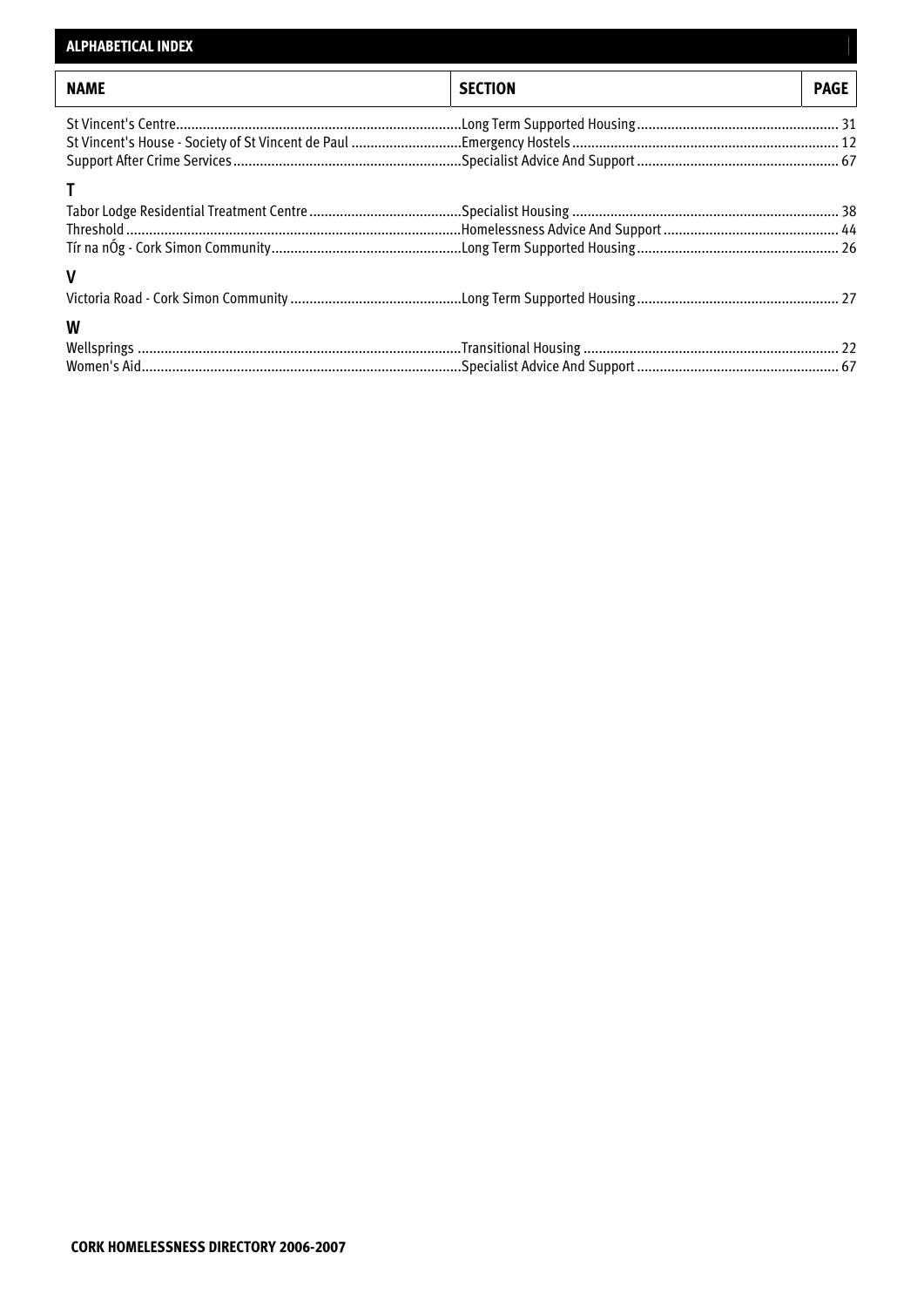## ALPHABETICAL INDEX

| NAME | SECTION | PAGE |
|---|---|---|
| St Vincent's Centre | Long Term Supported Housing | 31 |
| St Vincent's House - Society of St Vincent de Paul | Emergency Hostels | 12 |
| Support After Crime Services | Specialist Advice And Support | 67 |
| **T** | | |
| Tabor Lodge Residential Treatment Centre | Specialist Housing | 38 |
| Threshold | Homelessness Advice And Support | 44 |
| Tír na nÓg - Cork Simon Community | Long Term Supported Housing | 26 |
| **V** | | |
| Victoria Road - Cork Simon Community | Long Term Supported Housing | 27 |
| **W** | | |
| Wellsprings | Transitional Housing | 22 |
| Women's Aid | Specialist Advice And Support | 67 |